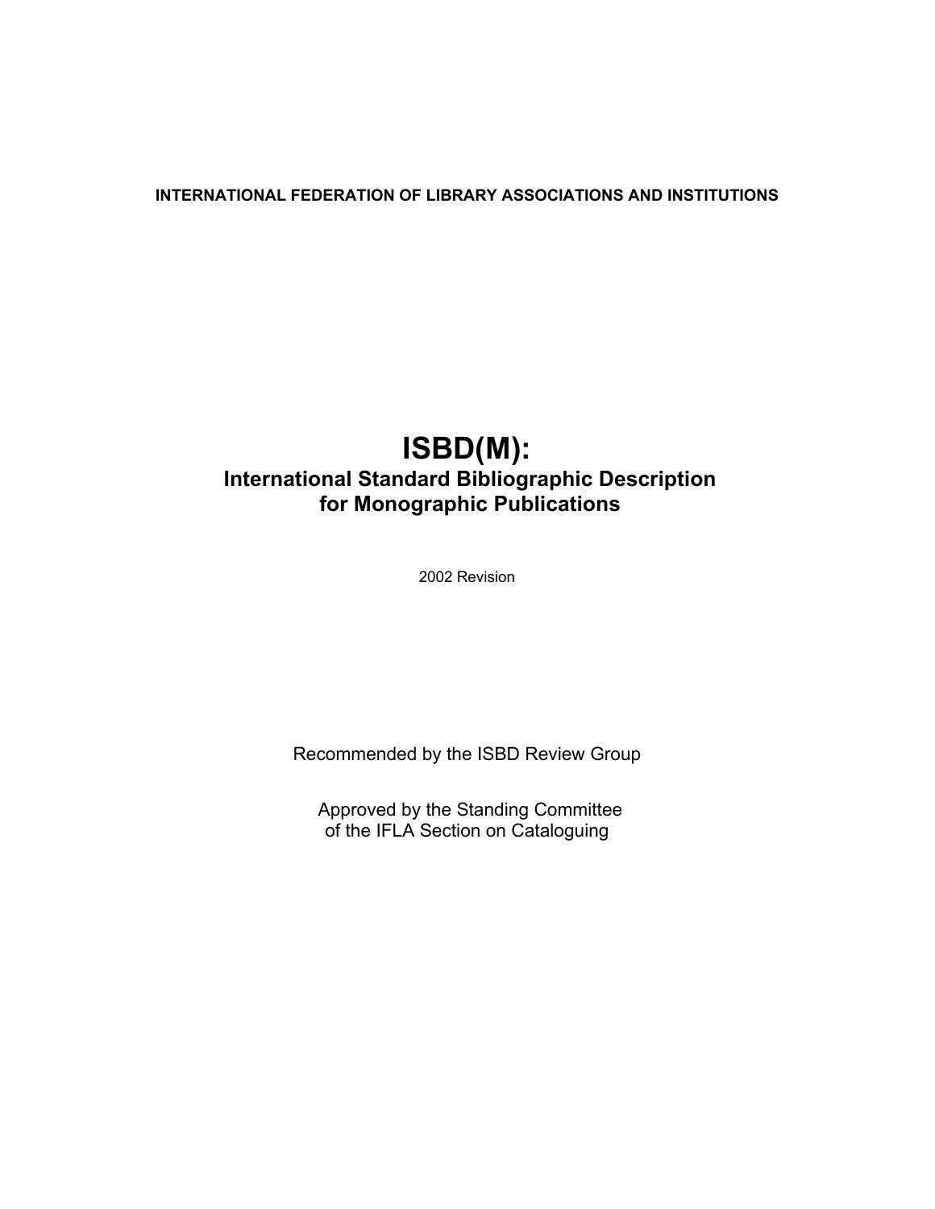**INTERNATIONAL FEDERATION OF LIBRARY ASSOCIATIONS AND INSTITUTIONS**

# ISBD(M):

## International Standard Bibliographic Description for Monographic Publications

2002 Revision

Recommended by the ISBD Review Group

Approved by the Standing Committee of the IFLA Section on Cataloguing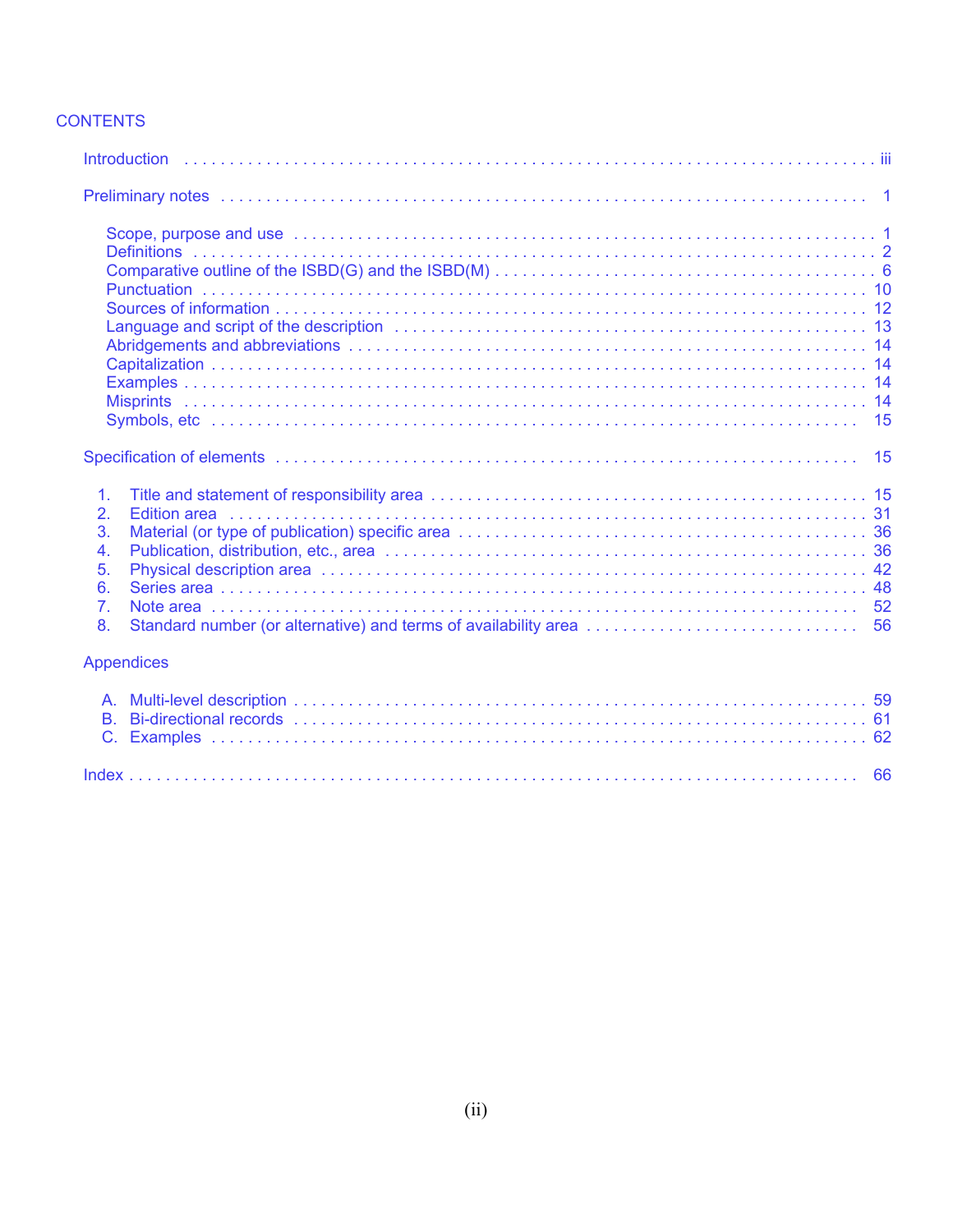# CONTENTS

Introduction . . . . . . . . . . . . . . . . . . . . . . . . . . . . . . . . . . . . . . . . . . . . . . iii

Preliminary notes . . . . . . . . . . . . . . . . . . . . . . . . . . . . . . . . . . . . . . . . . . . . 1

- Scope, purpose and use . . . . . . . . . . . . . . . . . . . . . . . . . . . . . . . . . . . . 1
- Definitions . . . . . . . . . . . . . . . . . . . . . . . . . . . . . . . . . . . . . . . . . . . . . 2
- Comparative outline of the ISBD(G) and the ISBD(M) . . . . . . . . . . . . . . . . . 6
- Punctuation . . . . . . . . . . . . . . . . . . . . . . . . . . . . . . . . . . . . . . . . . . . 10
- Sources of information . . . . . . . . . . . . . . . . . . . . . . . . . . . . . . . . . . . . 12
- Language and script of the description . . . . . . . . . . . . . . . . . . . . . . . . . 13
- Abridgements and abbreviations . . . . . . . . . . . . . . . . . . . . . . . . . . . . . 14
- Capitalization . . . . . . . . . . . . . . . . . . . . . . . . . . . . . . . . . . . . . . . . . . 14
- Examples . . . . . . . . . . . . . . . . . . . . . . . . . . . . . . . . . . . . . . . . . . . . 14
- Misprints . . . . . . . . . . . . . . . . . . . . . . . . . . . . . . . . . . . . . . . . . . . . . 14
- Symbols, etc . . . . . . . . . . . . . . . . . . . . . . . . . . . . . . . . . . . . . . . . . . 15

Specification of elements . . . . . . . . . . . . . . . . . . . . . . . . . . . . . . . . . . . . . 15

1. Title and statement of responsibility area . . . . . . . . . . . . . . . . . . . . . . . . 15
2. Edition area . . . . . . . . . . . . . . . . . . . . . . . . . . . . . . . . . . . . . . . . . . 31
3. Material (or type of publication) specific area . . . . . . . . . . . . . . . . . . . . . 36
4. Publication, distribution, etc., area . . . . . . . . . . . . . . . . . . . . . . . . . . . . 36
5. Physical description area . . . . . . . . . . . . . . . . . . . . . . . . . . . . . . . . . . 42
6. Series area . . . . . . . . . . . . . . . . . . . . . . . . . . . . . . . . . . . . . . . . . . . 48
7. Note area . . . . . . . . . . . . . . . . . . . . . . . . . . . . . . . . . . . . . . . . . . . . 52
8. Standard number (or alternative) and terms of availability area . . . . . . . . . 56

Appendices

- A. Multi-level description . . . . . . . . . . . . . . . . . . . . . . . . . . . . . . . . . . . 59
- B. Bi-directional records . . . . . . . . . . . . . . . . . . . . . . . . . . . . . . . . . . . 61
- C. Examples . . . . . . . . . . . . . . . . . . . . . . . . . . . . . . . . . . . . . . . . . . . 62

Index . . . . . . . . . . . . . . . . . . . . . . . . . . . . . . . . . . . . . . . . . . . . . . . . . 66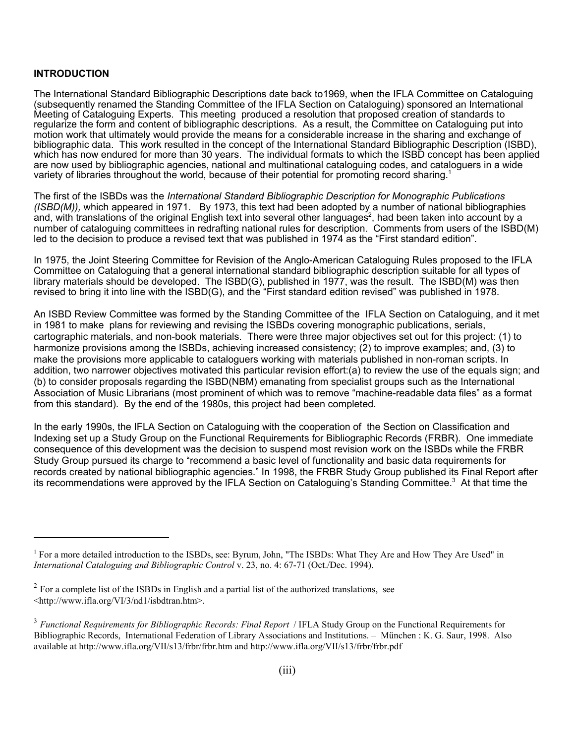## INTRODUCTION

The International Standard Bibliographic Descriptions date back to1969, when the IFLA Committee on Cataloguing (subsequently renamed the Standing Committee of the IFLA Section on Cataloguing) sponsored an International Meeting of Cataloguing Experts. This meeting produced a resolution that proposed creation of standards to regularize the form and content of bibliographic descriptions. As a result, the Committee on Cataloguing put into motion work that ultimately would provide the means for a considerable increase in the sharing and exchange of bibliographic data. This work resulted in the concept of the International Standard Bibliographic Description (ISBD), which has now endured for more than 30 years. The individual formats to which the ISBD concept has been applied are now used by bibliographic agencies, national and multinational cataloguing codes, and cataloguers in a wide variety of libraries throughout the world, because of their potential for promoting record sharing.[1]

The first of the ISBDs was the *International Standard Bibliographic Description for Monographic Publications (ISBD(M)),* which appeared in 1971. By 1973, this text had been adopted by a number of national bibliographies and, with translations of the original English text into several other languages[2], had been taken into account by a number of cataloguing committees in redrafting national rules for description. Comments from users of the ISBD(M) led to the decision to produce a revised text that was published in 1974 as the "First standard edition".

In 1975, the Joint Steering Committee for Revision of the Anglo-American Cataloguing Rules proposed to the IFLA Committee on Cataloguing that a general international standard bibliographic description suitable for all types of library materials should be developed. The ISBD(G), published in 1977, was the result. The ISBD(M) was then revised to bring it into line with the ISBD(G), and the "First standard edition revised" was published in 1978.

An ISBD Review Committee was formed by the Standing Committee of the IFLA Section on Cataloguing, and it met in 1981 to make plans for reviewing and revising the ISBDs covering monographic publications, serials, cartographic materials, and non-book materials. There were three major objectives set out for this project: (1) to harmonize provisions among the ISBDs, achieving increased consistency; (2) to improve examples; and, (3) to make the provisions more applicable to cataloguers working with materials published in non-roman scripts. In addition, two narrower objectives motivated this particular revision effort:(a) to review the use of the equals sign; and (b) to consider proposals regarding the ISBD(NBM) emanating from specialist groups such as the International Association of Music Librarians (most prominent of which was to remove "machine-readable data files" as a format from this standard). By the end of the 1980s, this project had been completed.

In the early 1990s, the IFLA Section on Cataloguing with the cooperation of the Section on Classification and Indexing set up a Study Group on the Functional Requirements for Bibliographic Records (FRBR). One immediate consequence of this development was the decision to suspend most revision work on the ISBDs while the FRBR Study Group pursued its charge to "recommend a basic level of functionality and basic data requirements for records created by national bibliographic agencies." In 1998, the FRBR Study Group published its Final Report after its recommendations were approved by the IFLA Section on Cataloguing's Standing Committee.[3] At that time the

---

[1] For a more detailed introduction to the ISBDs, see: Byrum, John, "The ISBDs: What They Are and How They Are Used" in *International Cataloguing and Bibliographic Control* v. 23, no. 4: 67-71 (Oct./Dec. 1994).

[2] For a complete list of the ISBDs in English and a partial list of the authorized translations, see <http://www.ifla.org/VI/3/nd1/isbdtran.htm>.

[3] *Functional Requirements for Bibliographic Records: Final Report* / IFLA Study Group on the Functional Requirements for Bibliographic Records, International Federation of Library Associations and Institutions. – München : K. G. Saur, 1998. Also available at http://www.ifla.org/VII/s13/frbr/frbr.htm and http://www.ifla.org/VII/s13/frbr/frbr.pdf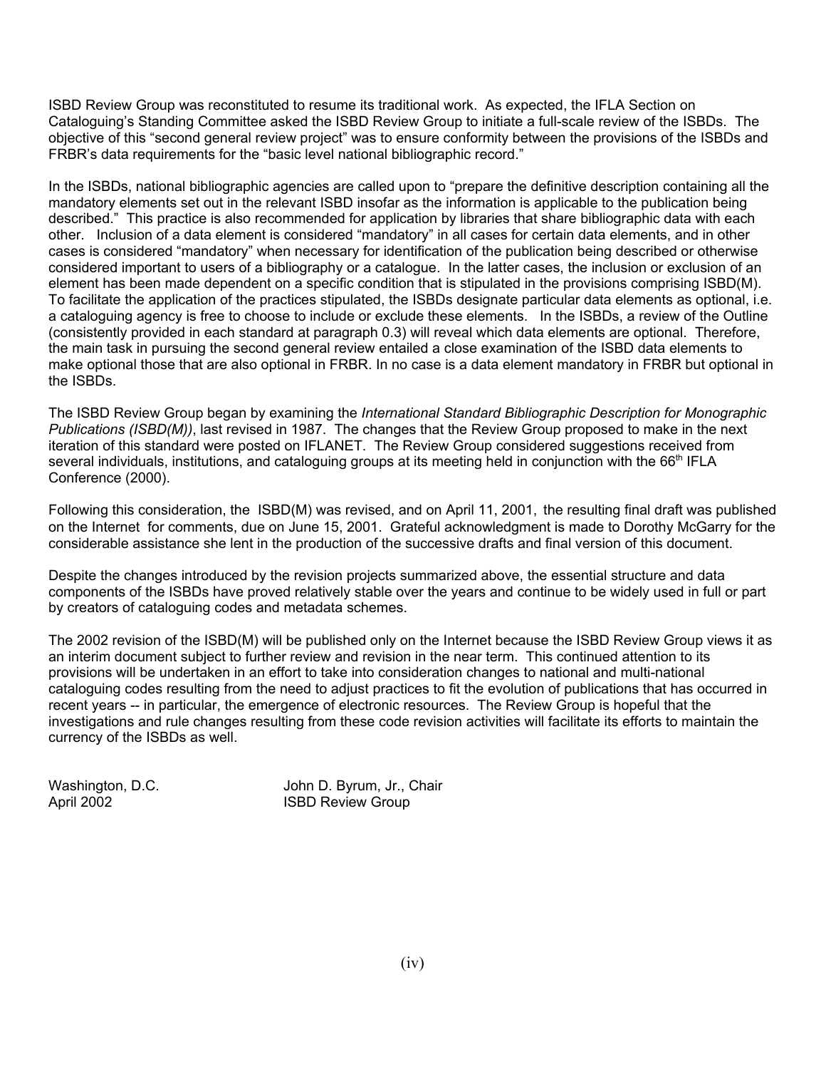ISBD Review Group was reconstituted to resume its traditional work. As expected, the IFLA Section on Cataloguing's Standing Committee asked the ISBD Review Group to initiate a full-scale review of the ISBDs. The objective of this "second general review project" was to ensure conformity between the provisions of the ISBDs and FRBR's data requirements for the "basic level national bibliographic record."

In the ISBDs, national bibliographic agencies are called upon to "prepare the definitive description containing all the mandatory elements set out in the relevant ISBD insofar as the information is applicable to the publication being described." This practice is also recommended for application by libraries that share bibliographic data with each other. Inclusion of a data element is considered "mandatory" in all cases for certain data elements, and in other cases is considered "mandatory" when necessary for identification of the publication being described or otherwise considered important to users of a bibliography or a catalogue. In the latter cases, the inclusion or exclusion of an element has been made dependent on a specific condition that is stipulated in the provisions comprising ISBD(M). To facilitate the application of the practices stipulated, the ISBDs designate particular data elements as optional, i.e. a cataloguing agency is free to choose to include or exclude these elements. In the ISBDs, a review of the Outline (consistently provided in each standard at paragraph 0.3) will reveal which data elements are optional. Therefore, the main task in pursuing the second general review entailed a close examination of the ISBD data elements to make optional those that are also optional in FRBR. In no case is a data element mandatory in FRBR but optional in the ISBDs.

The ISBD Review Group began by examining the *International Standard Bibliographic Description for Monographic Publications (ISBD(M))*, last revised in 1987. The changes that the Review Group proposed to make in the next iteration of this standard were posted on IFLANET. The Review Group considered suggestions received from several individuals, institutions, and cataloguing groups at its meeting held in conjunction with the 66th IFLA Conference (2000).

Following this consideration, the ISBD(M) was revised, and on April 11, 2001, the resulting final draft was published on the Internet for comments, due on June 15, 2001. Grateful acknowledgment is made to Dorothy McGarry for the considerable assistance she lent in the production of the successive drafts and final version of this document.

Despite the changes introduced by the revision projects summarized above, the essential structure and data components of the ISBDs have proved relatively stable over the years and continue to be widely used in full or part by creators of cataloguing codes and metadata schemes.

The 2002 revision of the ISBD(M) will be published only on the Internet because the ISBD Review Group views it as an interim document subject to further review and revision in the near term. This continued attention to its provisions will be undertaken in an effort to take into consideration changes to national and multi-national cataloguing codes resulting from the need to adjust practices to fit the evolution of publications that has occurred in recent years -- in particular, the emergence of electronic resources. The Review Group is hopeful that the investigations and rule changes resulting from these code revision activities will facilitate its efforts to maintain the currency of the ISBDs as well.

Washington, D.C. — John D. Byrum, Jr., Chair
April 2002 — ISBD Review Group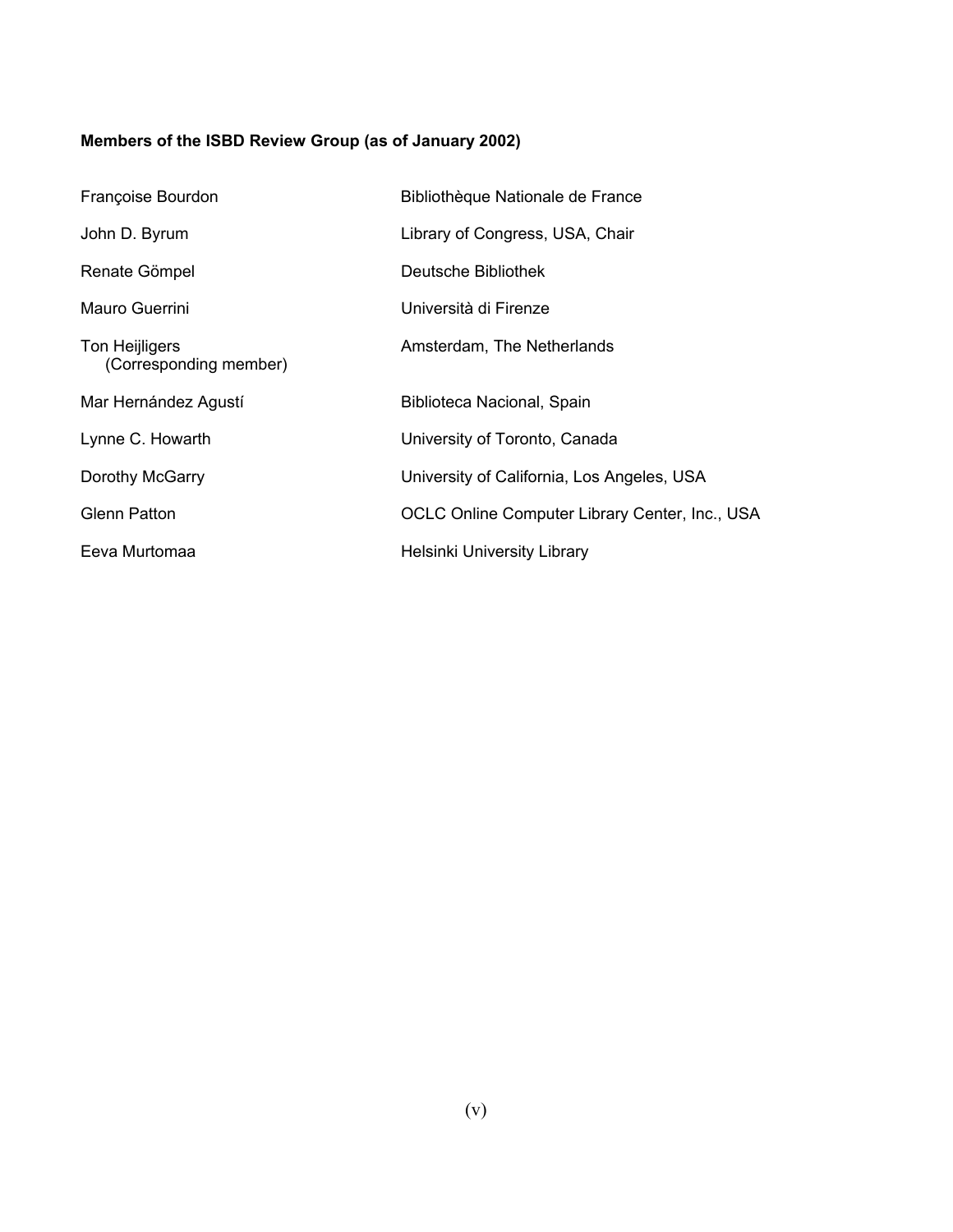**Members of the ISBD Review Group (as of January 2002)**

| | |
|---|---|
| Françoise Bourdon | Bibliothèque Nationale de France |
| John D. Byrum | Library of Congress, USA, Chair |
| Renate Gömpel | Deutsche Bibliothek |
| Mauro Guerrini | Università di Firenze |
| Ton Heijligers (Corresponding member) | Amsterdam, The Netherlands |
| Mar Hernández Agustí | Biblioteca Nacional, Spain |
| Lynne C. Howarth | University of Toronto, Canada |
| Dorothy McGarry | University of California, Los Angeles, USA |
| Glenn Patton | OCLC Online Computer Library Center, Inc., USA |
| Eeva Murtomaa | Helsinki University Library |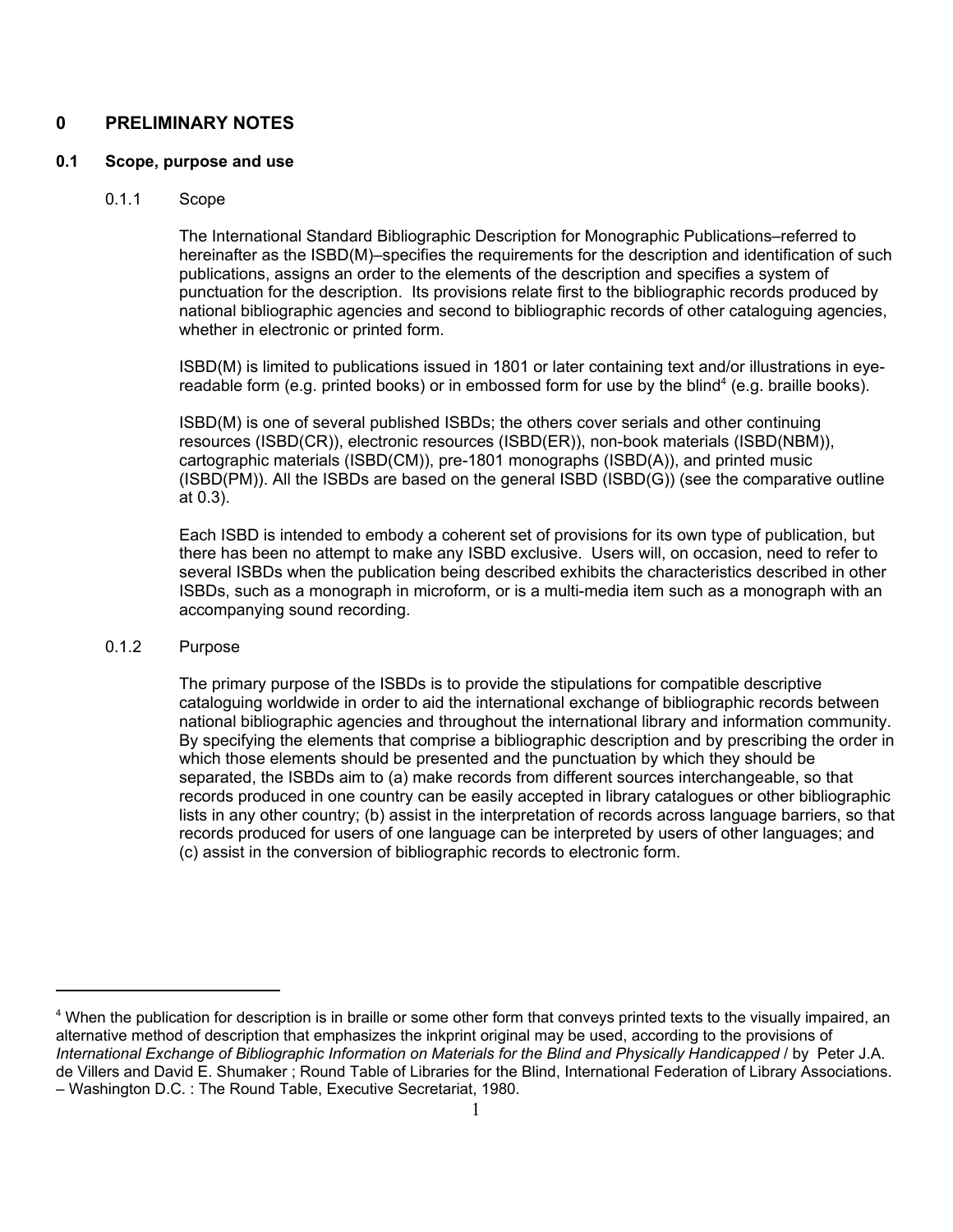# 0 PRELIMINARY NOTES

## 0.1 Scope, purpose and use

### 0.1.1 Scope

The International Standard Bibliographic Description for Monographic Publications–referred to hereinafter as the ISBD(M)–specifies the requirements for the description and identification of such publications, assigns an order to the elements of the description and specifies a system of punctuation for the description. Its provisions relate first to the bibliographic records produced by national bibliographic agencies and second to bibliographic records of other cataloguing agencies, whether in electronic or printed form.

ISBD(M) is limited to publications issued in 1801 or later containing text and/or illustrations in eye-readable form (e.g. printed books) or in embossed form for use by the blind[4] (e.g. braille books).

ISBD(M) is one of several published ISBDs; the others cover serials and other continuing resources (ISBD(CR)), electronic resources (ISBD(ER)), non-book materials (ISBD(NBM)), cartographic materials (ISBD(CM)), pre-1801 monographs (ISBD(A)), and printed music (ISBD(PM)). All the ISBDs are based on the general ISBD (ISBD(G)) (see the comparative outline at 0.3).

Each ISBD is intended to embody a coherent set of provisions for its own type of publication, but there has been no attempt to make any ISBD exclusive. Users will, on occasion, need to refer to several ISBDs when the publication being described exhibits the characteristics described in other ISBDs, such as a monograph in microform, or is a multi-media item such as a monograph with an accompanying sound recording.

### 0.1.2 Purpose

The primary purpose of the ISBDs is to provide the stipulations for compatible descriptive cataloguing worldwide in order to aid the international exchange of bibliographic records between national bibliographic agencies and throughout the international library and information community. By specifying the elements that comprise a bibliographic description and by prescribing the order in which those elements should be presented and the punctuation by which they should be separated, the ISBDs aim to (a) make records from different sources interchangeable, so that records produced in one country can be easily accepted in library catalogues or other bibliographic lists in any other country; (b) assist in the interpretation of records across language barriers, so that records produced for users of one language can be interpreted by users of other languages; and (c) assist in the conversion of bibliographic records to electronic form.

---

[4] When the publication for description is in braille or some other form that conveys printed texts to the visually impaired, an alternative method of description that emphasizes the inkprint original may be used, according to the provisions of *International Exchange of Bibliographic Information on Materials for the Blind and Physically Handicapped* / by Peter J.A. de Villers and David E. Shumaker ; Round Table of Libraries for the Blind, International Federation of Library Associations. – Washington D.C. : The Round Table, Executive Secretariat, 1980.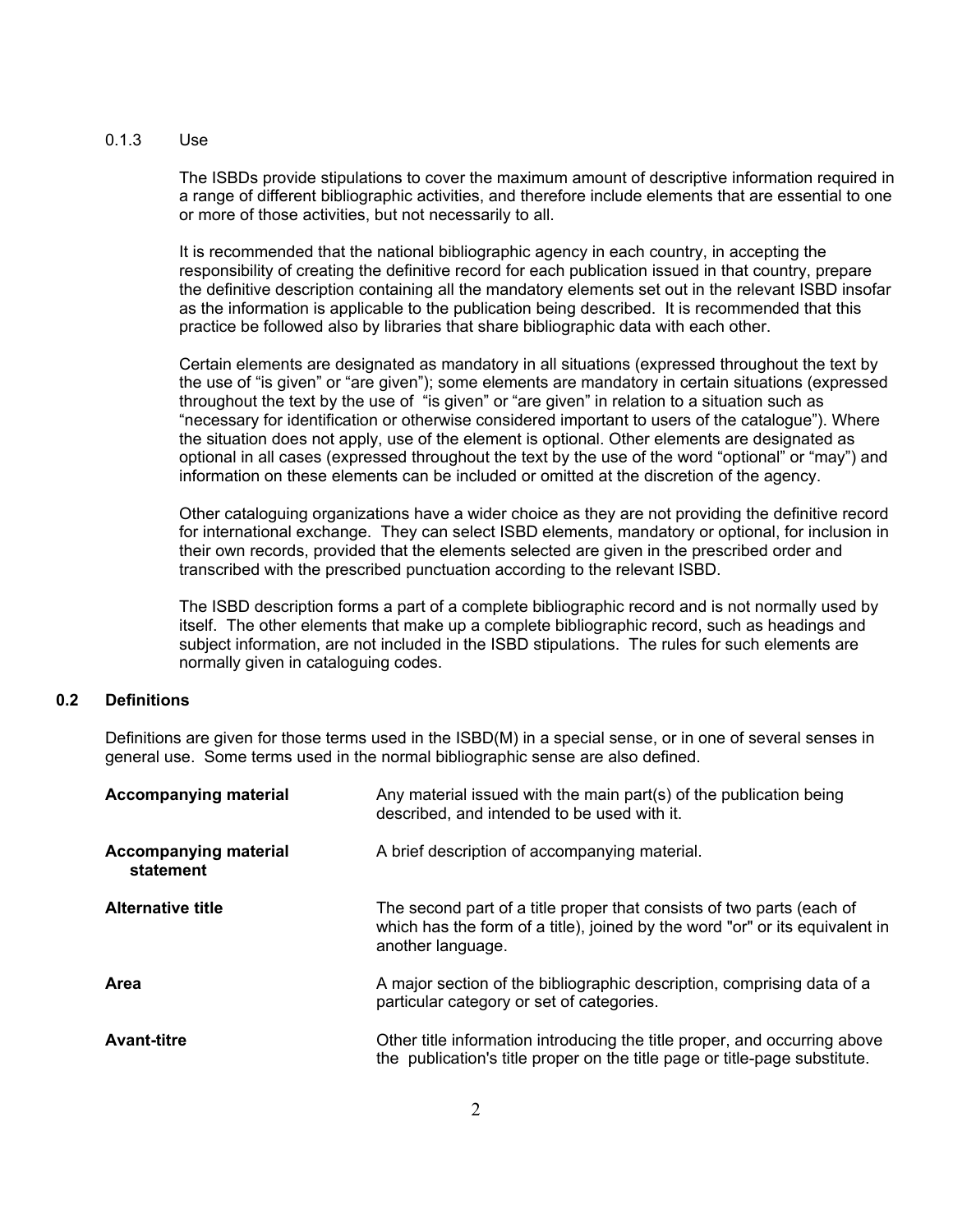#### 0.1.3 Use

The ISBDs provide stipulations to cover the maximum amount of descriptive information required in a range of different bibliographic activities, and therefore include elements that are essential to one or more of those activities, but not necessarily to all.

It is recommended that the national bibliographic agency in each country, in accepting the responsibility of creating the definitive record for each publication issued in that country, prepare the definitive description containing all the mandatory elements set out in the relevant ISBD insofar as the information is applicable to the publication being described. It is recommended that this practice be followed also by libraries that share bibliographic data with each other.

Certain elements are designated as mandatory in all situations (expressed throughout the text by the use of "is given" or "are given"); some elements are mandatory in certain situations (expressed throughout the text by the use of "is given" or "are given" in relation to a situation such as "necessary for identification or otherwise considered important to users of the catalogue"). Where the situation does not apply, use of the element is optional. Other elements are designated as optional in all cases (expressed throughout the text by the use of the word "optional" or "may") and information on these elements can be included or omitted at the discretion of the agency.

Other cataloguing organizations have a wider choice as they are not providing the definitive record for international exchange. They can select ISBD elements, mandatory or optional, for inclusion in their own records, provided that the elements selected are given in the prescribed order and transcribed with the prescribed punctuation according to the relevant ISBD.

The ISBD description forms a part of a complete bibliographic record and is not normally used by itself. The other elements that make up a complete bibliographic record, such as headings and subject information, are not included in the ISBD stipulations. The rules for such elements are normally given in cataloguing codes.

## 0.2 Definitions

Definitions are given for those terms used in the ISBD(M) in a special sense, or in one of several senses in general use. Some terms used in the normal bibliographic sense are also defined.

**Accompanying material** — Any material issued with the main part(s) of the publication being described, and intended to be used with it.

**Accompanying material statement** — A brief description of accompanying material.

**Alternative title** — The second part of a title proper that consists of two parts (each of which has the form of a title), joined by the word "or" or its equivalent in another language.

**Area** — A major section of the bibliographic description, comprising data of a particular category or set of categories.

**Avant-titre** — Other title information introducing the title proper, and occurring above the publication's title proper on the title page or title-page substitute.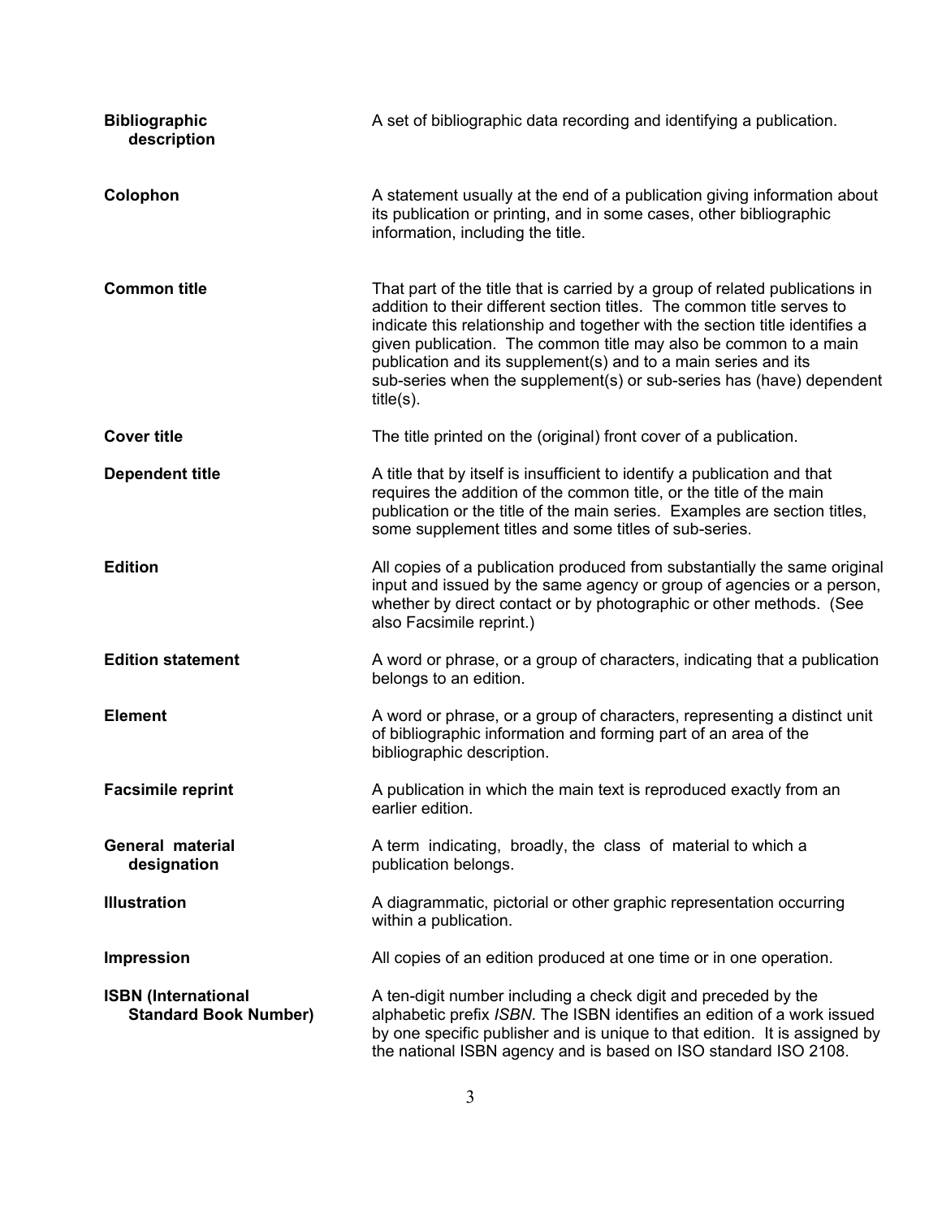**Bibliographic description** A set of bibliographic data recording and identifying a publication.

**Colophon** A statement usually at the end of a publication giving information about its publication or printing, and in some cases, other bibliographic information, including the title.

**Common title** That part of the title that is carried by a group of related publications in addition to their different section titles. The common title serves to indicate this relationship and together with the section title identifies a given publication. The common title may also be common to a main publication and its supplement(s) and to a main series and its sub-series when the supplement(s) or sub-series has (have) dependent title(s).

**Cover title** The title printed on the (original) front cover of a publication.

**Dependent title** A title that by itself is insufficient to identify a publication and that requires the addition of the common title, or the title of the main publication or the title of the main series. Examples are section titles, some supplement titles and some titles of sub-series.

**Edition** All copies of a publication produced from substantially the same original input and issued by the same agency or group of agencies or a person, whether by direct contact or by photographic or other methods. (See also Facsimile reprint.)

**Edition statement** A word or phrase, or a group of characters, indicating that a publication belongs to an edition.

**Element** A word or phrase, or a group of characters, representing a distinct unit of bibliographic information and forming part of an area of the bibliographic description.

**Facsimile reprint** A publication in which the main text is reproduced exactly from an earlier edition.

**General material designation** A term indicating, broadly, the class of material to which a publication belongs.

**Illustration** A diagrammatic, pictorial or other graphic representation occurring within a publication.

**Impression** All copies of an edition produced at one time or in one operation.

**ISBN (International Standard Book Number)** A ten-digit number including a check digit and preceded by the alphabetic prefix *ISBN*. The ISBN identifies an edition of a work issued by one specific publisher and is unique to that edition. It is assigned by the national ISBN agency and is based on ISO standard ISO 2108.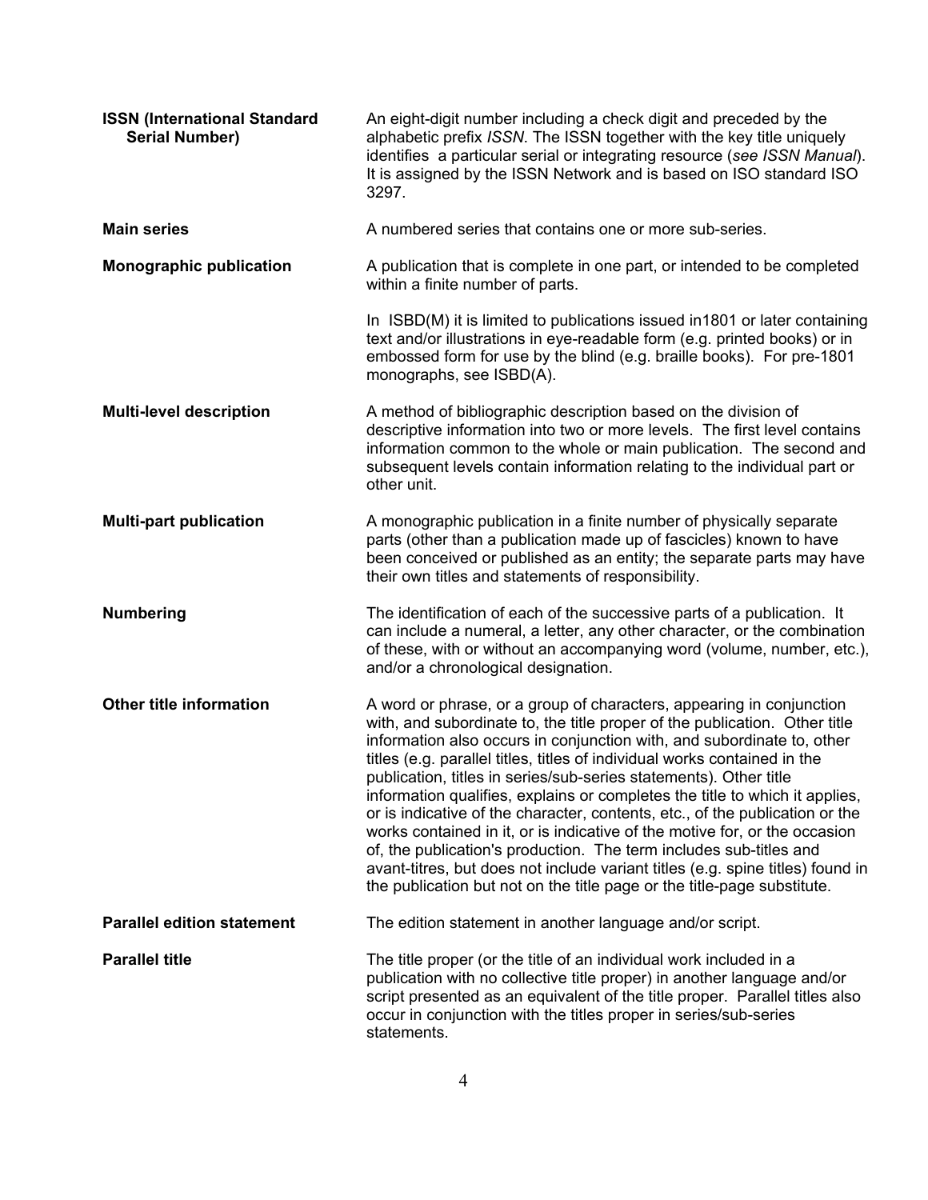**ISSN (International Standard Serial Number)**
An eight-digit number including a check digit and preceded by the alphabetic prefix *ISSN*. The ISSN together with the key title uniquely identifies a particular serial or integrating resource (*see ISSN Manual*). It is assigned by the ISSN Network and is based on ISO standard ISO 3297.

**Main series**
A numbered series that contains one or more sub-series.

**Monographic publication**
A publication that is complete in one part, or intended to be completed within a finite number of parts.

In ISBD(M) it is limited to publications issued in1801 or later containing text and/or illustrations in eye-readable form (e.g. printed books) or in embossed form for use by the blind (e.g. braille books). For pre-1801 monographs, see ISBD(A).

**Multi-level description**
A method of bibliographic description based on the division of descriptive information into two or more levels. The first level contains information common to the whole or main publication. The second and subsequent levels contain information relating to the individual part or other unit.

**Multi-part publication**
A monographic publication in a finite number of physically separate parts (other than a publication made up of fascicles) known to have been conceived or published as an entity; the separate parts may have their own titles and statements of responsibility.

**Numbering**
The identification of each of the successive parts of a publication. It can include a numeral, a letter, any other character, or the combination of these, with or without an accompanying word (volume, number, etc.), and/or a chronological designation.

**Other title information**
A word or phrase, or a group of characters, appearing in conjunction with, and subordinate to, the title proper of the publication. Other title information also occurs in conjunction with, and subordinate to, other titles (e.g. parallel titles, titles of individual works contained in the publication, titles in series/sub-series statements). Other title information qualifies, explains or completes the title to which it applies, or is indicative of the character, contents, etc., of the publication or the works contained in it, or is indicative of the motive for, or the occasion of, the publication's production. The term includes sub-titles and avant-titres, but does not include variant titles (e.g. spine titles) found in the publication but not on the title page or the title-page substitute.

**Parallel edition statement**
The edition statement in another language and/or script.

**Parallel title**
The title proper (or the title of an individual work included in a publication with no collective title proper) in another language and/or script presented as an equivalent of the title proper. Parallel titles also occur in conjunction with the titles proper in series/sub-series statements.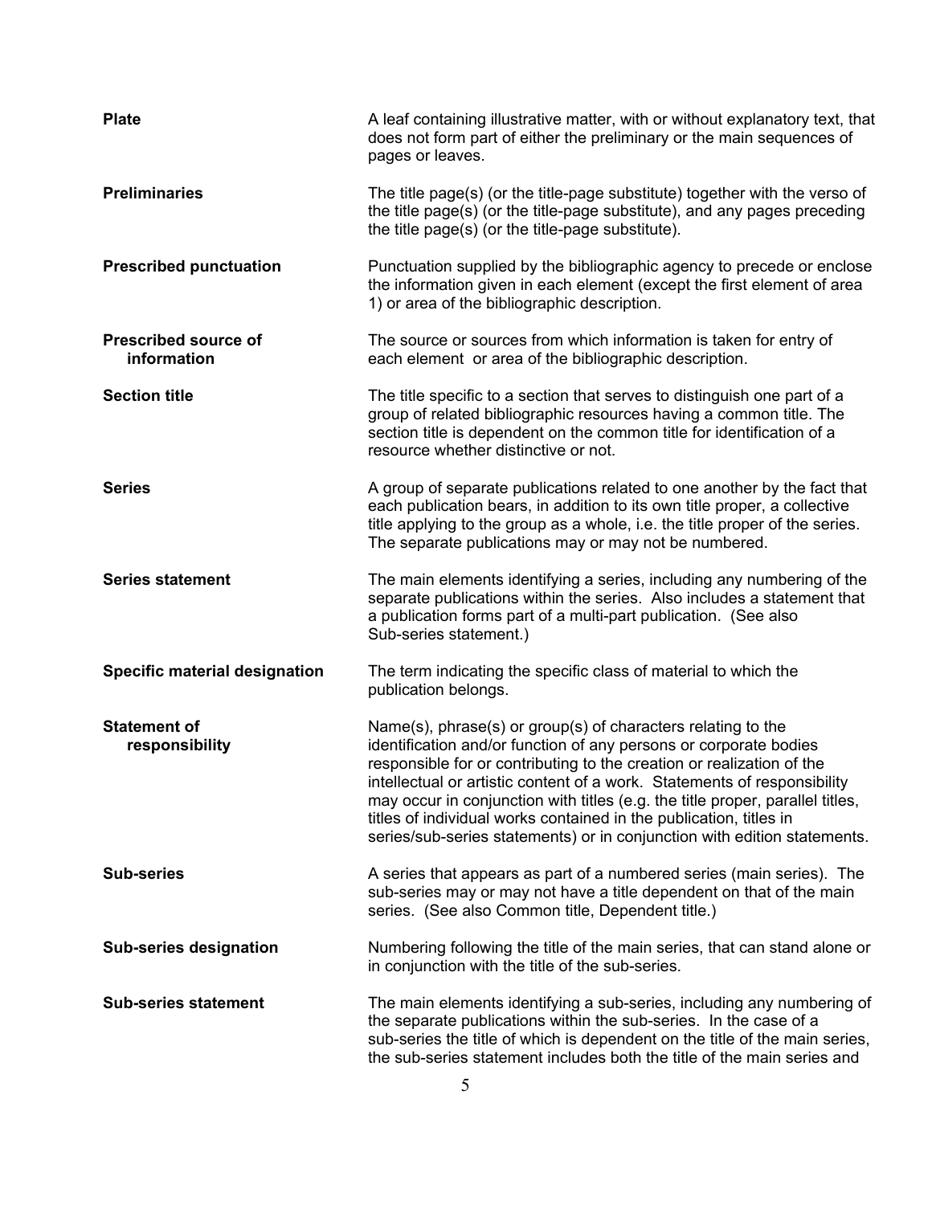**Plate** A leaf containing illustrative matter, with or without explanatory text, that does not form part of either the preliminary or the main sequences of pages or leaves.

**Preliminaries** The title page(s) (or the title-page substitute) together with the verso of the title page(s) (or the title-page substitute), and any pages preceding the title page(s) (or the title-page substitute).

**Prescribed punctuation** Punctuation supplied by the bibliographic agency to precede or enclose the information given in each element (except the first element of area 1) or area of the bibliographic description.

**Prescribed source of information** The source or sources from which information is taken for entry of each element or area of the bibliographic description.

**Section title** The title specific to a section that serves to distinguish one part of a group of related bibliographic resources having a common title. The section title is dependent on the common title for identification of a resource whether distinctive or not.

**Series** A group of separate publications related to one another by the fact that each publication bears, in addition to its own title proper, a collective title applying to the group as a whole, i.e. the title proper of the series. The separate publications may or may not be numbered.

**Series statement** The main elements identifying a series, including any numbering of the separate publications within the series. Also includes a statement that a publication forms part of a multi-part publication. (See also Sub-series statement.)

**Specific material designation** The term indicating the specific class of material to which the publication belongs.

**Statement of responsibility** Name(s), phrase(s) or group(s) of characters relating to the identification and/or function of any persons or corporate bodies responsible for or contributing to the creation or realization of the intellectual or artistic content of a work. Statements of responsibility may occur in conjunction with titles (e.g. the title proper, parallel titles, titles of individual works contained in the publication, titles in series/sub-series statements) or in conjunction with edition statements.

**Sub-series** A series that appears as part of a numbered series (main series). The sub-series may or may not have a title dependent on that of the main series. (See also Common title, Dependent title.)

**Sub-series designation** Numbering following the title of the main series, that can stand alone or in conjunction with the title of the sub-series.

**Sub-series statement** The main elements identifying a sub-series, including any numbering of the separate publications within the sub-series. In the case of a sub-series the title of which is dependent on the title of the main series, the sub-series statement includes both the title of the main series and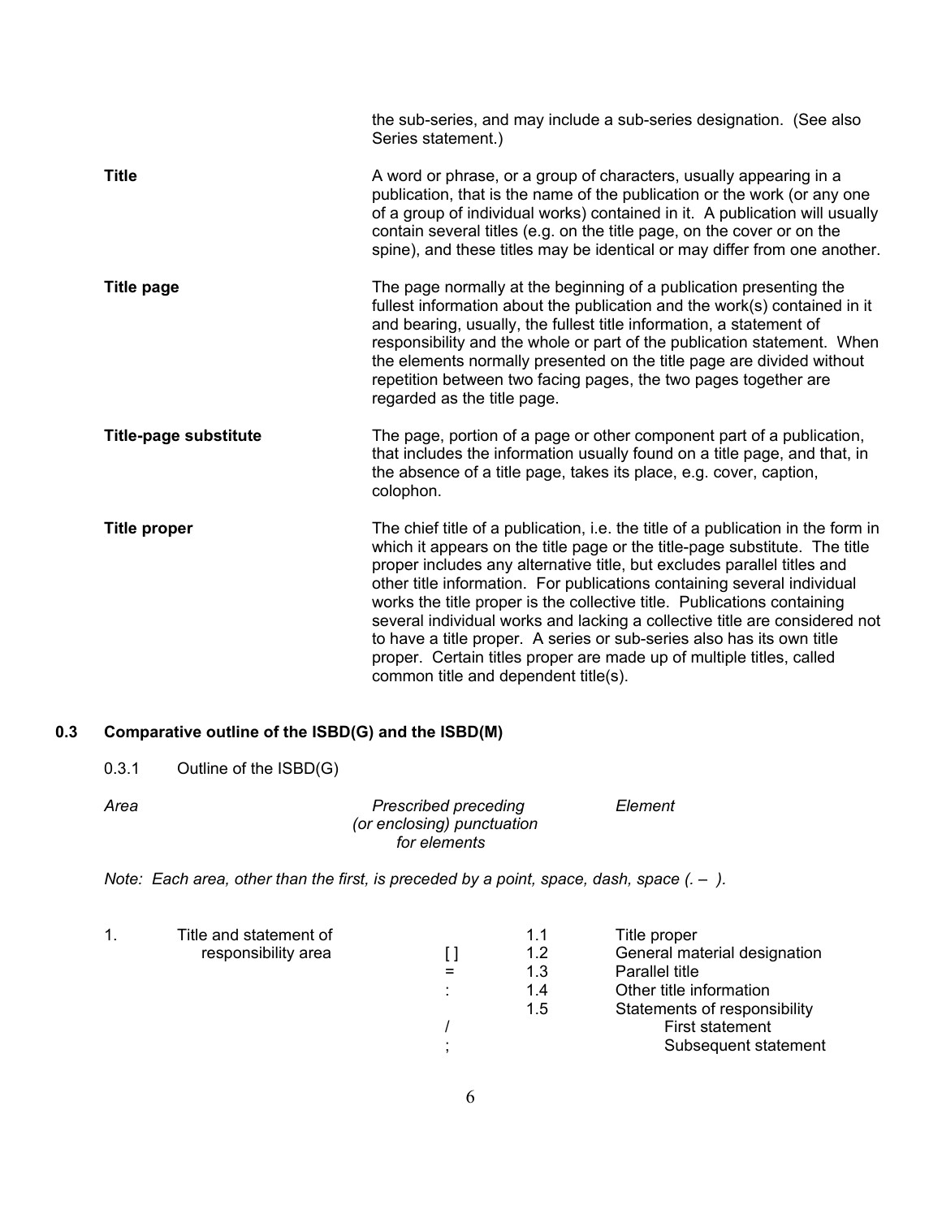the sub-series, and may include a sub-series designation. (See also Series statement.)

**Title** — A word or phrase, or a group of characters, usually appearing in a publication, that is the name of the publication or the work (or any one of a group of individual works) contained in it. A publication will usually contain several titles (e.g. on the title page, on the cover or on the spine), and these titles may be identical or may differ from one another.

**Title page** — The page normally at the beginning of a publication presenting the fullest information about the publication and the work(s) contained in it and bearing, usually, the fullest title information, a statement of responsibility and the whole or part of the publication statement. When the elements normally presented on the title page are divided without repetition between two facing pages, the two pages together are regarded as the title page.

**Title-page substitute** — The page, portion of a page or other component part of a publication, that includes the information usually found on a title page, and that, in the absence of a title page, takes its place, e.g. cover, caption, colophon.

**Title proper** — The chief title of a publication, i.e. the title of a publication in the form in which it appears on the title page or the title-page substitute. The title proper includes any alternative title, but excludes parallel titles and other title information. For publications containing several individual works the title proper is the collective title. Publications containing several individual works and lacking a collective title are considered not to have a title proper. A series or sub-series also has its own title proper. Certain titles proper are made up of multiple titles, called common title and dependent title(s).

## 0.3 Comparative outline of the ISBD(G) and the ISBD(M)

### 0.3.1 Outline of the ISBD(G)

*Note: Each area, other than the first, is preceded by a point, space, dash, space (. – ).*

| *Area* | *Prescribed preceding (or enclosing) punctuation for elements* | | *Element* |
|---|---|---|---|
| 1. Title and statement of responsibility area | | 1.1 | Title proper |
| | [ ] | 1.2 | General material designation |
| | = | 1.3 | Parallel title |
| | : | 1.4 | Other title information |
| | | 1.5 | Statements of responsibility |
| | / | | First statement |
| | ; | | Subsequent statement |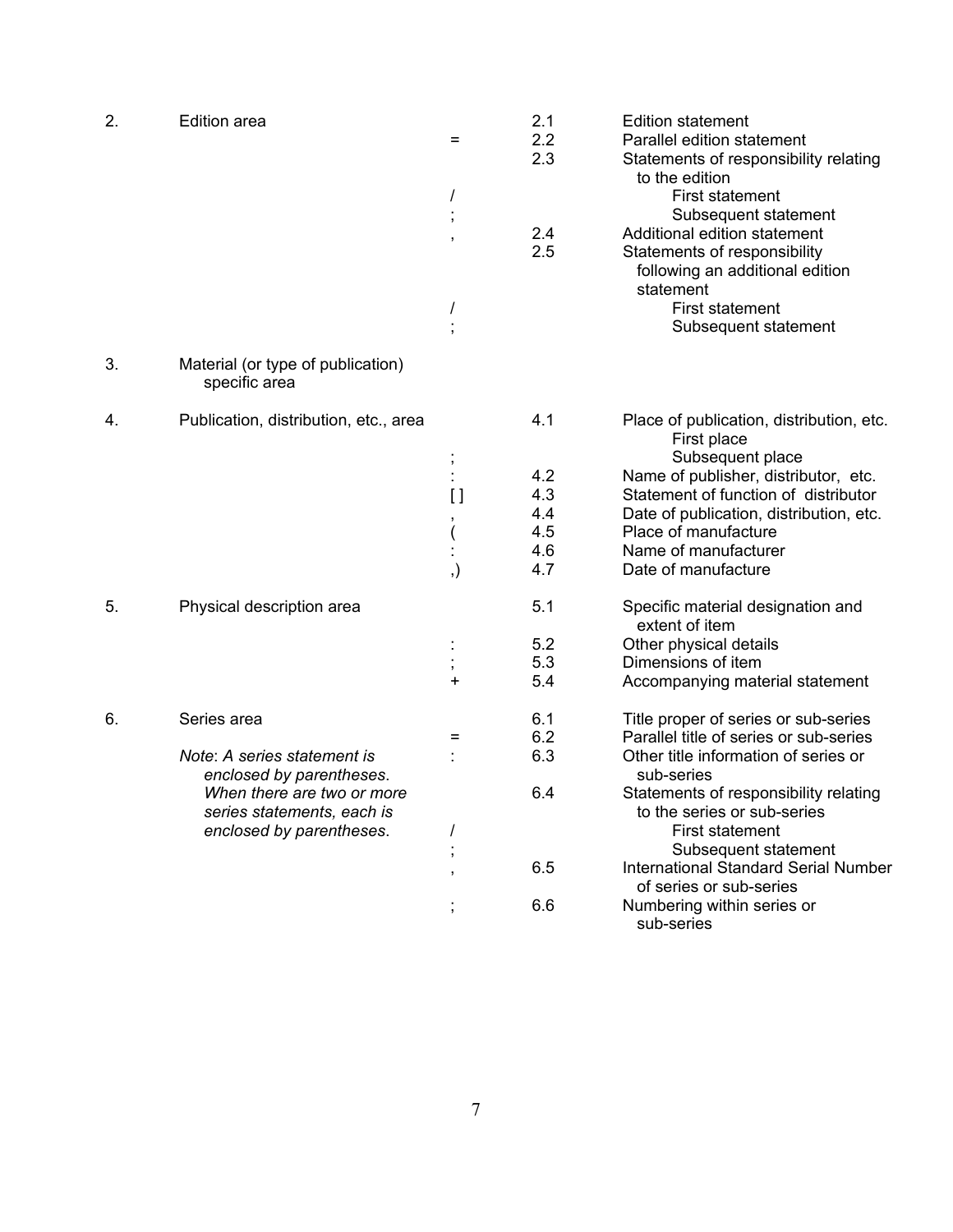| Area | Punctuation | No. | Element |
| --- | --- | --- | --- |
| 2. Edition area | | 2.1 | Edition statement |
| | = | 2.2 | Parallel edition statement |
| | | 2.3 | Statements of responsibility relating to the edition |
| | / | | First statement |
| | ; | | Subsequent statement |
| | , | 2.4 | Additional edition statement |
| | | 2.5 | Statements of responsibility following an additional edition statement |
| | / | | First statement |
| | ; | | Subsequent statement |
| 3. Material (or type of publication) specific area | | | |
| 4. Publication, distribution, etc., area | | 4.1 | Place of publication, distribution, etc. |
| | | | First place |
| | ; | | Subsequent place |
| | : | 4.2 | Name of publisher, distributor, etc. |
| | [ ] | 4.3 | Statement of function of distributor |
| | , | 4.4 | Date of publication, distribution, etc. |
| | ( | 4.5 | Place of manufacture |
| | : | 4.6 | Name of manufacturer |
| | ,) | 4.7 | Date of manufacture |
| 5. Physical description area | | 5.1 | Specific material designation and extent of item |
| | : | 5.2 | Other physical details |
| | ; | 5.3 | Dimensions of item |
| | + | 5.4 | Accompanying material statement |
| 6. Series area | | 6.1 | Title proper of series or sub-series |
| | = | 6.2 | Parallel title of series or sub-series |
| *Note: A series statement is enclosed by parentheses. When there are two or more series statements, each is enclosed by parentheses.* | : | 6.3 | Other title information of series or sub-series |
| | | 6.4 | Statements of responsibility relating to the series or sub-series |
| | / | | First statement |
| | ; | | Subsequent statement |
| | , | 6.5 | International Standard Serial Number of series or sub-series |
| | ; | 6.6 | Numbering within series or sub-series |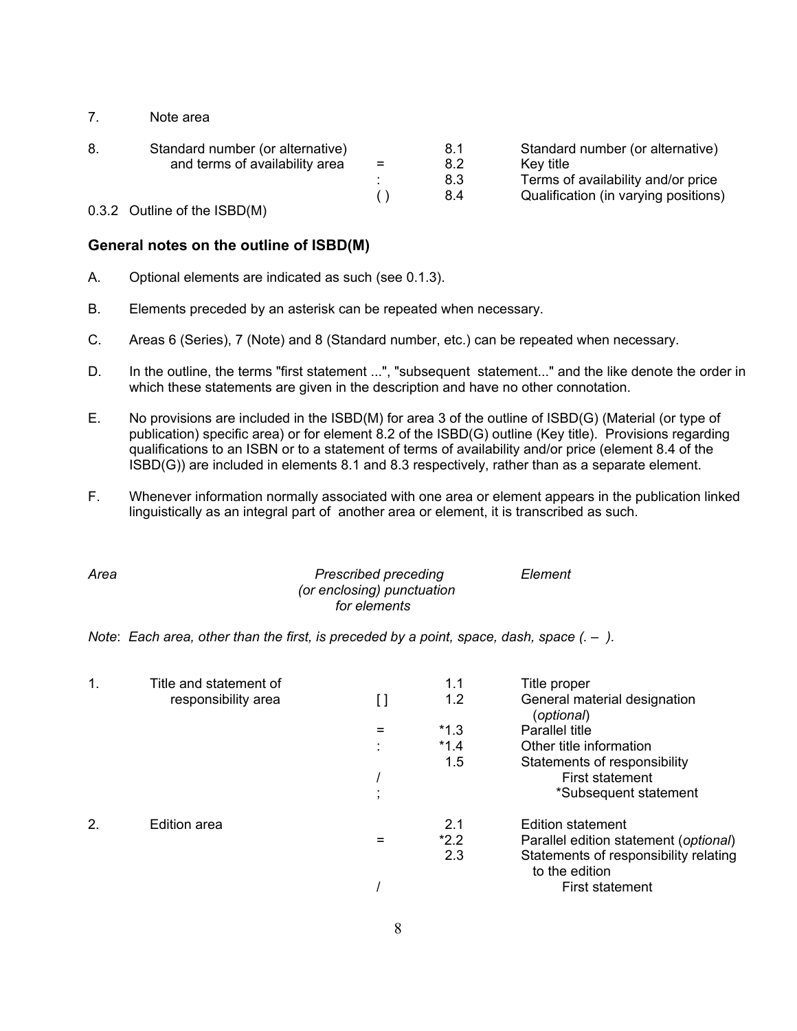| | | | | |
|---|---|---|---|---|
| 7. | Note area | | | |
| 8. | Standard number (or alternative) and terms of availability area | | 8.1 | Standard number (or alternative) |
| | | = | 8.2 | Key title |
| | | : | 8.3 | Terms of availability and/or price |
| | | ( ) | 8.4 | Qualification (in varying positions) |

0.3.2 Outline of the ISBD(M)

### General notes on the outline of ISBD(M)

A. Optional elements are indicated as such (see 0.1.3).

B. Elements preceded by an asterisk can be repeated when necessary.

C. Areas 6 (Series), 7 (Note) and 8 (Standard number, etc.) can be repeated when necessary.

D. In the outline, the terms "first statement ...", "subsequent statement..." and the like denote the order in which these statements are given in the description and have no other connotation.

E. No provisions are included in the ISBD(M) for area 3 of the outline of ISBD(G) (Material (or type of publication) specific area) or for element 8.2 of the ISBD(G) outline (Key title). Provisions regarding qualifications to an ISBN or to a statement of terms of availability and/or price (element 8.4 of the ISBD(G)) are included in elements 8.1 and 8.3 respectively, rather than as a separate element.

F. Whenever information normally associated with one area or element appears in the publication linked linguistically as an integral part of another area or element, it is transcribed as such.

*Note*: *Each area, other than the first, is preceded by a point, space, dash, space (. – ).*

| | *Area* | *Prescribed preceding (or enclosing) punctuation for elements* | | *Element* |
|---|---|---|---|---|
| 1. | Title and statement of responsibility area | | 1.1 | Title proper |
| | | [ ] | 1.2 | General material designation (*optional*) |
| | | = | *1.3 | Parallel title |
| | | : | *1.4 | Other title information |
| | | | 1.5 | Statements of responsibility |
| | | / | | First statement |
| | | ; | | *Subsequent statement |
| 2. | Edition area | | 2.1 | Edition statement |
| | | = | *2.2 | Parallel edition statement (*optional*) |
| | | | 2.3 | Statements of responsibility relating to the edition |
| | | / | | First statement |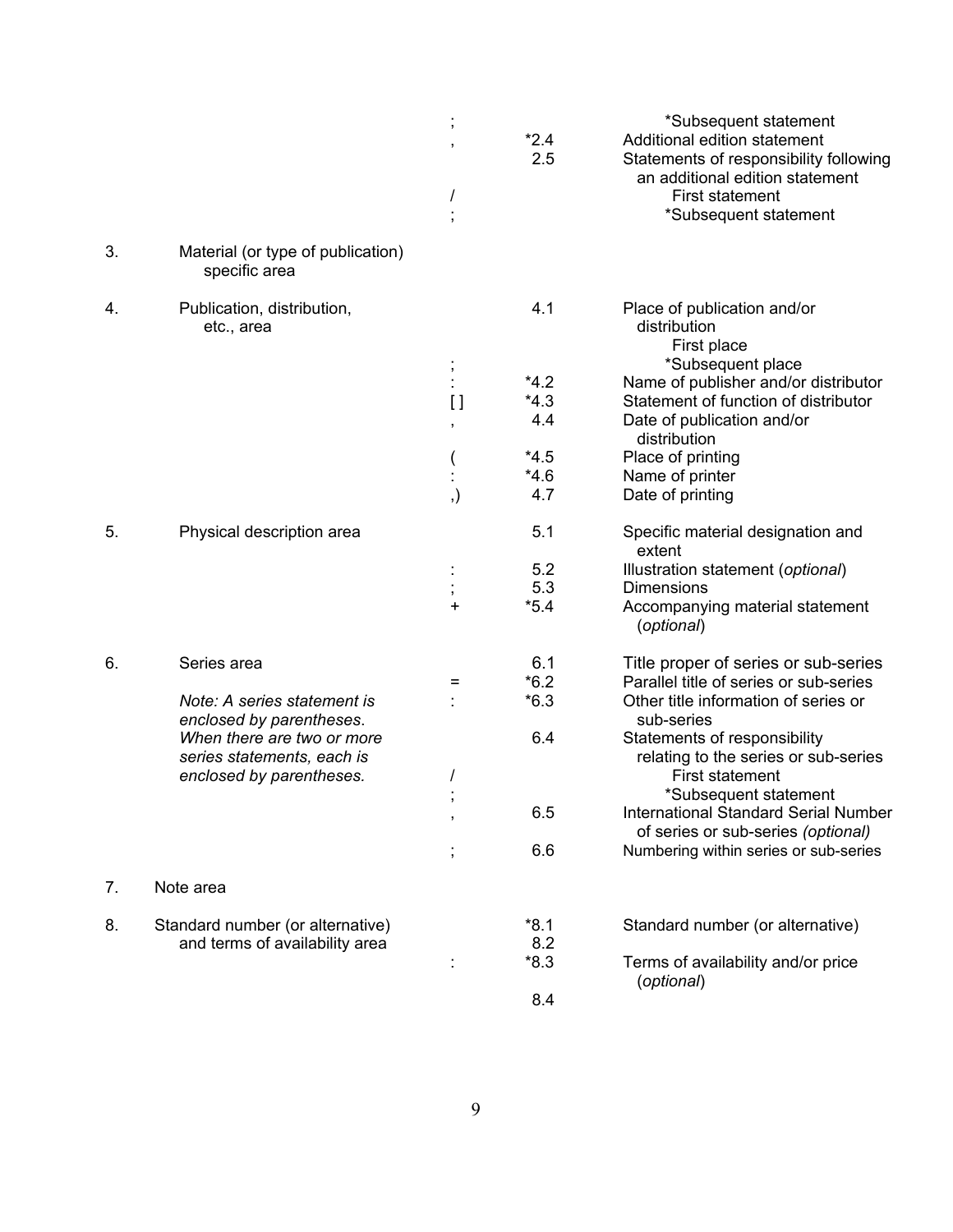| | | | | |
|---|---|---|---|---|
| | | ; | | *Subsequent statement |
| | | , | *2.4 | Additional edition statement |
| | | | 2.5 | Statements of responsibility following an additional edition statement |
| | | / | | First statement |
| | | ; | | *Subsequent statement |
| 3. | Material (or type of publication) specific area | | | |
| 4. | Publication, distribution, etc., area | | 4.1 | Place of publication and/or distribution |
| | | | | First place |
| | | ; | | *Subsequent place |
| | | : | *4.2 | Name of publisher and/or distributor |
| | | [ ] | *4.3 | Statement of function of distributor |
| | | , | 4.4 | Date of publication and/or distribution |
| | | ( | *4.5 | Place of printing |
| | | : | *4.6 | Name of printer |
| | | ,) | 4.7 | Date of printing |
| 5. | Physical description area | | 5.1 | Specific material designation and extent |
| | | : | 5.2 | Illustration statement (*optional*) |
| | | ; | 5.3 | Dimensions |
| | | + | *5.4 | Accompanying material statement (*optional*) |
| 6. | Series area | | 6.1 | Title proper of series or sub-series |
| | | = | *6.2 | Parallel title of series or sub-series |
| | *Note: A series statement is enclosed by parentheses.* | : | *6.3 | Other title information of series or sub-series |
| | *When there are two or more series statements, each is* | | 6.4 | Statements of responsibility relating to the series or sub-series |
| | *enclosed by parentheses.* | / | | First statement |
| | | ; | | *Subsequent statement |
| | | , | 6.5 | International Standard Serial Number of series or sub-series *(optional)* |
| | | ; | 6.6 | Numbering within series or sub-series |
| 7. | Note area | | | |
| 8. | Standard number (or alternative) and terms of availability area | | *8.1 | Standard number (or alternative) |
| | | | 8.2 | |
| | | : | *8.3 | Terms of availability and/or price (*optional*) |
| | | | 8.4 | |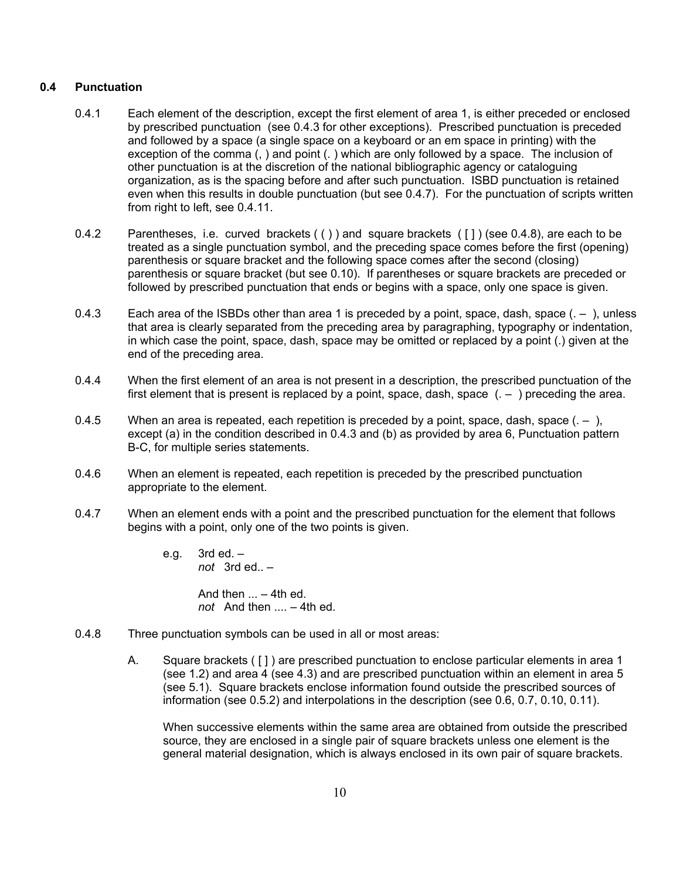## 0.4 Punctuation

0.4.1 Each element of the description, except the first element of area 1, is either preceded or enclosed by prescribed punctuation (see 0.4.3 for other exceptions). Prescribed punctuation is preceded and followed by a space (a single space on a keyboard or an em space in printing) with the exception of the comma (, ) and point (. ) which are only followed by a space. The inclusion of other punctuation is at the discretion of the national bibliographic agency or cataloguing organization, as is the spacing before and after such punctuation. ISBD punctuation is retained even when this results in double punctuation (but see 0.4.7). For the punctuation of scripts written from right to left, see 0.4.11.

0.4.2 Parentheses, i.e. curved brackets ( ( ) ) and square brackets ( [ ] ) (see 0.4.8), are each to be treated as a single punctuation symbol, and the preceding space comes before the first (opening) parenthesis or square bracket and the following space comes after the second (closing) parenthesis or square bracket (but see 0.10). If parentheses or square brackets are preceded or followed by prescribed punctuation that ends or begins with a space, only one space is given.

0.4.3 Each area of the ISBDs other than area 1 is preceded by a point, space, dash, space (. – ), unless that area is clearly separated from the preceding area by paragraphing, typography or indentation, in which case the point, space, dash, space may be omitted or replaced by a point (.) given at the end of the preceding area.

0.4.4 When the first element of an area is not present in a description, the prescribed punctuation of the first element that is present is replaced by a point, space, dash, space (. – ) preceding the area.

0.4.5 When an area is repeated, each repetition is preceded by a point, space, dash, space (. – ), except (a) in the condition described in 0.4.3 and (b) as provided by area 6, Punctuation pattern B-C, for multiple series statements.

0.4.6 When an element is repeated, each repetition is preceded by the prescribed punctuation appropriate to the element.

0.4.7 When an element ends with a point and the prescribed punctuation for the element that follows begins with a point, only one of the two points is given.

e.g. 3rd ed. –
*not* 3rd ed.. –

And then ... – 4th ed.
*not* And then .... – 4th ed.

0.4.8 Three punctuation symbols can be used in all or most areas:

A. Square brackets ( [ ] ) are prescribed punctuation to enclose particular elements in area 1 (see 1.2) and area 4 (see 4.3) and are prescribed punctuation within an element in area 5 (see 5.1). Square brackets enclose information found outside the prescribed sources of information (see 0.5.2) and interpolations in the description (see 0.6, 0.7, 0.10, 0.11).

When successive elements within the same area are obtained from outside the prescribed source, they are enclosed in a single pair of square brackets unless one element is the general material designation, which is always enclosed in its own pair of square brackets.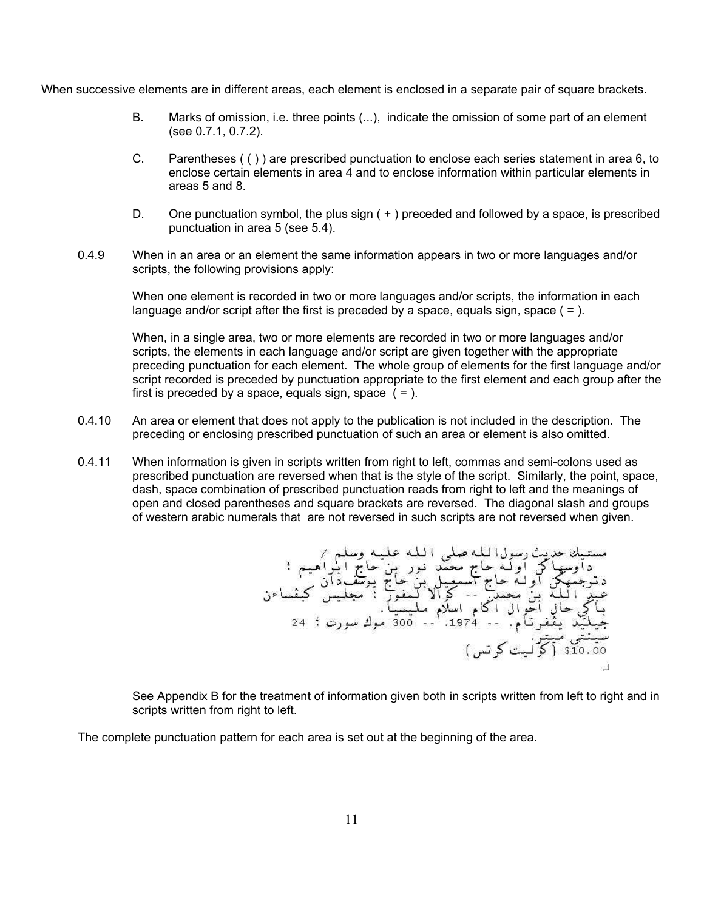When successive elements are in different areas, each element is enclosed in a separate pair of square brackets.

B. Marks of omission, i.e. three points (...), indicate the omission of some part of an element (see 0.7.1, 0.7.2).

C. Parentheses ( ( ) ) are prescribed punctuation to enclose each series statement in area 6, to enclose certain elements in area 4 and to enclose information within particular elements in areas 5 and 8.

D. One punctuation symbol, the plus sign ( + ) preceded and followed by a space, is prescribed punctuation in area 5 (see 5.4).

0.4.9 When in an area or an element the same information appears in two or more languages and/or scripts, the following provisions apply:

When one element is recorded in two or more languages and/or scripts, the information in each language and/or script after the first is preceded by a space, equals sign, space ( = ).

When, in a single area, two or more elements are recorded in two or more languages and/or scripts, the elements in each language and/or script are given together with the appropriate preceding punctuation for each element. The whole group of elements for the first language and/or script recorded is preceded by punctuation appropriate to the first element and each group after the first is preceded by a space, equals sign, space ( = ).

0.4.10 An area or element that does not apply to the publication is not included in the description. The preceding or enclosing prescribed punctuation of such an area or element is also omitted.

0.4.11 When information is given in scripts written from right to left, commas and semi-colons used as prescribed punctuation are reversed when that is the style of the script. Similarly, the point, space, dash, space combination of prescribed punctuation reads from right to left and the meanings of open and closed parentheses and square brackets are reversed. The diagonal slash and groups of western arabic numerals that are not reversed in such scripts are not reversed when given.

مستيك حديث رسول الله صلى الله عليه وسلم / داوسهاكن اوله حاج محمد نور بن حاج ابراهيم ؛ دترجمهكن اوله حاج اسمعيل بن حاج يوسف دان عبد الله بن محمد. -- كوالا لمفور : مجليس كبشاءن باكي حال احوال اكام اسلام مليسيا. جيليد يڤفرتام. -- 1974. -- 300 موك سورت ؛ 24 سينتي ميتر. (كوليت كرتس) $10.00

See Appendix B for the treatment of information given both in scripts written from left to right and in scripts written from right to left.

The complete punctuation pattern for each area is set out at the beginning of the area.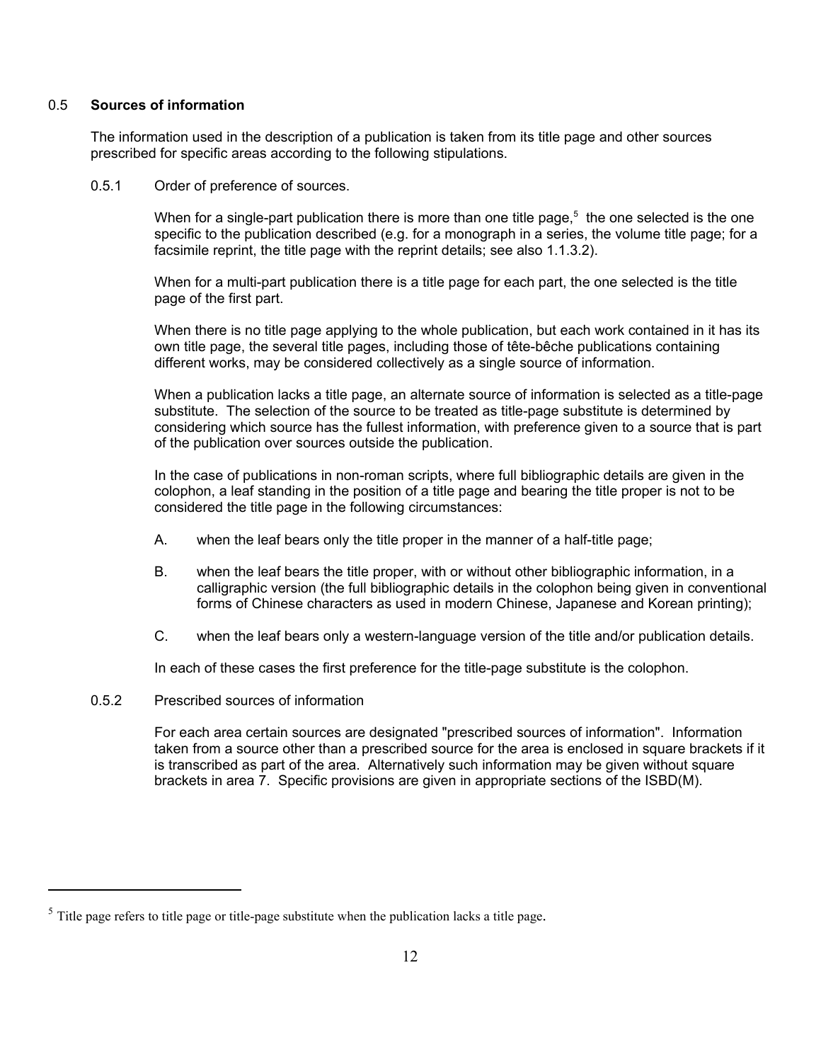## 0.5 **Sources of information**

The information used in the description of a publication is taken from its title page and other sources prescribed for specific areas according to the following stipulations.

### 0.5.1 Order of preference of sources.

When for a single-part publication there is more than one title page,[5] the one selected is the one specific to the publication described (e.g. for a monograph in a series, the volume title page; for a facsimile reprint, the title page with the reprint details; see also 1.1.3.2).

When for a multi-part publication there is a title page for each part, the one selected is the title page of the first part.

When there is no title page applying to the whole publication, but each work contained in it has its own title page, the several title pages, including those of tête-bêche publications containing different works, may be considered collectively as a single source of information.

When a publication lacks a title page, an alternate source of information is selected as a title-page substitute. The selection of the source to be treated as title-page substitute is determined by considering which source has the fullest information, with preference given to a source that is part of the publication over sources outside the publication.

In the case of publications in non-roman scripts, where full bibliographic details are given in the colophon, a leaf standing in the position of a title page and bearing the title proper is not to be considered the title page in the following circumstances:

A. when the leaf bears only the title proper in the manner of a half-title page;

B. when the leaf bears the title proper, with or without other bibliographic information, in a calligraphic version (the full bibliographic details in the colophon being given in conventional forms of Chinese characters as used in modern Chinese, Japanese and Korean printing);

C. when the leaf bears only a western-language version of the title and/or publication details.

In each of these cases the first preference for the title-page substitute is the colophon.

### 0.5.2 Prescribed sources of information

For each area certain sources are designated "prescribed sources of information". Information taken from a source other than a prescribed source for the area is enclosed in square brackets if it is transcribed as part of the area. Alternatively such information may be given without square brackets in area 7. Specific provisions are given in appropriate sections of the ISBD(M).

---

[5] Title page refers to title page or title-page substitute when the publication lacks a title page.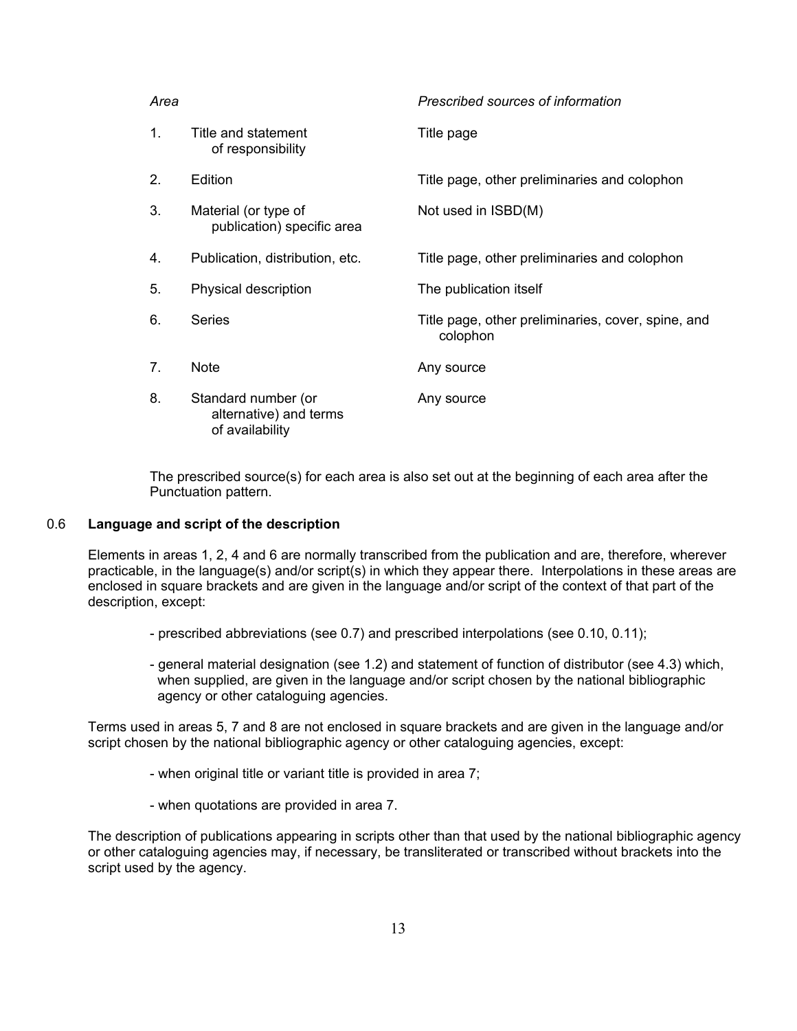| | *Area* | *Prescribed sources of information* |
|---|---|---|
| 1. | Title and statement of responsibility | Title page |
| 2. | Edition | Title page, other preliminaries and colophon |
| 3. | Material (or type of publication) specific area | Not used in ISBD(M) |
| 4. | Publication, distribution, etc. | Title page, other preliminaries and colophon |
| 5. | Physical description | The publication itself |
| 6. | Series | Title page, other preliminaries, cover, spine, and colophon |
| 7. | Note | Any source |
| 8. | Standard number (or alternative) and terms of availability | Any source |

The prescribed source(s) for each area is also set out at the beginning of each area after the Punctuation pattern.

## 0.6 Language and script of the description

Elements in areas 1, 2, 4 and 6 are normally transcribed from the publication and are, therefore, wherever practicable, in the language(s) and/or script(s) in which they appear there. Interpolations in these areas are enclosed in square brackets and are given in the language and/or script of the context of that part of the description, except:

- prescribed abbreviations (see 0.7) and prescribed interpolations (see 0.10, 0.11);
- general material designation (see 1.2) and statement of function of distributor (see 4.3) which, when supplied, are given in the language and/or script chosen by the national bibliographic agency or other cataloguing agencies.

Terms used in areas 5, 7 and 8 are not enclosed in square brackets and are given in the language and/or script chosen by the national bibliographic agency or other cataloguing agencies, except:

- when original title or variant title is provided in area 7;
- when quotations are provided in area 7.

The description of publications appearing in scripts other than that used by the national bibliographic agency or other cataloguing agencies may, if necessary, be transliterated or transcribed without brackets into the script used by the agency.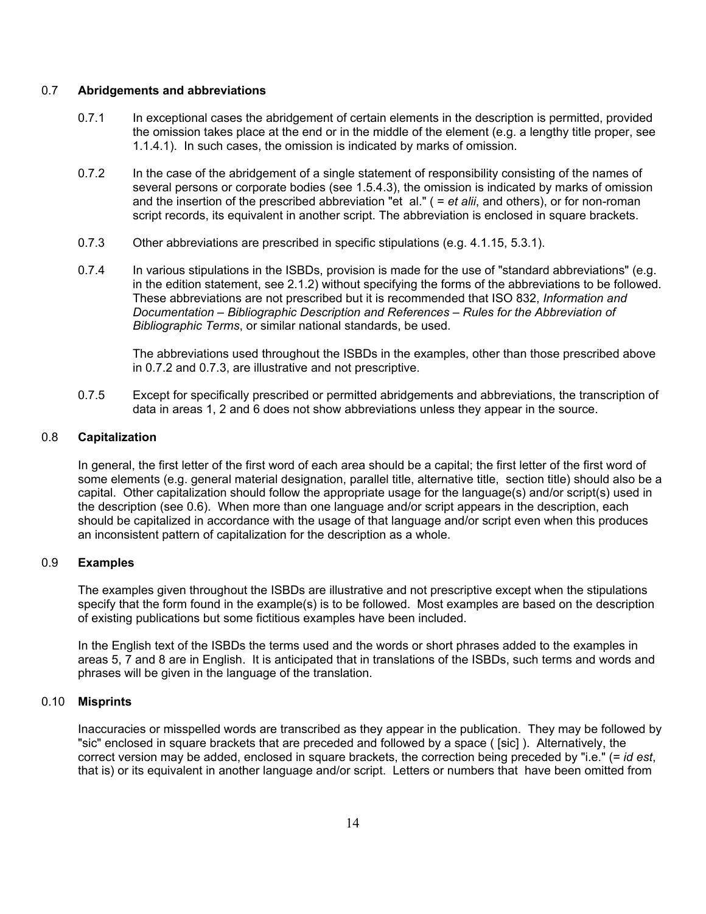## 0.7 **Abridgements and abbreviations**

0.7.1 In exceptional cases the abridgement of certain elements in the description is permitted, provided the omission takes place at the end or in the middle of the element (e.g. a lengthy title proper, see 1.1.4.1). In such cases, the omission is indicated by marks of omission.

0.7.2 In the case of the abridgement of a single statement of responsibility consisting of the names of several persons or corporate bodies (see 1.5.4.3), the omission is indicated by marks of omission and the insertion of the prescribed abbreviation "et al." ( = *et alii*, and others), or for non-roman script records, its equivalent in another script. The abbreviation is enclosed in square brackets.

0.7.3 Other abbreviations are prescribed in specific stipulations (e.g. 4.1.15, 5.3.1).

0.7.4 In various stipulations in the ISBDs, provision is made for the use of "standard abbreviations" (e.g. in the edition statement, see 2.1.2) without specifying the forms of the abbreviations to be followed. These abbreviations are not prescribed but it is recommended that ISO 832, *Information and Documentation – Bibliographic Description and References – Rules for the Abbreviation of Bibliographic Terms*, or similar national standards, be used.

The abbreviations used throughout the ISBDs in the examples, other than those prescribed above in 0.7.2 and 0.7.3, are illustrative and not prescriptive.

0.7.5 Except for specifically prescribed or permitted abridgements and abbreviations, the transcription of data in areas 1, 2 and 6 does not show abbreviations unless they appear in the source.

## 0.8 **Capitalization**

In general, the first letter of the first word of each area should be a capital; the first letter of the first word of some elements (e.g. general material designation, parallel title, alternative title, section title) should also be a capital. Other capitalization should follow the appropriate usage for the language(s) and/or script(s) used in the description (see 0.6). When more than one language and/or script appears in the description, each should be capitalized in accordance with the usage of that language and/or script even when this produces an inconsistent pattern of capitalization for the description as a whole.

## 0.9 **Examples**

The examples given throughout the ISBDs are illustrative and not prescriptive except when the stipulations specify that the form found in the example(s) is to be followed. Most examples are based on the description of existing publications but some fictitious examples have been included.

In the English text of the ISBDs the terms used and the words or short phrases added to the examples in areas 5, 7 and 8 are in English. It is anticipated that in translations of the ISBDs, such terms and words and phrases will be given in the language of the translation.

## 0.10 **Misprints**

Inaccuracies or misspelled words are transcribed as they appear in the publication. They may be followed by "sic" enclosed in square brackets that are preceded and followed by a space ( [sic] ). Alternatively, the correct version may be added, enclosed in square brackets, the correction being preceded by "i.e." (= *id est*, that is) or its equivalent in another language and/or script. Letters or numbers that have been omitted from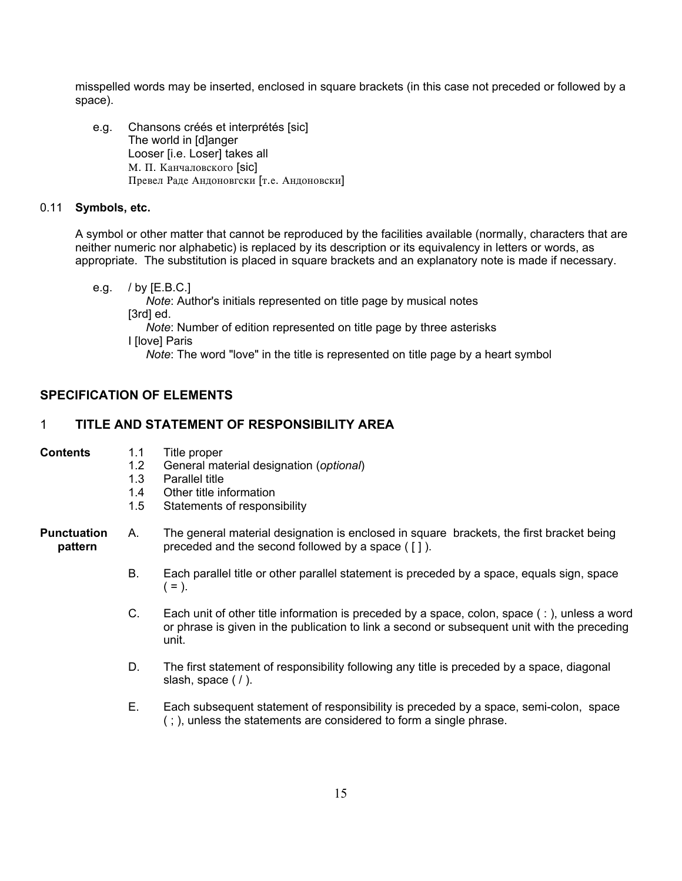misspelled words may be inserted, enclosed in square brackets (in this case not preceded or followed by a space).

e.g. Chansons créés et interprétés [sic]
The world in [d]anger
Looser [i.e. Loser] takes all
М. П. Канчаловского [sic]
Превел Раде Андоновгски [т.е. Андоновски]

0.11 **Symbols, etc.**

A symbol or other matter that cannot be reproduced by the facilities available (normally, characters that are neither numeric nor alphabetic) is replaced by its description or its equivalency in letters or words, as appropriate. The substitution is placed in square brackets and an explanatory note is made if necessary.

e.g. / by [E.B.C.]
*Note*: Author's initials represented on title page by musical notes
[3rd] ed.
*Note*: Number of edition represented on title page by three asterisks
I [love] Paris
*Note*: The word "love" in the title is represented on title page by a heart symbol

## SPECIFICATION OF ELEMENTS

## 1 TITLE AND STATEMENT OF RESPONSIBILITY AREA

**Contents**

1.1 Title proper
1.2 General material designation (*optional*)
1.3 Parallel title
1.4 Other title information
1.5 Statements of responsibility

**Punctuation pattern**

A. The general material designation is enclosed in square brackets, the first bracket being preceded and the second followed by a space ( [ ] ).

B. Each parallel title or other parallel statement is preceded by a space, equals sign, space ( = ).

C. Each unit of other title information is preceded by a space, colon, space ( : ), unless a word or phrase is given in the publication to link a second or subsequent unit with the preceding unit.

D. The first statement of responsibility following any title is preceded by a space, diagonal slash, space ( / ).

E. Each subsequent statement of responsibility is preceded by a space, semi-colon, space ( ; ), unless the statements are considered to form a single phrase.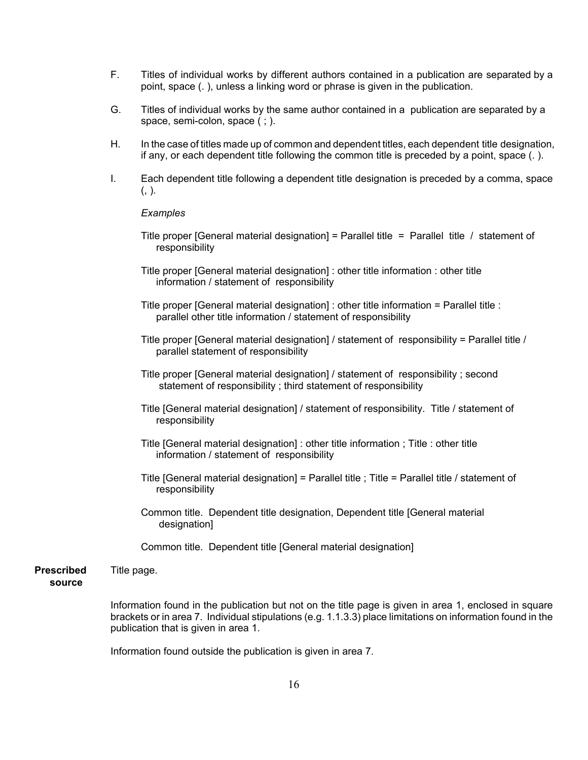F. Titles of individual works by different authors contained in a publication are separated by a point, space (. ), unless a linking word or phrase is given in the publication.

G. Titles of individual works by the same author contained in a publication are separated by a space, semi-colon, space ( ; ).

H. In the case of titles made up of common and dependent titles, each dependent title designation, if any, or each dependent title following the common title is preceded by a point, space (. ).

I. Each dependent title following a dependent title designation is preceded by a comma, space (, ).

*Examples*

Title proper [General material designation] = Parallel title = Parallel title / statement of responsibility

Title proper [General material designation] : other title information : other title information / statement of responsibility

Title proper [General material designation] : other title information = Parallel title : parallel other title information / statement of responsibility

Title proper [General material designation] / statement of responsibility = Parallel title / parallel statement of responsibility

Title proper [General material designation] / statement of responsibility ; second statement of responsibility ; third statement of responsibility

Title [General material designation] / statement of responsibility. Title / statement of responsibility

Title [General material designation] : other title information ; Title : other title information / statement of responsibility

Title [General material designation] = Parallel title ; Title = Parallel title / statement of responsibility

Common title. Dependent title designation, Dependent title [General material designation]

Common title. Dependent title [General material designation]

**Prescribed source** Title page.

Information found in the publication but not on the title page is given in area 1, enclosed in square brackets or in area 7. Individual stipulations (e.g. 1.1.3.3) place limitations on information found in the publication that is given in area 1.

Information found outside the publication is given in area 7.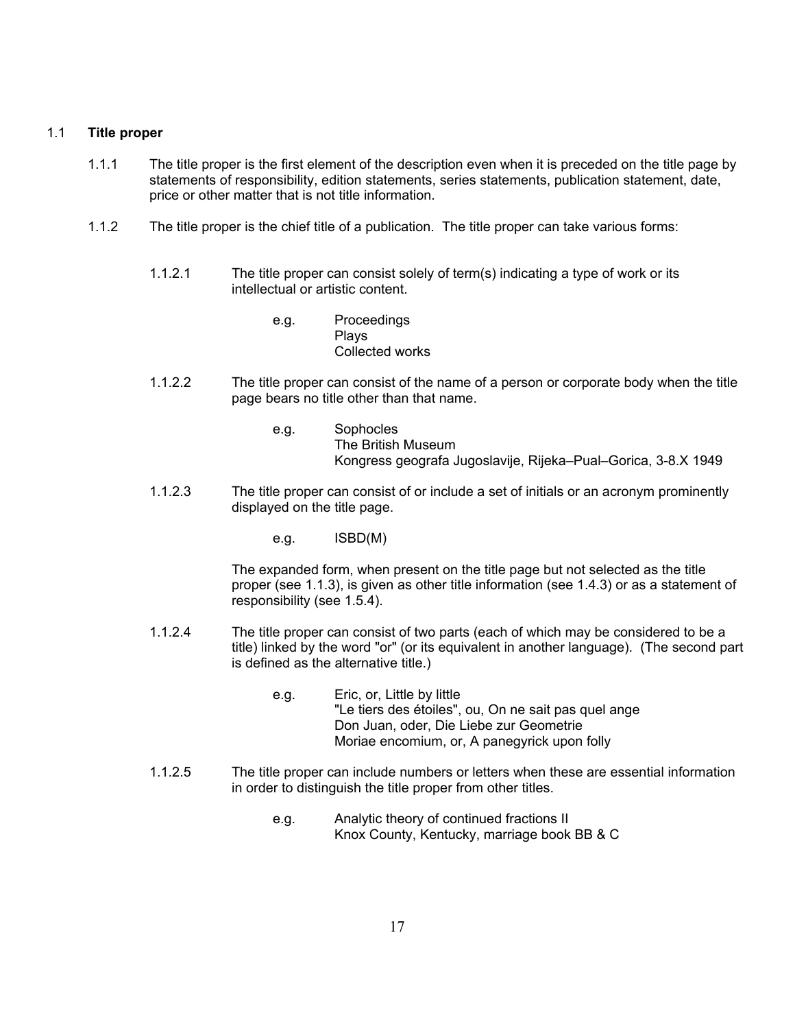## 1.1 **Title proper**

1.1.1 The title proper is the first element of the description even when it is preceded on the title page by statements of responsibility, edition statements, series statements, publication statement, date, price or other matter that is not title information.

1.1.2 The title proper is the chief title of a publication. The title proper can take various forms:

1.1.2.1 The title proper can consist solely of term(s) indicating a type of work or its intellectual or artistic content.

e.g. Proceedings
Plays
Collected works

1.1.2.2 The title proper can consist of the name of a person or corporate body when the title page bears no title other than that name.

e.g. Sophocles
The British Museum
Kongress geografa Jugoslavije, Rijeka–Pual–Gorica, 3-8.X 1949

1.1.2.3 The title proper can consist of or include a set of initials or an acronym prominently displayed on the title page.

e.g. ISBD(M)

The expanded form, when present on the title page but not selected as the title proper (see 1.1.3), is given as other title information (see 1.4.3) or as a statement of responsibility (see 1.5.4).

1.1.2.4 The title proper can consist of two parts (each of which may be considered to be a title) linked by the word "or" (or its equivalent in another language). (The second part is defined as the alternative title.)

e.g. Eric, or, Little by little
"Le tiers des étoiles", ou, On ne sait pas quel ange
Don Juan, oder, Die Liebe zur Geometrie
Moriae encomium, or, A panegyrick upon folly

1.1.2.5 The title proper can include numbers or letters when these are essential information in order to distinguish the title proper from other titles.

e.g. Analytic theory of continued fractions II
Knox County, Kentucky, marriage book BB & C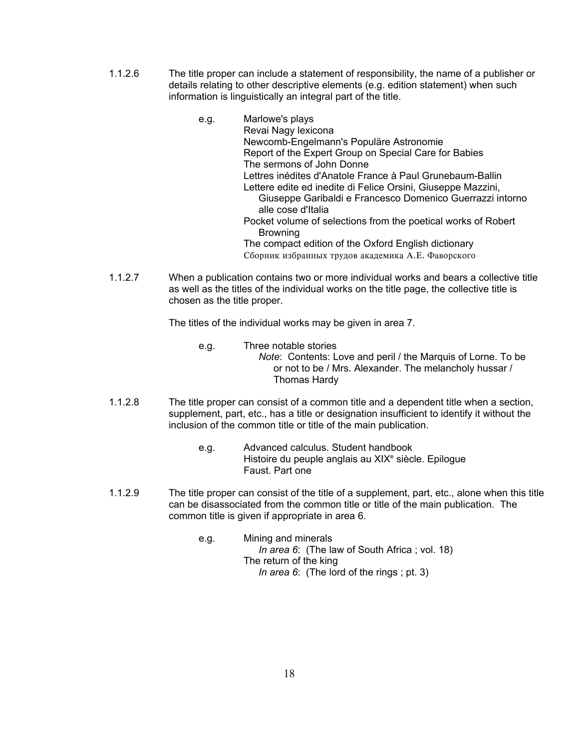1.1.2.6 The title proper can include a statement of responsibility, the name of a publisher or details relating to other descriptive elements (e.g. edition statement) when such information is linguistically an integral part of the title.

e.g.

Marlowe's plays
Revai Nagy lexicona
Newcomb-Engelmann's Populäre Astronomie
Report of the Expert Group on Special Care for Babies
The sermons of John Donne
Lettres inédites d'Anatole France à Paul Grunebaum-Ballin
Lettere edite ed inedite di Felice Orsini, Giuseppe Mazzini, Giuseppe Garibaldi e Francesco Domenico Guerrazzi intorno alle cose d'Italia
Pocket volume of selections from the poetical works of Robert Browning
The compact edition of the Oxford English dictionary
Сборник избранных трудов академика А.Е. Фаворского

1.1.2.7 When a publication contains two or more individual works and bears a collective title as well as the titles of the individual works on the title page, the collective title is chosen as the title proper.

The titles of the individual works may be given in area 7.

e.g.

Three notable stories
*Note*: Contents: Love and peril / the Marquis of Lorne. To be or not to be / Mrs. Alexander. The melancholy hussar / Thomas Hardy

1.1.2.8 The title proper can consist of a common title and a dependent title when a section, supplement, part, etc., has a title or designation insufficient to identify it without the inclusion of the common title or title of the main publication.

e.g.

Advanced calculus. Student handbook
Histoire du peuple anglais au XIX$^{e}$ siècle. Epilogue
Faust. Part one

1.1.2.9 The title proper can consist of the title of a supplement, part, etc., alone when this title can be disassociated from the common title or title of the main publication. The common title is given if appropriate in area 6.

e.g.

Mining and minerals
*In area 6*: (The law of South Africa ; vol. 18)
The return of the king
*In area 6*: (The lord of the rings ; pt. 3)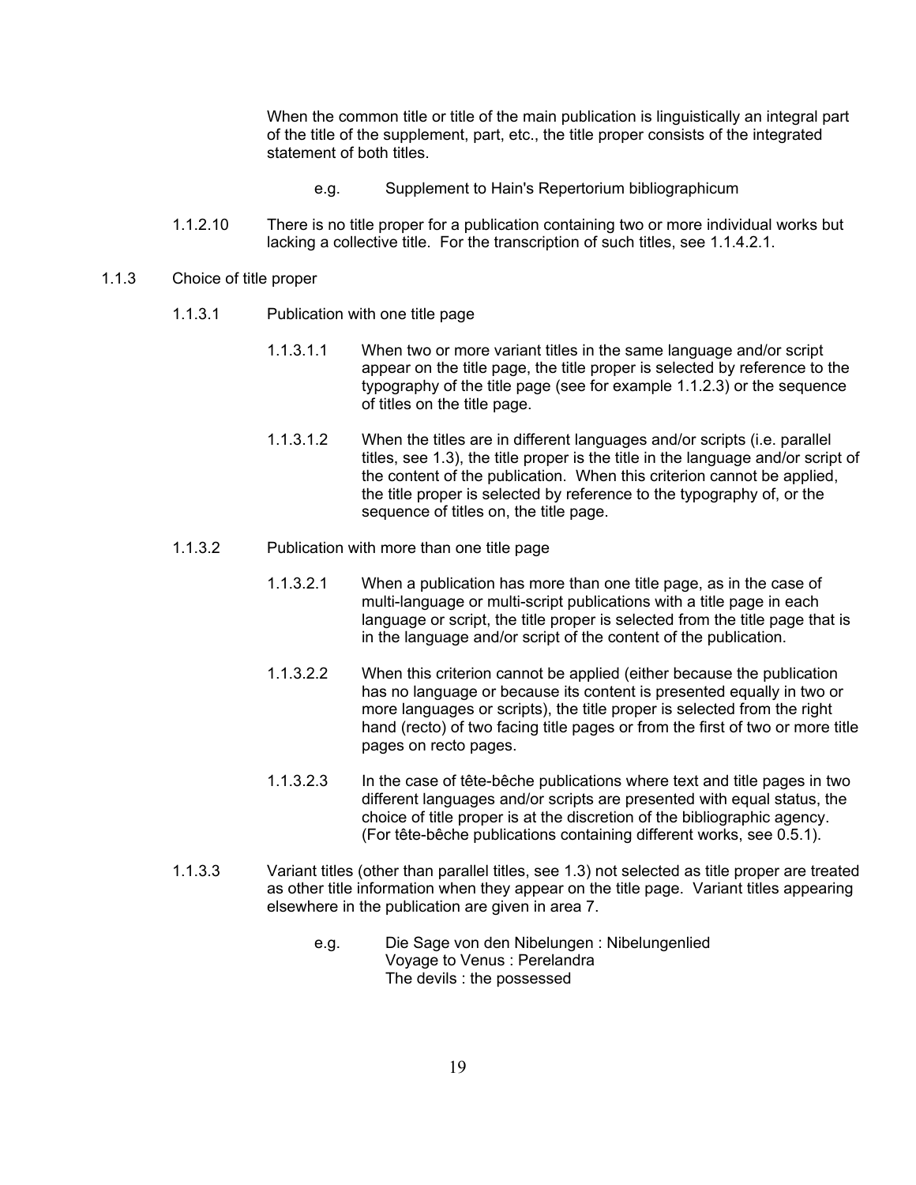When the common title or title of the main publication is linguistically an integral part of the title of the supplement, part, etc., the title proper consists of the integrated statement of both titles.

e.g. Supplement to Hain's Repertorium bibliographicum

1.1.2.10 There is no title proper for a publication containing two or more individual works but lacking a collective title. For the transcription of such titles, see 1.1.4.2.1.

### 1.1.3 Choice of title proper

#### 1.1.3.1 Publication with one title page

1.1.3.1.1 When two or more variant titles in the same language and/or script appear on the title page, the title proper is selected by reference to the typography of the title page (see for example 1.1.2.3) or the sequence of titles on the title page.

1.1.3.1.2 When the titles are in different languages and/or scripts (i.e. parallel titles, see 1.3), the title proper is the title in the language and/or script of the content of the publication. When this criterion cannot be applied, the title proper is selected by reference to the typography of, or the sequence of titles on, the title page.

#### 1.1.3.2 Publication with more than one title page

1.1.3.2.1 When a publication has more than one title page, as in the case of multi-language or multi-script publications with a title page in each language or script, the title proper is selected from the title page that is in the language and/or script of the content of the publication.

1.1.3.2.2 When this criterion cannot be applied (either because the publication has no language or because its content is presented equally in two or more languages or scripts), the title proper is selected from the right hand (recto) of two facing title pages or from the first of two or more title pages on recto pages.

1.1.3.2.3 In the case of tête-bêche publications where text and title pages in two different languages and/or scripts are presented with equal status, the choice of title proper is at the discretion of the bibliographic agency. (For tête-bêche publications containing different works, see 0.5.1).

1.1.3.3 Variant titles (other than parallel titles, see 1.3) not selected as title proper are treated as other title information when they appear on the title page. Variant titles appearing elsewhere in the publication are given in area 7.

e.g. Die Sage von den Nibelungen : Nibelungenlied
Voyage to Venus : Perelandra
The devils : the possessed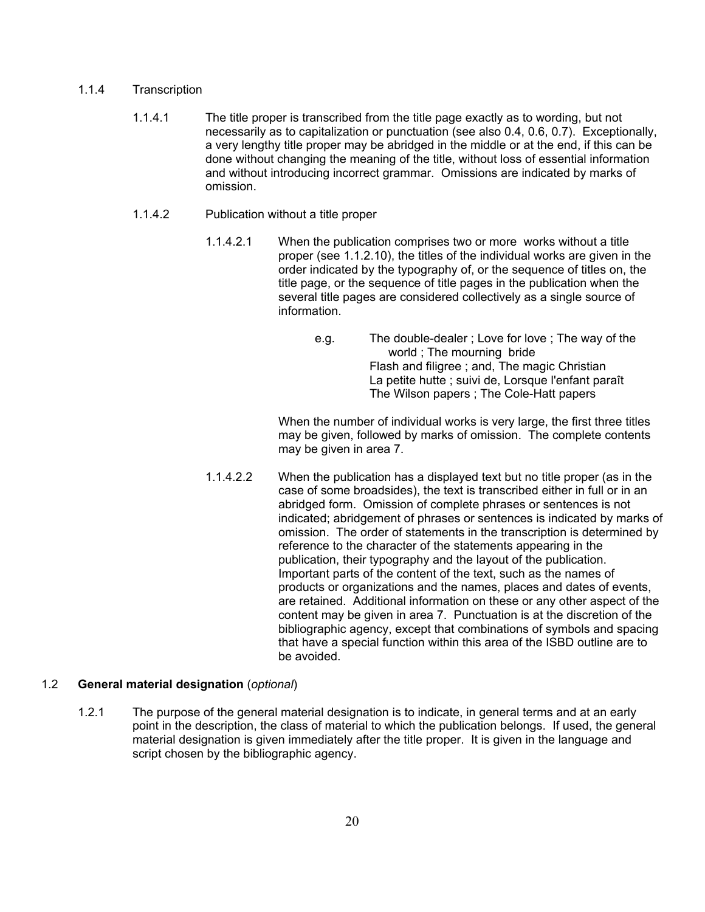1.1.4 Transcription

1.1.4.1 The title proper is transcribed from the title page exactly as to wording, but not necessarily as to capitalization or punctuation (see also 0.4, 0.6, 0.7). Exceptionally, a very lengthy title proper may be abridged in the middle or at the end, if this can be done without changing the meaning of the title, without loss of essential information and without introducing incorrect grammar. Omissions are indicated by marks of omission.

1.1.4.2 Publication without a title proper

1.1.4.2.1 When the publication comprises two or more works without a title proper (see 1.1.2.10), the titles of the individual works are given in the order indicated by the typography of, or the sequence of titles on, the title page, or the sequence of title pages in the publication when the several title pages are considered collectively as a single source of information.

e.g. The double-dealer ; Love for love ; The way of the world ; The mourning bride
Flash and filigree ; and, The magic Christian
La petite hutte ; suivi de, Lorsque l'enfant paraît
The Wilson papers ; The Cole-Hatt papers

When the number of individual works is very large, the first three titles may be given, followed by marks of omission. The complete contents may be given in area 7.

1.1.4.2.2 When the publication has a displayed text but no title proper (as in the case of some broadsides), the text is transcribed either in full or in an abridged form. Omission of complete phrases or sentences is not indicated; abridgement of phrases or sentences is indicated by marks of omission. The order of statements in the transcription is determined by reference to the character of the statements appearing in the publication, their typography and the layout of the publication. Important parts of the content of the text, such as the names of products or organizations and the names, places and dates of events, are retained. Additional information on these or any other aspect of the content may be given in area 7. Punctuation is at the discretion of the bibliographic agency, except that combinations of symbols and spacing that have a special function within this area of the ISBD outline are to be avoided.

## 1.2 **General material designation** (*optional*)

1.2.1 The purpose of the general material designation is to indicate, in general terms and at an early point in the description, the class of material to which the publication belongs. If used, the general material designation is given immediately after the title proper. It is given in the language and script chosen by the bibliographic agency.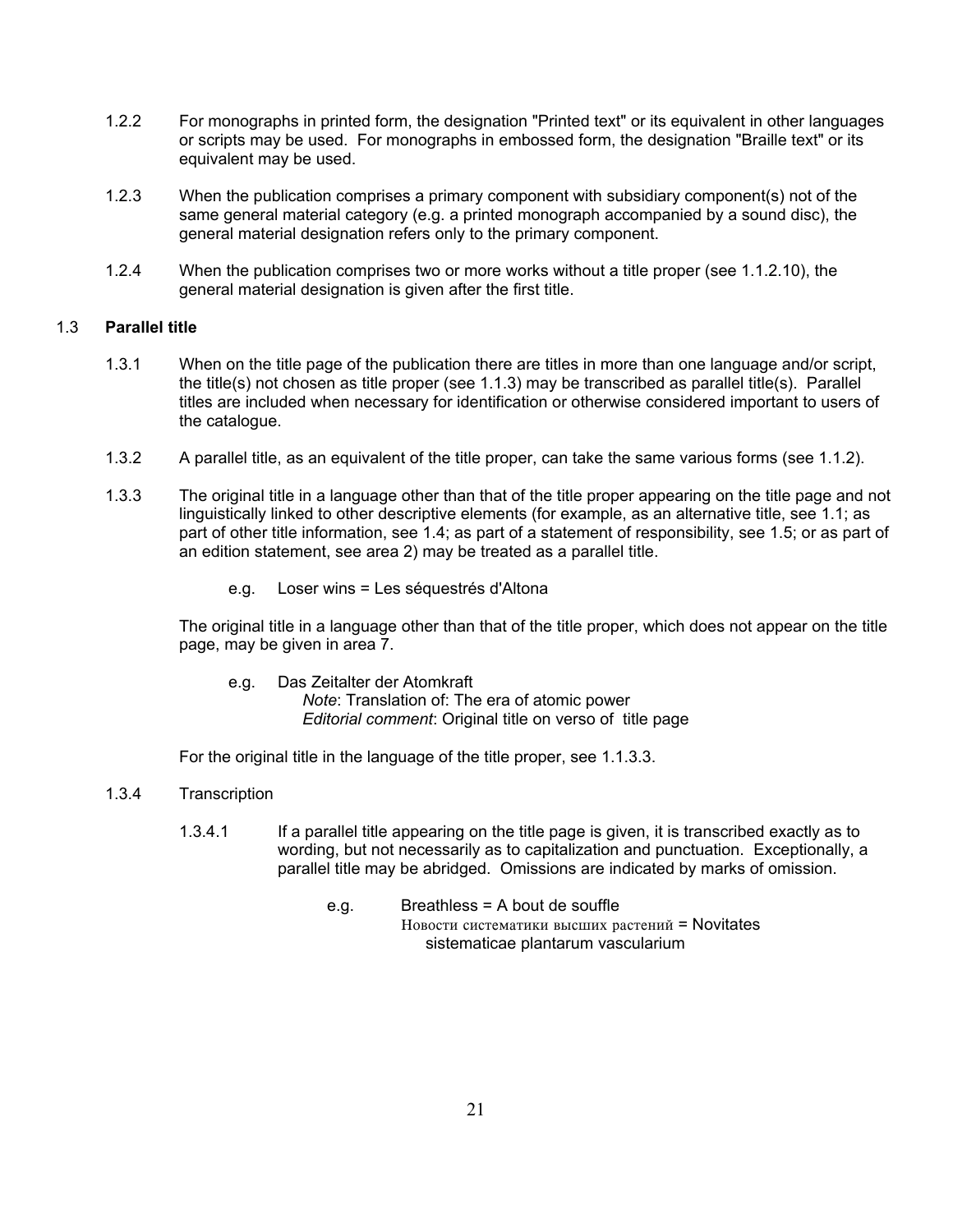1.2.2 For monographs in printed form, the designation "Printed text" or its equivalent in other languages or scripts may be used. For monographs in embossed form, the designation "Braille text" or its equivalent may be used.

1.2.3 When the publication comprises a primary component with subsidiary component(s) not of the same general material category (e.g. a printed monograph accompanied by a sound disc), the general material designation refers only to the primary component.

1.2.4 When the publication comprises two or more works without a title proper (see 1.1.2.10), the general material designation is given after the first title.

## 1.3 **Parallel title**

1.3.1 When on the title page of the publication there are titles in more than one language and/or script, the title(s) not chosen as title proper (see 1.1.3) may be transcribed as parallel title(s). Parallel titles are included when necessary for identification or otherwise considered important to users of the catalogue.

1.3.2 A parallel title, as an equivalent of the title proper, can take the same various forms (see 1.1.2).

1.3.3 The original title in a language other than that of the title proper appearing on the title page and not linguistically linked to other descriptive elements (for example, as an alternative title, see 1.1; as part of other title information, see 1.4; as part of a statement of responsibility, see 1.5; or as part of an edition statement, see area 2) may be treated as a parallel title.

e.g. Loser wins = Les séquestrés d'Altona

The original title in a language other than that of the title proper, which does not appear on the title page, may be given in area 7.

e.g. Das Zeitalter der Atomkraft
*Note*: Translation of: The era of atomic power
*Editorial comment*: Original title on verso of title page

For the original title in the language of the title proper, see 1.1.3.3.

1.3.4 Transcription

1.3.4.1 If a parallel title appearing on the title page is given, it is transcribed exactly as to wording, but not necessarily as to capitalization and punctuation. Exceptionally, a parallel title may be abridged. Omissions are indicated by marks of omission.

e.g. Breathless = A bout de souffle
Новости систематики высших растений = Novitates sistematicae plantarum vascularium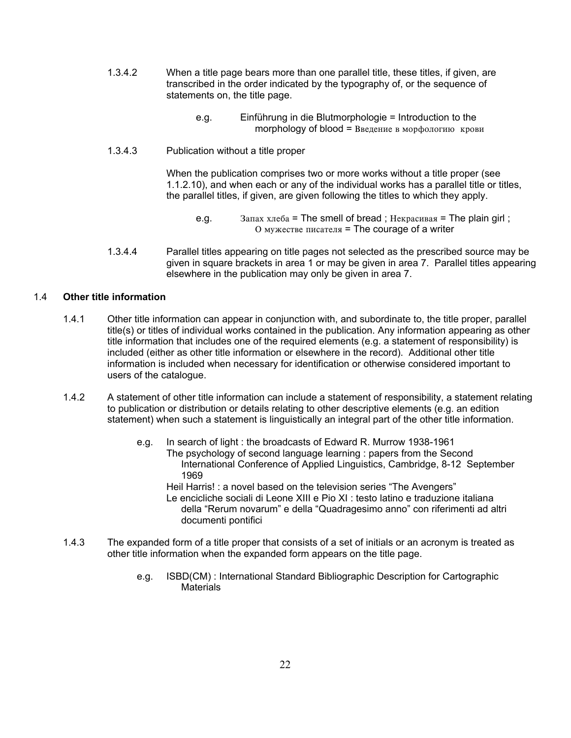1.3.4.2 When a title page bears more than one parallel title, these titles, if given, are transcribed in the order indicated by the typography of, or the sequence of statements on, the title page.

e.g. Einführung in die Blutmorphologie = Introduction to the morphology of blood = Введение в морфологию крови

1.3.4.3 Publication without a title proper

When the publication comprises two or more works without a title proper (see 1.1.2.10), and when each or any of the individual works has a parallel title or titles, the parallel titles, if given, are given following the titles to which they apply.

e.g. Запах хлеба = The smell of bread ; Некрасивая = The plain girl ; О мужестве писателя = The courage of a writer

1.3.4.4 Parallel titles appearing on title pages not selected as the prescribed source may be given in square brackets in area 1 or may be given in area 7. Parallel titles appearing elsewhere in the publication may only be given in area 7.

## 1.4 **Other title information**

1.4.1 Other title information can appear in conjunction with, and subordinate to, the title proper, parallel title(s) or titles of individual works contained in the publication. Any information appearing as other title information that includes one of the required elements (e.g. a statement of responsibility) is included (either as other title information or elsewhere in the record). Additional other title information is included when necessary for identification or otherwise considered important to users of the catalogue.

1.4.2 A statement of other title information can include a statement of responsibility, a statement relating to publication or distribution or details relating to other descriptive elements (e.g. an edition statement) when such a statement is linguistically an integral part of the other title information.

e.g. In search of light : the broadcasts of Edward R. Murrow 1938-1961
The psychology of second language learning : papers from the Second International Conference of Applied Linguistics, Cambridge, 8-12 September 1969
Heil Harris! : a novel based on the television series “The Avengers”
Le encicliche sociali di Leone XIII e Pio XI : testo latino e traduzione italiana della “Rerum novarum” e della “Quadragesimo anno” con riferimenti ad altri documenti pontifici

1.4.3 The expanded form of a title proper that consists of a set of initials or an acronym is treated as other title information when the expanded form appears on the title page.

e.g. ISBD(CM) : International Standard Bibliographic Description for Cartographic Materials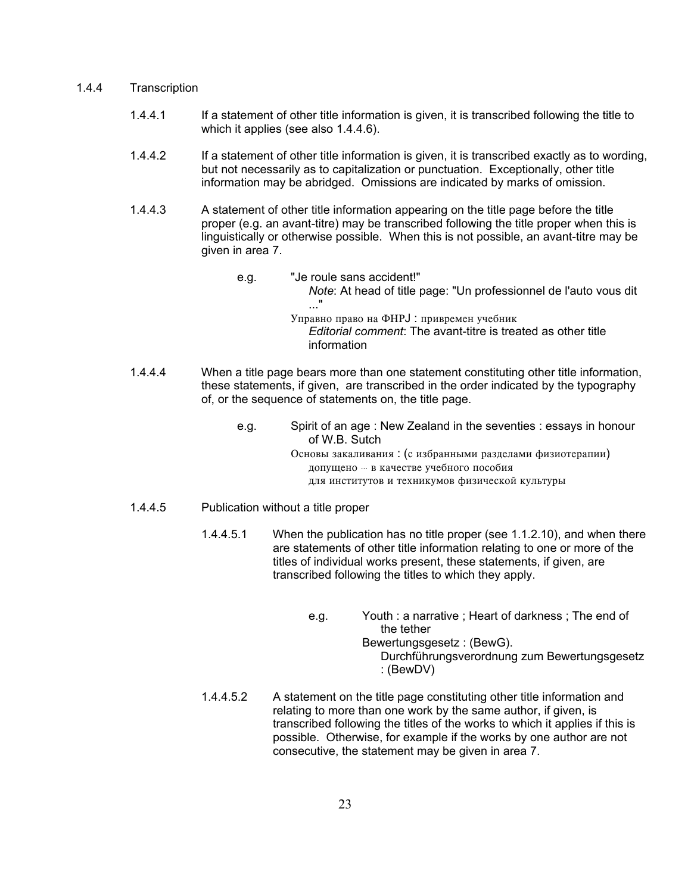1.4.4 Transcription

1.4.4.1 If a statement of other title information is given, it is transcribed following the title to which it applies (see also 1.4.4.6).

1.4.4.2 If a statement of other title information is given, it is transcribed exactly as to wording, but not necessarily as to capitalization or punctuation. Exceptionally, other title information may be abridged. Omissions are indicated by marks of omission.

1.4.4.3 A statement of other title information appearing on the title page before the title proper (e.g. an avant-titre) may be transcribed following the title proper when this is linguistically or otherwise possible. When this is not possible, an avant-titre may be given in area 7.

e.g. "Je roule sans accident!"
*Note*: At head of title page: "Un professionnel de l'auto vous dit ..."
Управно право на ФНРЈ : привремен учебник
*Editorial comment*: The avant-titre is treated as other title information

1.4.4.4 When a title page bears more than one statement constituting other title information, these statements, if given, are transcribed in the order indicated by the typography of, or the sequence of statements on, the title page.

e.g. Spirit of an age : New Zealand in the seventies : essays in honour of W.B. Sutch
Основы закаливания : (с избранными разделами физиотерапии) допущено ··· в качестве учебного пособия для институтов и техникумов физической культуры

1.4.4.5 Publication without a title proper

1.4.4.5.1 When the publication has no title proper (see 1.1.2.10), and when there are statements of other title information relating to one or more of the titles of individual works present, these statements, if given, are transcribed following the titles to which they apply.

e.g. Youth : a narrative ; Heart of darkness ; The end of the tether
Bewertungsgesetz : (BewG). Durchführungsverordnung zum Bewertungsgesetz : (BewDV)

1.4.4.5.2 A statement on the title page constituting other title information and relating to more than one work by the same author, if given, is transcribed following the titles of the works to which it applies if this is possible. Otherwise, for example if the works by one author are not consecutive, the statement may be given in area 7.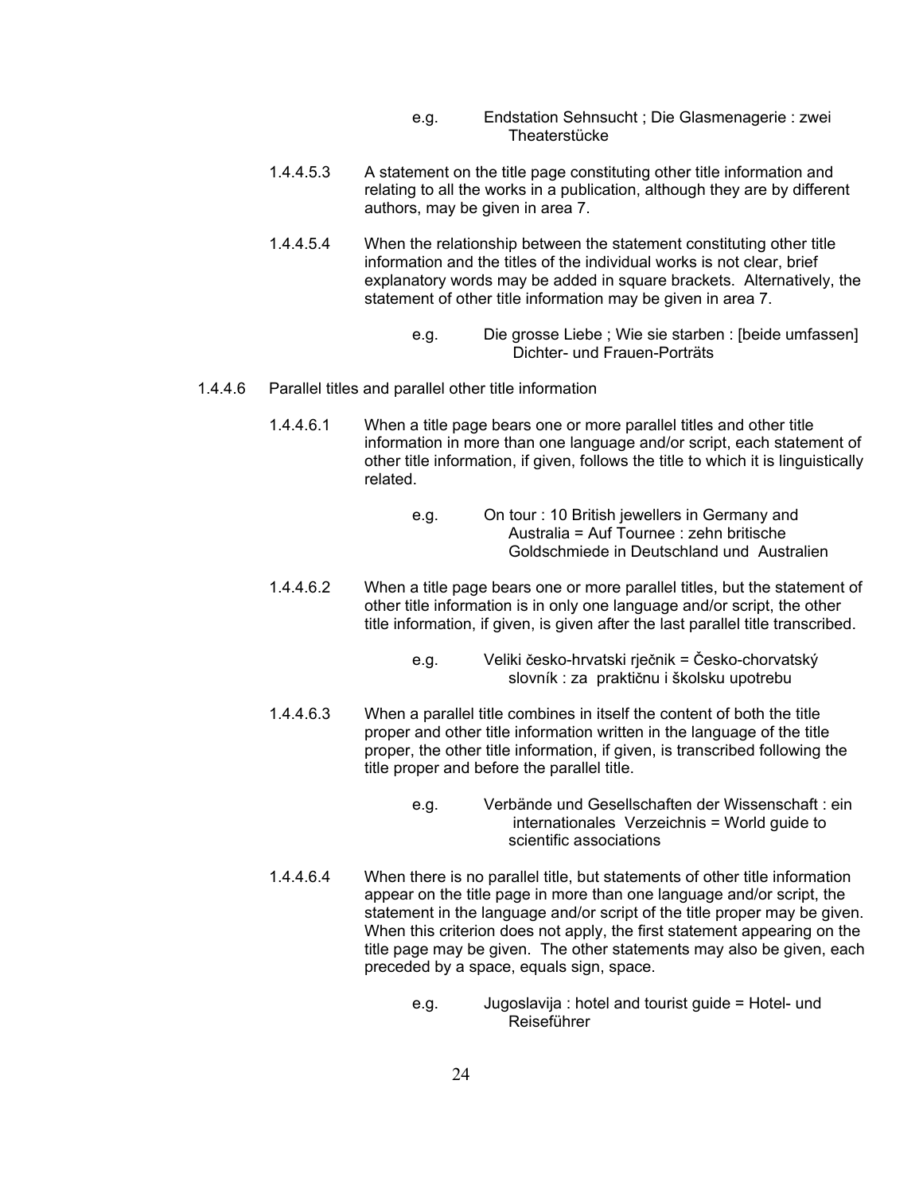e.g. Endstation Sehnsucht ; Die Glasmenagerie : zwei Theaterstücke

1.4.4.5.3 A statement on the title page constituting other title information and relating to all the works in a publication, although they are by different authors, may be given in area 7.

1.4.4.5.4 When the relationship between the statement constituting other title information and the titles of the individual works is not clear, brief explanatory words may be added in square brackets. Alternatively, the statement of other title information may be given in area 7.

e.g. Die grosse Liebe ; Wie sie starben : [beide umfassen] Dichter- und Frauen-Porträts

1.4.4.6 Parallel titles and parallel other title information

1.4.4.6.1 When a title page bears one or more parallel titles and other title information in more than one language and/or script, each statement of other title information, if given, follows the title to which it is linguistically related.

e.g. On tour : 10 British jewellers in Germany and Australia = Auf Tournee : zehn britische Goldschmiede in Deutschland und Australien

1.4.4.6.2 When a title page bears one or more parallel titles, but the statement of other title information is in only one language and/or script, the other title information, if given, is given after the last parallel title transcribed.

e.g. Veliki česko-hrvatski rječnik = Česko-chorvatský slovník : za praktičnu i školsku upotrebu

1.4.4.6.3 When a parallel title combines in itself the content of both the title proper and other title information written in the language of the title proper, the other title information, if given, is transcribed following the title proper and before the parallel title.

e.g. Verbände und Gesellschaften der Wissenschaft : ein internationales Verzeichnis = World guide to scientific associations

1.4.4.6.4 When there is no parallel title, but statements of other title information appear on the title page in more than one language and/or script, the statement in the language and/or script of the title proper may be given. When this criterion does not apply, the first statement appearing on the title page may be given. The other statements may also be given, each preceded by a space, equals sign, space.

e.g. Jugoslavija : hotel and tourist guide = Hotel- und Reiseführer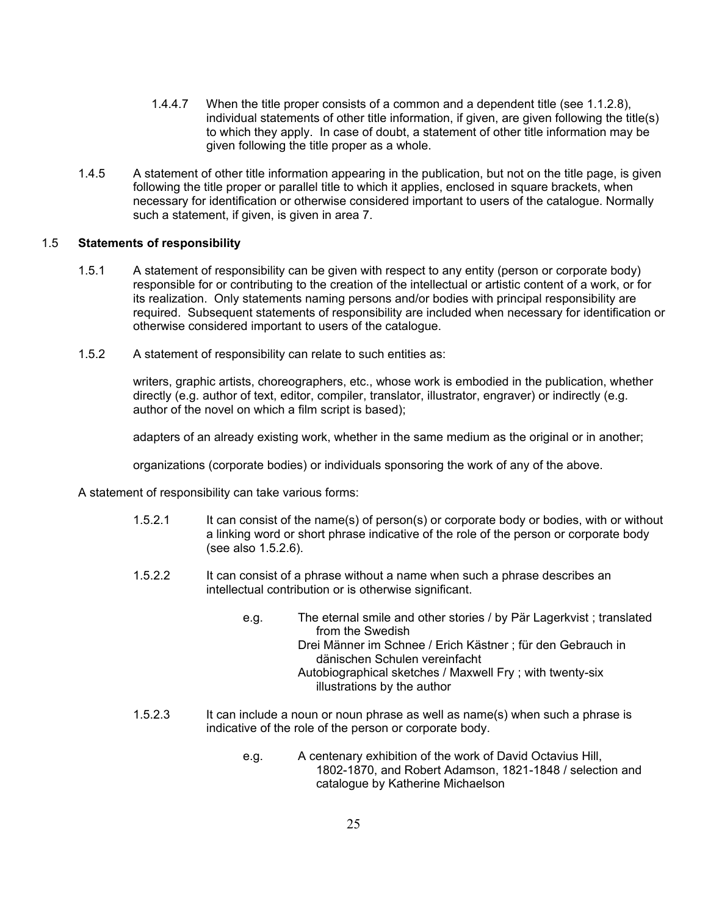1.4.4.7 When the title proper consists of a common and a dependent title (see 1.1.2.8), individual statements of other title information, if given, are given following the title(s) to which they apply. In case of doubt, a statement of other title information may be given following the title proper as a whole.

1.4.5 A statement of other title information appearing in the publication, but not on the title page, is given following the title proper or parallel title to which it applies, enclosed in square brackets, when necessary for identification or otherwise considered important to users of the catalogue. Normally such a statement, if given, is given in area 7.

## 1.5 Statements of responsibility

1.5.1 A statement of responsibility can be given with respect to any entity (person or corporate body) responsible for or contributing to the creation of the intellectual or artistic content of a work, or for its realization. Only statements naming persons and/or bodies with principal responsibility are required. Subsequent statements of responsibility are included when necessary for identification or otherwise considered important to users of the catalogue.

1.5.2 A statement of responsibility can relate to such entities as:

writers, graphic artists, choreographers, etc., whose work is embodied in the publication, whether directly (e.g. author of text, editor, compiler, translator, illustrator, engraver) or indirectly (e.g. author of the novel on which a film script is based);

adapters of an already existing work, whether in the same medium as the original or in another;

organizations (corporate bodies) or individuals sponsoring the work of any of the above.

A statement of responsibility can take various forms:

1.5.2.1 It can consist of the name(s) of person(s) or corporate body or bodies, with or without a linking word or short phrase indicative of the role of the person or corporate body (see also 1.5.2.6).

1.5.2.2 It can consist of a phrase without a name when such a phrase describes an intellectual contribution or is otherwise significant.

e.g. The eternal smile and other stories / by Pär Lagerkvist ; translated from the Swedish
Drei Männer im Schnee / Erich Kästner ; für den Gebrauch in dänischen Schulen vereinfacht
Autobiographical sketches / Maxwell Fry ; with twenty-six illustrations by the author

1.5.2.3 It can include a noun or noun phrase as well as name(s) when such a phrase is indicative of the role of the person or corporate body.

e.g. A centenary exhibition of the work of David Octavius Hill, 1802-1870, and Robert Adamson, 1821-1848 / selection and catalogue by Katherine Michaelson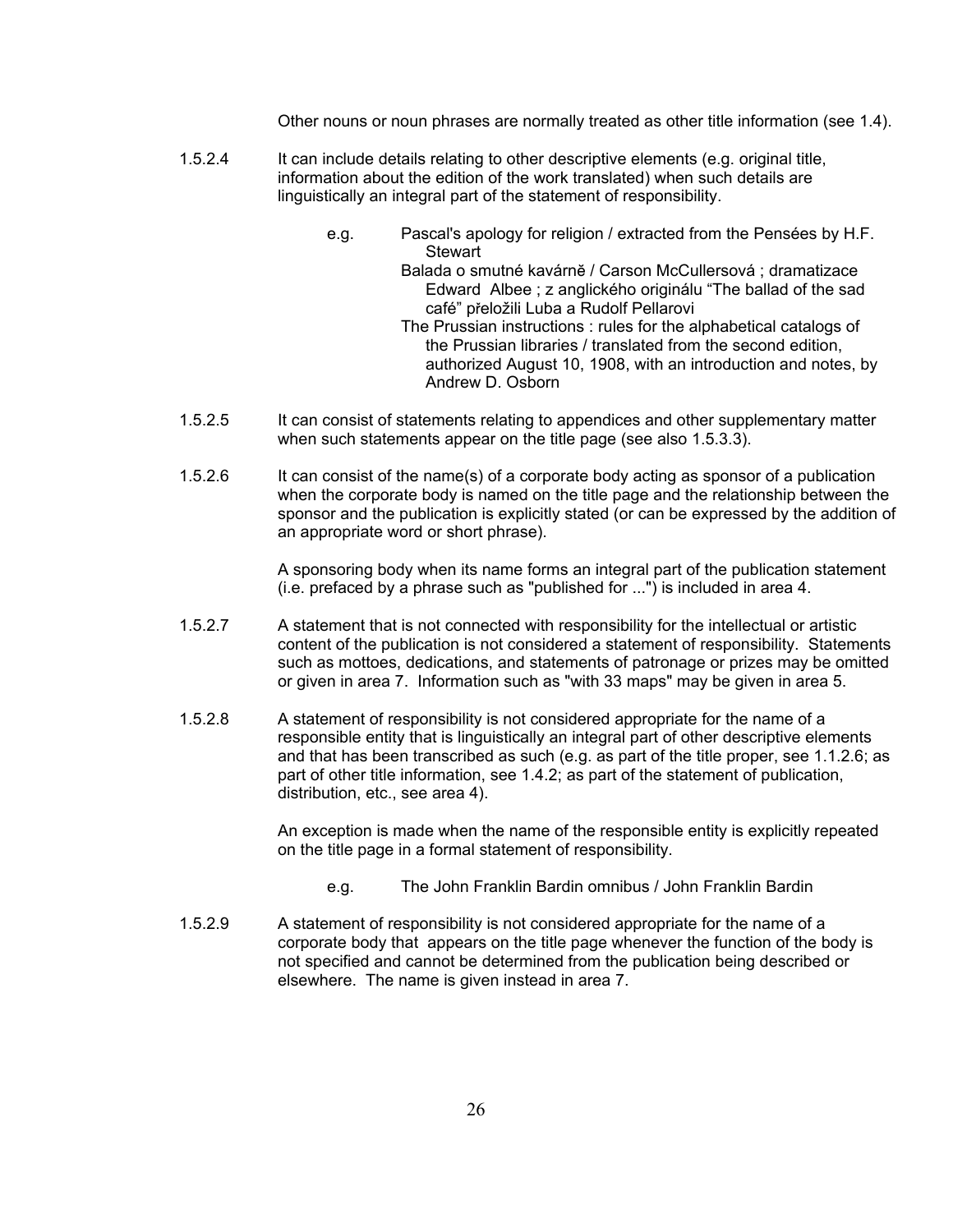Other nouns or noun phrases are normally treated as other title information (see 1.4).

1.5.2.4 It can include details relating to other descriptive elements (e.g. original title, information about the edition of the work translated) when such details are linguistically an integral part of the statement of responsibility.

e.g. Pascal's apology for religion / extracted from the Pensées by H.F. Stewart

Balada o smutné kavárně / Carson McCullersová ; dramatizace Edward Albee ; z anglického originálu "The ballad of the sad café" přeložili Luba a Rudolf Pellarovi

The Prussian instructions : rules for the alphabetical catalogs of the Prussian libraries / translated from the second edition, authorized August 10, 1908, with an introduction and notes, by Andrew D. Osborn

1.5.2.5 It can consist of statements relating to appendices and other supplementary matter when such statements appear on the title page (see also 1.5.3.3).

1.5.2.6 It can consist of the name(s) of a corporate body acting as sponsor of a publication when the corporate body is named on the title page and the relationship between the sponsor and the publication is explicitly stated (or can be expressed by the addition of an appropriate word or short phrase).

A sponsoring body when its name forms an integral part of the publication statement (i.e. prefaced by a phrase such as "published for ...") is included in area 4.

1.5.2.7 A statement that is not connected with responsibility for the intellectual or artistic content of the publication is not considered a statement of responsibility. Statements such as mottoes, dedications, and statements of patronage or prizes may be omitted or given in area 7. Information such as "with 33 maps" may be given in area 5.

1.5.2.8 A statement of responsibility is not considered appropriate for the name of a responsible entity that is linguistically an integral part of other descriptive elements and that has been transcribed as such (e.g. as part of the title proper, see 1.1.2.6; as part of other title information, see 1.4.2; as part of the statement of publication, distribution, etc., see area 4).

An exception is made when the name of the responsible entity is explicitly repeated on the title page in a formal statement of responsibility.

e.g. The John Franklin Bardin omnibus / John Franklin Bardin

1.5.2.9 A statement of responsibility is not considered appropriate for the name of a corporate body that appears on the title page whenever the function of the body is not specified and cannot be determined from the publication being described or elsewhere. The name is given instead in area 7.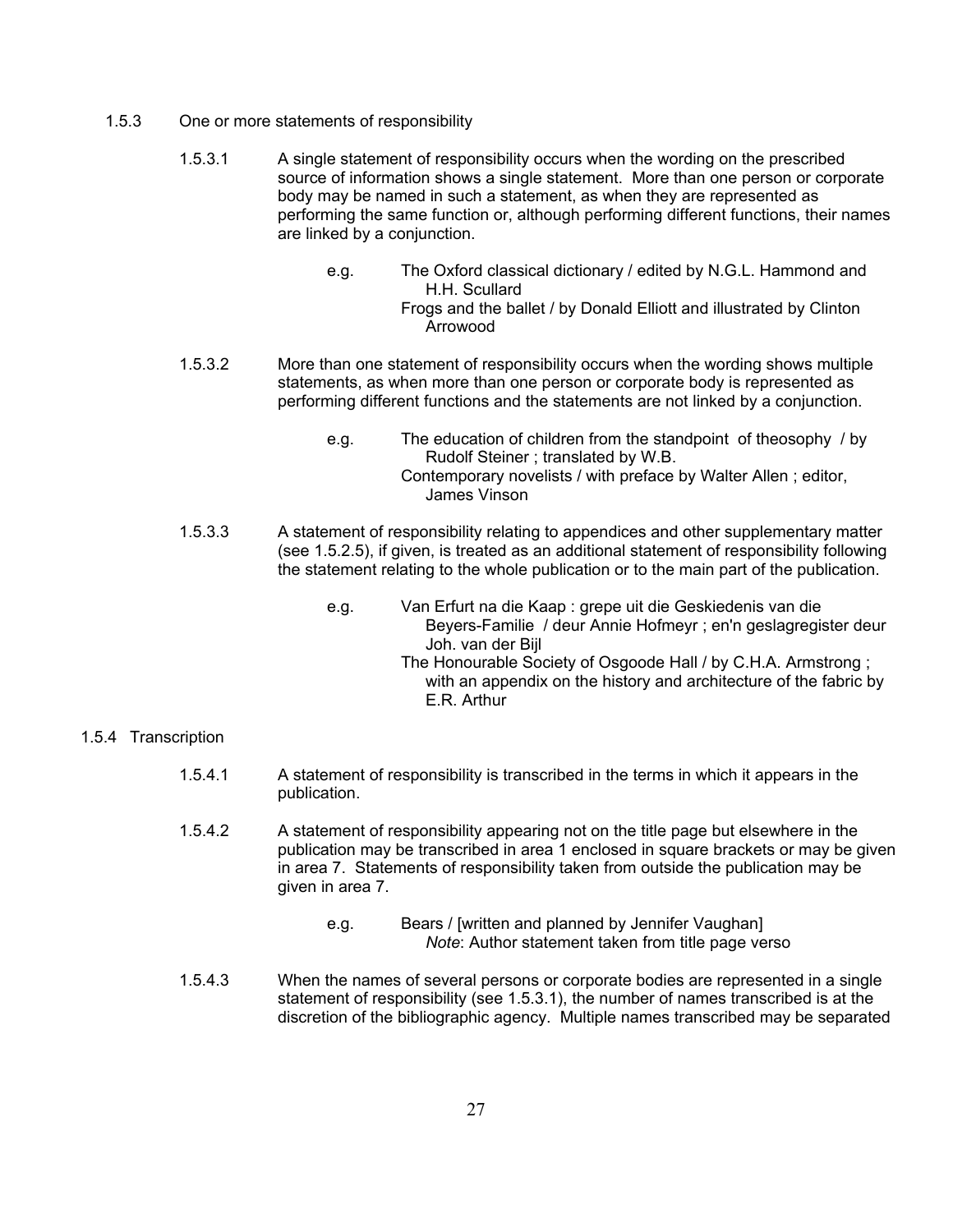### 1.5.3 One or more statements of responsibility

1.5.3.1 A single statement of responsibility occurs when the wording on the prescribed source of information shows a single statement. More than one person or corporate body may be named in such a statement, as when they are represented as performing the same function or, although performing different functions, their names are linked by a conjunction.

e.g. The Oxford classical dictionary / edited by N.G.L. Hammond and H.H. Scullard
Frogs and the ballet / by Donald Elliott and illustrated by Clinton Arrowood

1.5.3.2 More than one statement of responsibility occurs when the wording shows multiple statements, as when more than one person or corporate body is represented as performing different functions and the statements are not linked by a conjunction.

e.g. The education of children from the standpoint of theosophy / by Rudolf Steiner ; translated by W.B.
Contemporary novelists / with preface by Walter Allen ; editor, James Vinson

1.5.3.3 A statement of responsibility relating to appendices and other supplementary matter (see 1.5.2.5), if given, is treated as an additional statement of responsibility following the statement relating to the whole publication or to the main part of the publication.

e.g. Van Erfurt na die Kaap : grepe uit die Geskiedenis van die Beyers-Familie / deur Annie Hofmeyr ; en'n geslagregister deur Joh. van der Bijl
The Honourable Society of Osgoode Hall / by C.H.A. Armstrong ; with an appendix on the history and architecture of the fabric by E.R. Arthur

### 1.5.4 Transcription

1.5.4.1 A statement of responsibility is transcribed in the terms in which it appears in the publication.

1.5.4.2 A statement of responsibility appearing not on the title page but elsewhere in the publication may be transcribed in area 1 enclosed in square brackets or may be given in area 7. Statements of responsibility taken from outside the publication may be given in area 7.

e.g. Bears / [written and planned by Jennifer Vaughan]
*Note*: Author statement taken from title page verso

1.5.4.3 When the names of several persons or corporate bodies are represented in a single statement of responsibility (see 1.5.3.1), the number of names transcribed is at the discretion of the bibliographic agency. Multiple names transcribed may be separated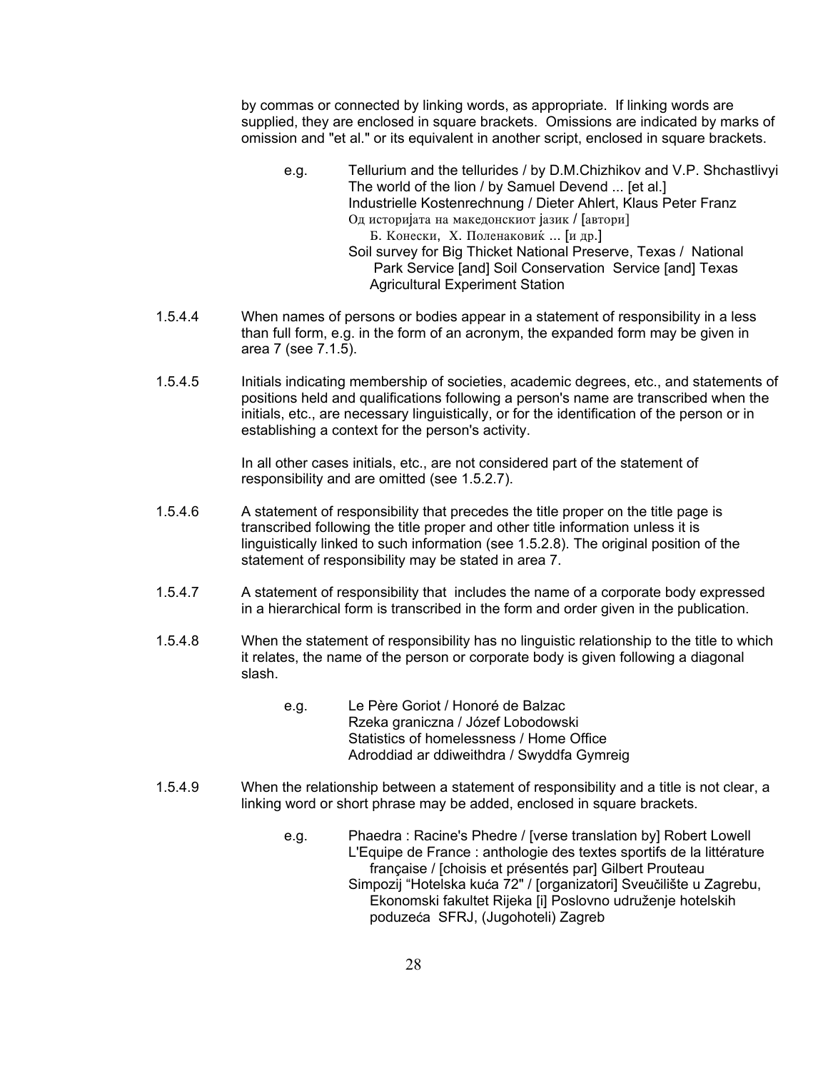by commas or connected by linking words, as appropriate. If linking words are supplied, they are enclosed in square brackets. Omissions are indicated by marks of omission and "et al." or its equivalent in another script, enclosed in square brackets.

> e.g.
> Tellurium and the tellurides / by D.M.Chizhikov and V.P. Shchastlivyi
> The world of the lion / by Samuel Devend ... [et al.]
> Industrielle Kostenrechnung / Dieter Ahlert, Klaus Peter Franz
> Од историјата на македонскиот јазик / [автори] Б. Конески, Х. Поленаковиќ ... [и др.]
> Soil survey for Big Thicket National Preserve, Texas / National Park Service [and] Soil Conservation Service [and] Texas Agricultural Experiment Station

1.5.4.4 When names of persons or bodies appear in a statement of responsibility in a less than full form, e.g. in the form of an acronym, the expanded form may be given in area 7 (see 7.1.5).

1.5.4.5 Initials indicating membership of societies, academic degrees, etc., and statements of positions held and qualifications following a person's name are transcribed when the initials, etc., are necessary linguistically, or for the identification of the person or in establishing a context for the person's activity.

In all other cases initials, etc., are not considered part of the statement of responsibility and are omitted (see 1.5.2.7).

1.5.4.6 A statement of responsibility that precedes the title proper on the title page is transcribed following the title proper and other title information unless it is linguistically linked to such information (see 1.5.2.8). The original position of the statement of responsibility may be stated in area 7.

1.5.4.7 A statement of responsibility that includes the name of a corporate body expressed in a hierarchical form is transcribed in the form and order given in the publication.

1.5.4.8 When the statement of responsibility has no linguistic relationship to the title to which it relates, the name of the person or corporate body is given following a diagonal slash.

> e.g.
> Le Père Goriot / Honoré de Balzac
> Rzeka graniczna / Józef Lobodowski
> Statistics of homelessness / Home Office
> Adroddiad ar ddiweithdra / Swyddfa Gymreig

1.5.4.9 When the relationship between a statement of responsibility and a title is not clear, a linking word or short phrase may be added, enclosed in square brackets.

> e.g.
> Phaedra : Racine's Phedre / [verse translation by] Robert Lowell
> L'Equipe de France : anthologie des textes sportifs de la littérature française / [choisis et présentés par] Gilbert Prouteau
> Simpozij "Hotelska kuća 72" / [organizatori] Sveučilište u Zagrebu, Ekonomski fakultet Rijeka [i] Poslovno udruženje hotelskih poduzeća SFRJ, (Jugohoteli) Zagreb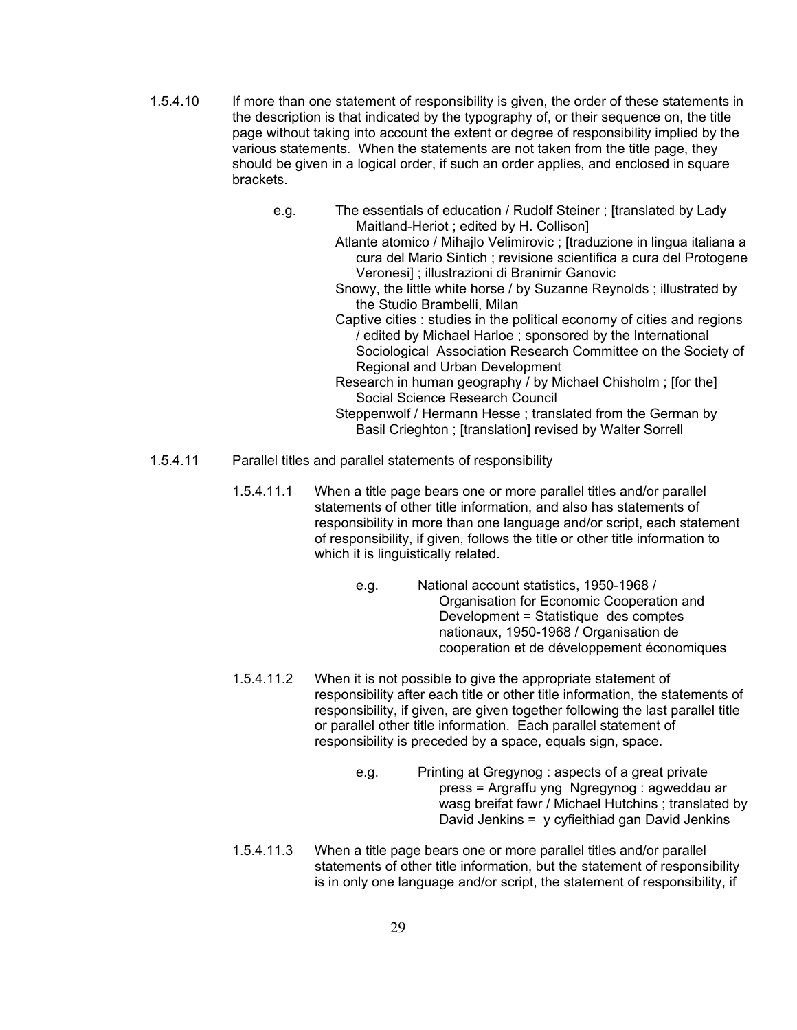1.5.4.10 If more than one statement of responsibility is given, the order of these statements in the description is that indicated by the typography of, or their sequence on, the title page without taking into account the extent or degree of responsibility implied by the various statements. When the statements are not taken from the title page, they should be given in a logical order, if such an order applies, and enclosed in square brackets.

e.g.

- The essentials of education / Rudolf Steiner ; [translated by Lady Maitland-Heriot ; edited by H. Collison]
- Atlante atomico / Mihajlo Velimirovic ; [traduzione in lingua italiana a cura del Mario Sintich ; revisione scientifica a cura del Protogene Veronesi] ; illustrazioni di Branimir Ganovic
- Snowy, the little white horse / by Suzanne Reynolds ; illustrated by the Studio Brambelli, Milan
- Captive cities : studies in the political economy of cities and regions / edited by Michael Harloe ; sponsored by the International Sociological Association Research Committee on the Society of Regional and Urban Development
- Research in human geography / by Michael Chisholm ; [for the] Social Science Research Council
- Steppenwolf / Hermann Hesse ; translated from the German by Basil Crieghton ; [translation] revised by Walter Sorrell

1.5.4.11 Parallel titles and parallel statements of responsibility

1.5.4.11.1 When a title page bears one or more parallel titles and/or parallel statements of other title information, and also has statements of responsibility in more than one language and/or script, each statement of responsibility, if given, follows the title or other title information to which it is linguistically related.

e.g.

- National account statistics, 1950-1968 / Organisation for Economic Cooperation and Development = Statistique des comptes nationaux, 1950-1968 / Organisation de cooperation et de développement économiques

1.5.4.11.2 When it is not possible to give the appropriate statement of responsibility after each title or other title information, the statements of responsibility, if given, are given together following the last parallel title or parallel other title information. Each parallel statement of responsibility is preceded by a space, equals sign, space.

e.g.

- Printing at Gregynog : aspects of a great private press = Argraffu yng Ngregynog : agweddau ar wasg breifat fawr / Michael Hutchins ; translated by David Jenkins = y cyfieithiad gan David Jenkins

1.5.4.11.3 When a title page bears one or more parallel titles and/or parallel statements of other title information, but the statement of responsibility is in only one language and/or script, the statement of responsibility, if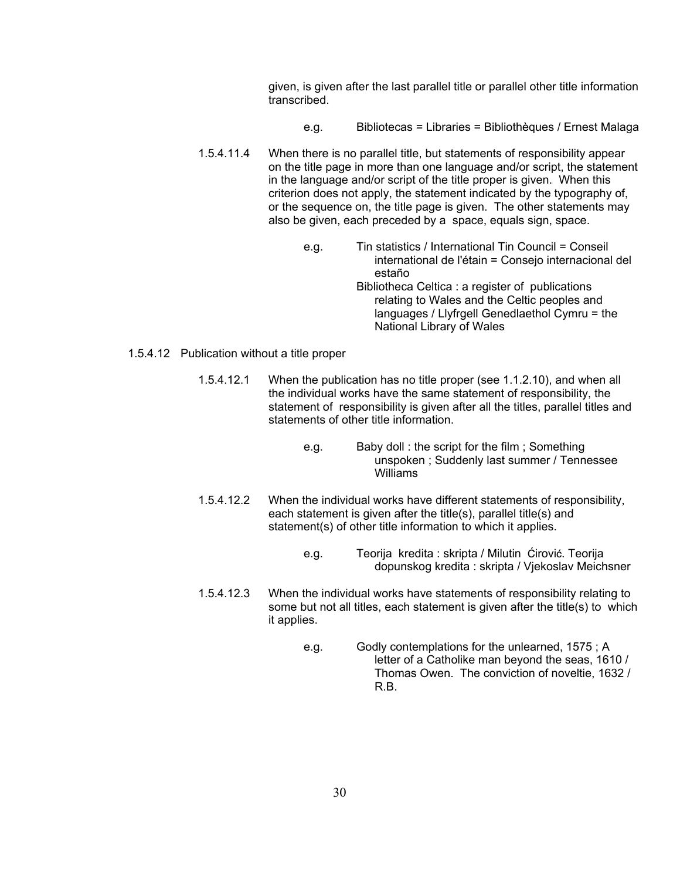given, is given after the last parallel title or parallel other title information transcribed.

e.g. Bibliotecas = Libraries = Bibliothèques / Ernest Malaga

1.5.4.11.4 When there is no parallel title, but statements of responsibility appear on the title page in more than one language and/or script, the statement in the language and/or script of the title proper is given. When this criterion does not apply, the statement indicated by the typography of, or the sequence on, the title page is given. The other statements may also be given, each preceded by a space, equals sign, space.

e.g. Tin statistics / International Tin Council = Conseil international de l'étain = Consejo internacional del estaño

Bibliotheca Celtica : a register of publications relating to Wales and the Celtic peoples and languages / Llyfrgell Genedlaethol Cymru = the National Library of Wales

1.5.4.12 Publication without a title proper

1.5.4.12.1 When the publication has no title proper (see 1.1.2.10), and when all the individual works have the same statement of responsibility, the statement of responsibility is given after all the titles, parallel titles and statements of other title information.

e.g. Baby doll : the script for the film ; Something unspoken ; Suddenly last summer / Tennessee Williams

1.5.4.12.2 When the individual works have different statements of responsibility, each statement is given after the title(s), parallel title(s) and statement(s) of other title information to which it applies.

e.g. Teorija kredita : skripta / Milutin Ćirović. Teorija dopunskog kredita : skripta / Vjekoslav Meichsner

1.5.4.12.3 When the individual works have statements of responsibility relating to some but not all titles, each statement is given after the title(s) to which it applies.

e.g. Godly contemplations for the unlearned, 1575 ; A letter of a Catholike man beyond the seas, 1610 / Thomas Owen. The conviction of noveltie, 1632 / R.B.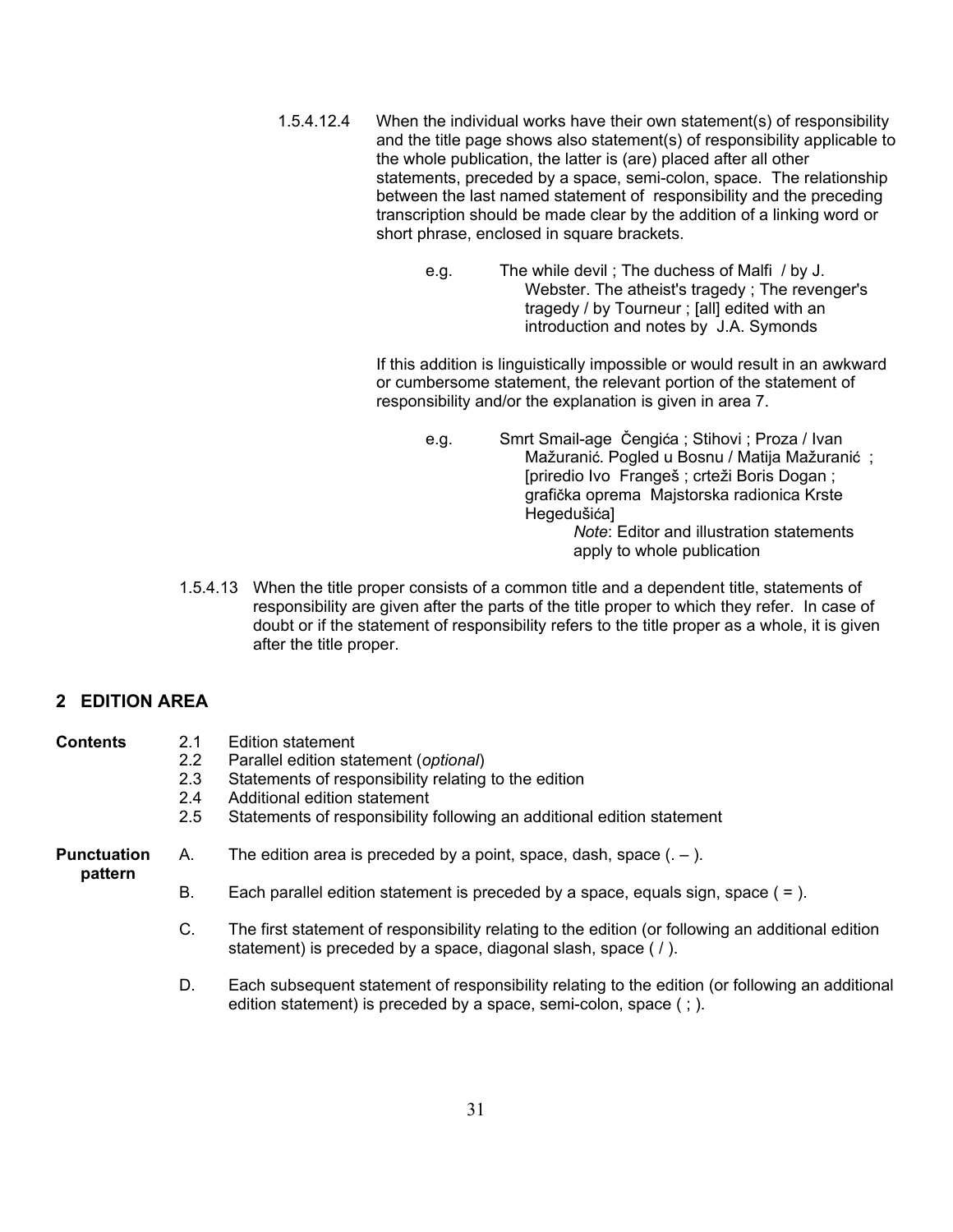1.5.4.12.4 When the individual works have their own statement(s) of responsibility and the title page shows also statement(s) of responsibility applicable to the whole publication, the latter is (are) placed after all other statements, preceded by a space, semi-colon, space. The relationship between the last named statement of responsibility and the preceding transcription should be made clear by the addition of a linking word or short phrase, enclosed in square brackets.

> e.g. The while devil ; The duchess of Malfi / by J. Webster. The atheist's tragedy ; The revenger's tragedy / by Tourneur ; [all] edited with an introduction and notes by J.A. Symonds

If this addition is linguistically impossible or would result in an awkward or cumbersome statement, the relevant portion of the statement of responsibility and/or the explanation is given in area 7.

> e.g. Smrt Smail-age Čengića ; Stihovi ; Proza / Ivan Mažuranić. Pogled u Bosnu / Matija Mažuranić ; [priredio Ivo Frangeš ; crteži Boris Dogan ; grafička oprema Majstorska radionica Krste Hegedušića]
>
> *Note*: Editor and illustration statements apply to whole publication

1.5.4.13 When the title proper consists of a common title and a dependent title, statements of responsibility are given after the parts of the title proper to which they refer. In case of doubt or if the statement of responsibility refers to the title proper as a whole, it is given after the title proper.

## 2 EDITION AREA

**Contents**

- 2.1 Edition statement
- 2.2 Parallel edition statement (*optional*)
- 2.3 Statements of responsibility relating to the edition
- 2.4 Additional edition statement
- 2.5 Statements of responsibility following an additional edition statement

**Punctuation pattern**

A. The edition area is preceded by a point, space, dash, space (. – ).

B. Each parallel edition statement is preceded by a space, equals sign, space ( = ).

C. The first statement of responsibility relating to the edition (or following an additional edition statement) is preceded by a space, diagonal slash, space ( / ).

D. Each subsequent statement of responsibility relating to the edition (or following an additional edition statement) is preceded by a space, semi-colon, space ( ; ).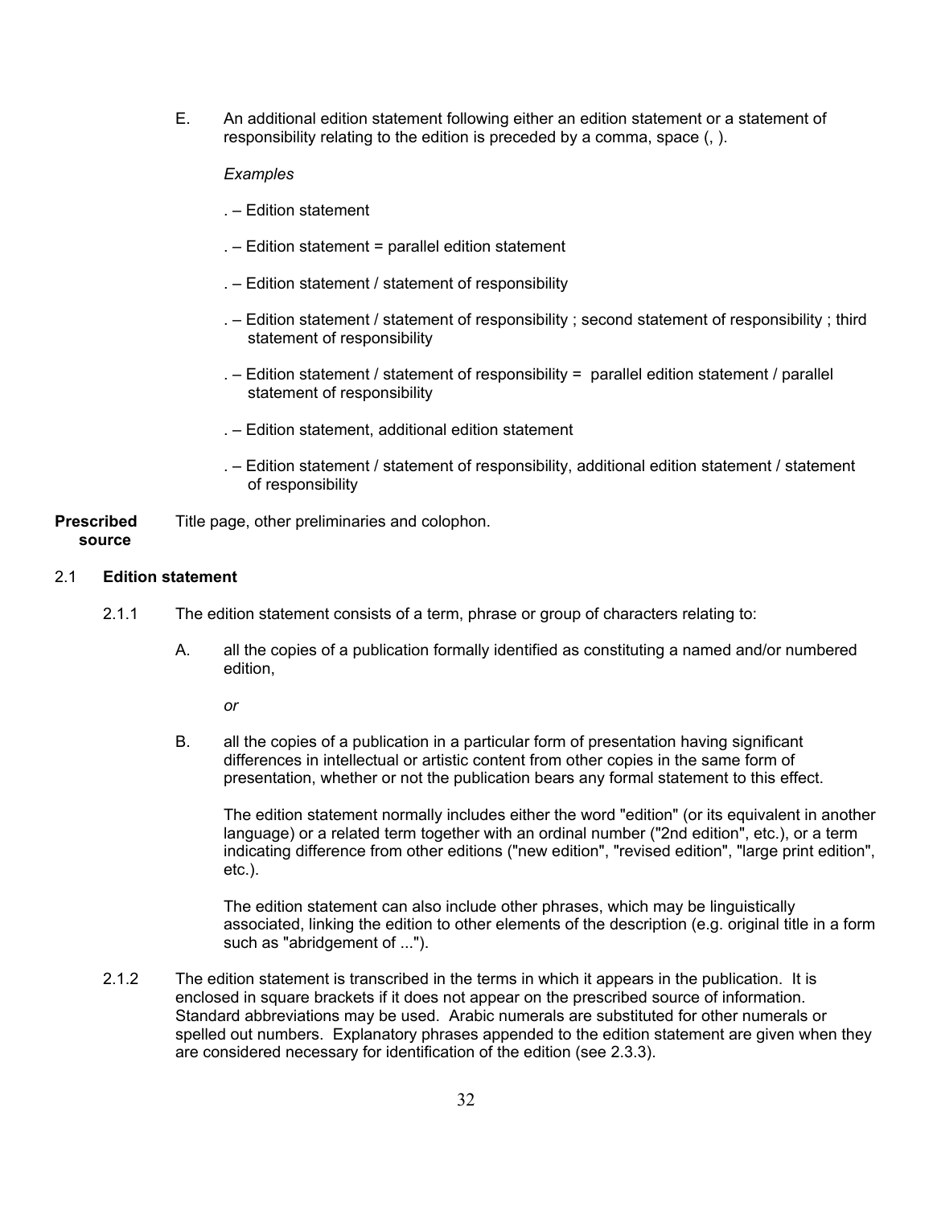E. An additional edition statement following either an edition statement or a statement of responsibility relating to the edition is preceded by a comma, space (, ).

*Examples*

. – Edition statement

. – Edition statement = parallel edition statement

. – Edition statement / statement of responsibility

. – Edition statement / statement of responsibility ; second statement of responsibility ; third statement of responsibility

. – Edition statement / statement of responsibility = parallel edition statement / parallel statement of responsibility

. – Edition statement, additional edition statement

. – Edition statement / statement of responsibility, additional edition statement / statement of responsibility

**Prescribed source** Title page, other preliminaries and colophon.

## 2.1 Edition statement

2.1.1 The edition statement consists of a term, phrase or group of characters relating to:

A. all the copies of a publication formally identified as constituting a named and/or numbered edition,

*or*

B. all the copies of a publication in a particular form of presentation having significant differences in intellectual or artistic content from other copies in the same form of presentation, whether or not the publication bears any formal statement to this effect.

The edition statement normally includes either the word "edition" (or its equivalent in another language) or a related term together with an ordinal number ("2nd edition", etc.), or a term indicating difference from other editions ("new edition", "revised edition", "large print edition", etc.).

The edition statement can also include other phrases, which may be linguistically associated, linking the edition to other elements of the description (e.g. original title in a form such as "abridgement of ...").

2.1.2 The edition statement is transcribed in the terms in which it appears in the publication. It is enclosed in square brackets if it does not appear on the prescribed source of information. Standard abbreviations may be used. Arabic numerals are substituted for other numerals or spelled out numbers. Explanatory phrases appended to the edition statement are given when they are considered necessary for identification of the edition (see 2.3.3).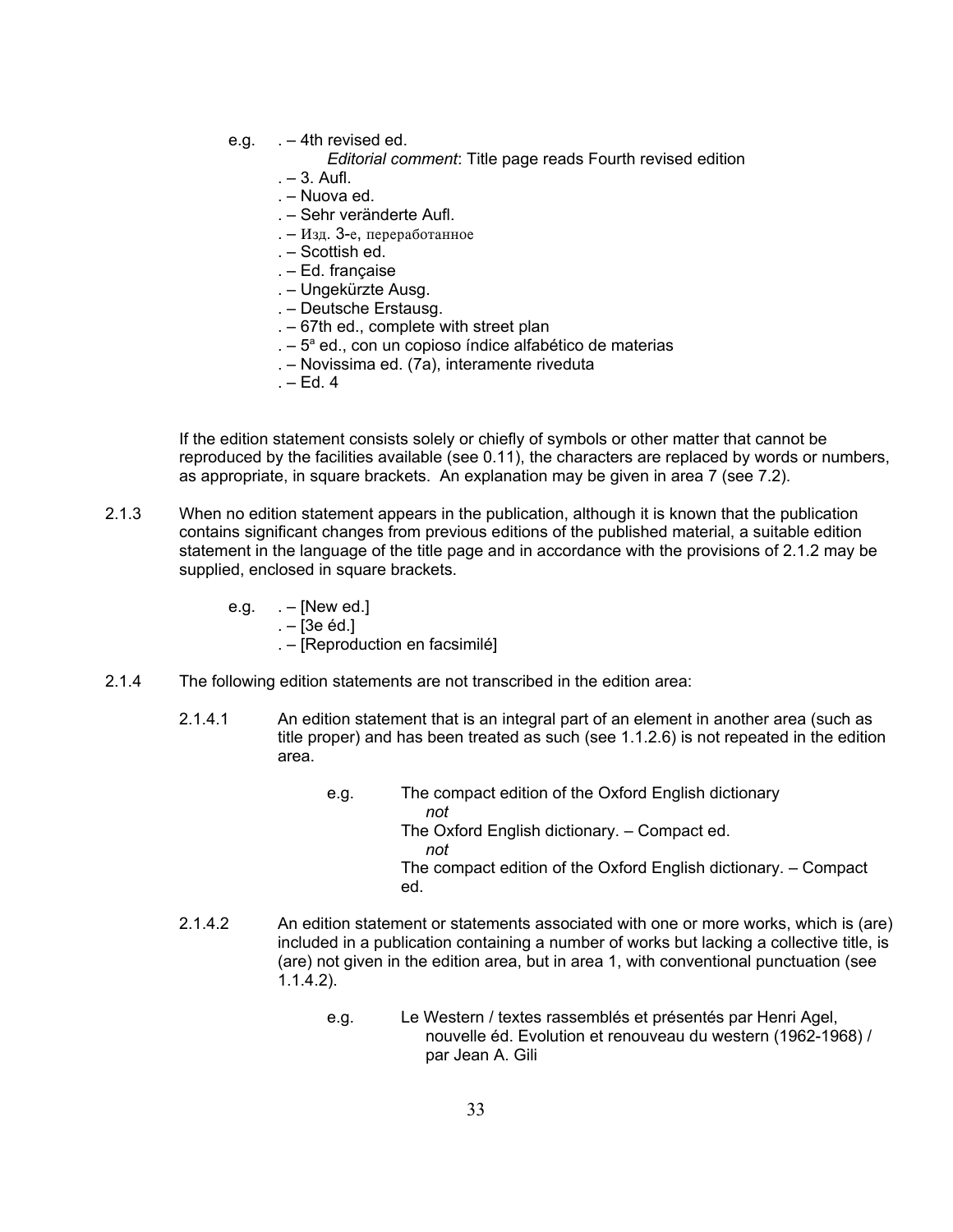e.g. . – 4th revised ed.

*Editorial comment*: Title page reads Fourth revised edition

. – 3. Aufl.
. – Nuova ed.
. – Sehr veränderte Aufl.
. – Изд. 3-е, переработанное
. – Scottish ed.
. – Ed. française
. – Ungekürzte Ausg.
. – Deutsche Erstausg.
. – 67th ed., complete with street plan
. – 5ª ed., con un copioso índice alfabético de materias
. – Novissima ed. (7a), interamente riveduta
. – Ed. 4

If the edition statement consists solely or chiefly of symbols or other matter that cannot be reproduced by the facilities available (see 0.11), the characters are replaced by words or numbers, as appropriate, in square brackets. An explanation may be given in area 7 (see 7.2).

2.1.3 When no edition statement appears in the publication, although it is known that the publication contains significant changes from previous editions of the published material, a suitable edition statement in the language of the title page and in accordance with the provisions of 2.1.2 may be supplied, enclosed in square brackets.

e.g. . – [New ed.]
. – [3e éd.]
. – [Reproduction en facsimilé]

2.1.4 The following edition statements are not transcribed in the edition area:

2.1.4.1 An edition statement that is an integral part of an element in another area (such as title proper) and has been treated as such (see 1.1.2.6) is not repeated in the edition area.

e.g. The compact edition of the Oxford English dictionary
*not*
The Oxford English dictionary. – Compact ed.
*not*
The compact edition of the Oxford English dictionary. – Compact ed.

2.1.4.2 An edition statement or statements associated with one or more works, which is (are) included in a publication containing a number of works but lacking a collective title, is (are) not given in the edition area, but in area 1, with conventional punctuation (see 1.1.4.2).

e.g. Le Western / textes rassemblés et présentés par Henri Agel, nouvelle éd. Evolution et renouveau du western (1962-1968) / par Jean A. Gili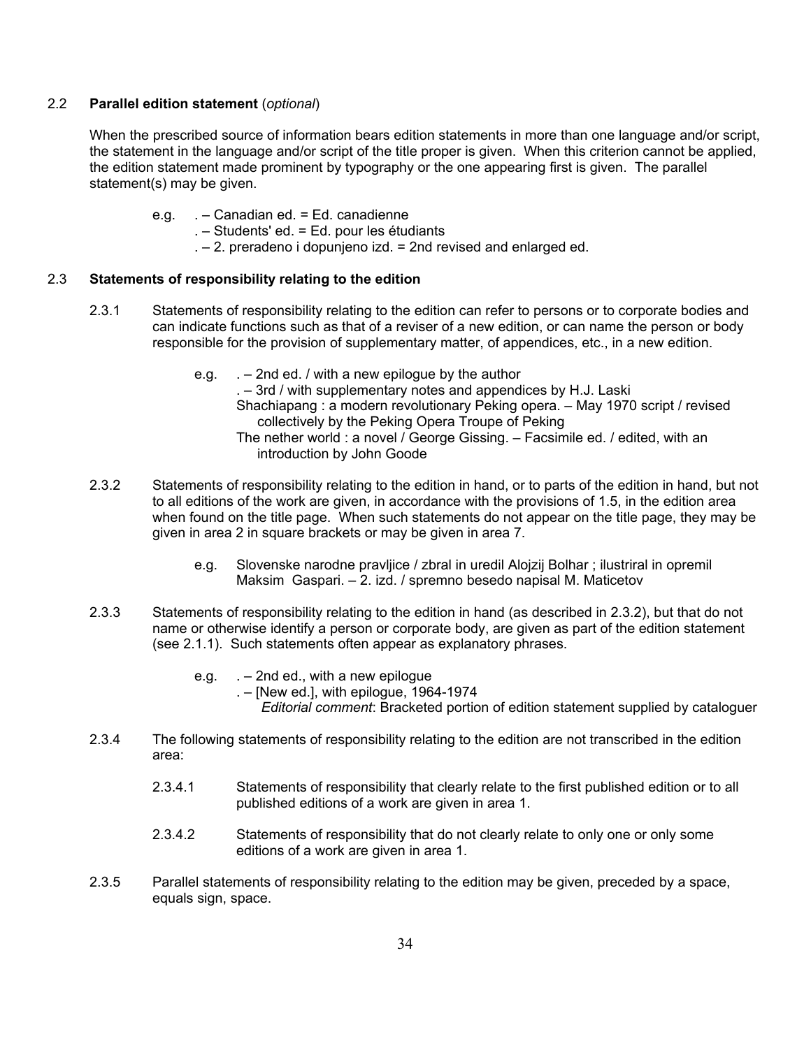### 2.2 **Parallel edition statement** (*optional*)

When the prescribed source of information bears edition statements in more than one language and/or script, the statement in the language and/or script of the title proper is given. When this criterion cannot be applied, the edition statement made prominent by typography or the one appearing first is given. The parallel statement(s) may be given.

e.g. . – Canadian ed. = Ed. canadienne
. – Students' ed. = Ed. pour les étudiants
. – 2. preradeno i dopunjeno izd. = 2nd revised and enlarged ed.

### 2.3 **Statements of responsibility relating to the edition**

2.3.1 Statements of responsibility relating to the edition can refer to persons or to corporate bodies and can indicate functions such as that of a reviser of a new edition, or can name the person or body responsible for the provision of supplementary matter, of appendices, etc., in a new edition.

e.g. . – 2nd ed. / with a new epilogue by the author
. – 3rd / with supplementary notes and appendices by H.J. Laski
Shachiapang : a modern revolutionary Peking opera. – May 1970 script / revised collectively by the Peking Opera Troupe of Peking
The nether world : a novel / George Gissing. – Facsimile ed. / edited, with an introduction by John Goode

2.3.2 Statements of responsibility relating to the edition in hand, or to parts of the edition in hand, but not to all editions of the work are given, in accordance with the provisions of 1.5, in the edition area when found on the title page. When such statements do not appear on the title page, they may be given in area 2 in square brackets or may be given in area 7.

e.g. Slovenske narodne pravljice / zbral in uredil Alojzij Bolhar ; ilustriral in opremil Maksim Gaspari. – 2. izd. / spremno besedo napisal M. Maticetov

2.3.3 Statements of responsibility relating to the edition in hand (as described in 2.3.2), but that do not name or otherwise identify a person or corporate body, are given as part of the edition statement (see 2.1.1). Such statements often appear as explanatory phrases.

e.g. . – 2nd ed., with a new epilogue
. – [New ed.], with epilogue, 1964-1974
*Editorial comment*: Bracketed portion of edition statement supplied by cataloguer

2.3.4 The following statements of responsibility relating to the edition are not transcribed in the edition area:

2.3.4.1 Statements of responsibility that clearly relate to the first published edition or to all published editions of a work are given in area 1.

2.3.4.2 Statements of responsibility that do not clearly relate to only one or only some editions of a work are given in area 1.

2.3.5 Parallel statements of responsibility relating to the edition may be given, preceded by a space, equals sign, space.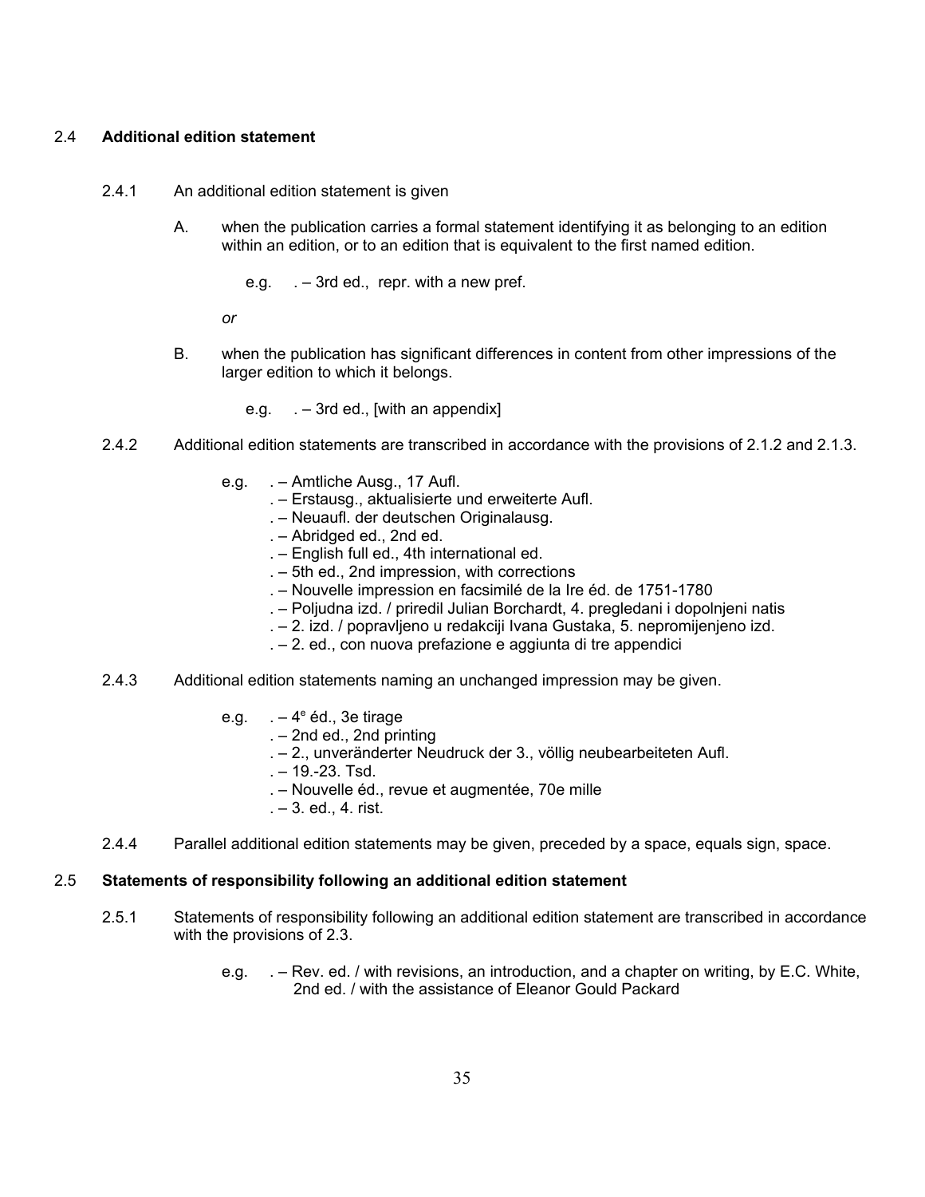## 2.4 **Additional edition statement**

2.4.1 An additional edition statement is given

A. when the publication carries a formal statement identifying it as belonging to an edition within an edition, or to an edition that is equivalent to the first named edition.

e.g. . – 3rd ed., repr. with a new pref.

*or*

B. when the publication has significant differences in content from other impressions of the larger edition to which it belongs.

e.g. . – 3rd ed., [with an appendix]

2.4.2 Additional edition statements are transcribed in accordance with the provisions of 2.1.2 and 2.1.3.

e.g. . – Amtliche Ausg., 17 Aufl.
. – Erstausg., aktualisierte und erweiterte Aufl.
. – Neuaufl. der deutschen Originalausg.
. – Abridged ed., 2nd ed.
. – English full ed., 4th international ed.
. – 5th ed., 2nd impression, with corrections
. – Nouvelle impression en facsimilé de la Ire éd. de 1751-1780
. – Poljudna izd. / priredil Julian Borchardt, 4. pregledani i dopolnjeni natis
. – 2. izd. / popravljeno u redakciji Ivana Gustaka, 5. nepromijenjeno izd.
. – 2. ed., con nuova prefazione e aggiunta di tre appendici

2.4.3 Additional edition statements naming an unchanged impression may be given.

e.g. . – 4e éd., 3e tirage
. – 2nd ed., 2nd printing
. – 2., unveränderter Neudruck der 3., völlig neubearbeiteten Aufl.
. – 19.-23. Tsd.
. – Nouvelle éd., revue et augmentée, 70e mille
. – 3. ed., 4. rist.

2.4.4 Parallel additional edition statements may be given, preceded by a space, equals sign, space.

## 2.5 **Statements of responsibility following an additional edition statement**

2.5.1 Statements of responsibility following an additional edition statement are transcribed in accordance with the provisions of 2.3.

e.g. . – Rev. ed. / with revisions, an introduction, and a chapter on writing, by E.C. White, 2nd ed. / with the assistance of Eleanor Gould Packard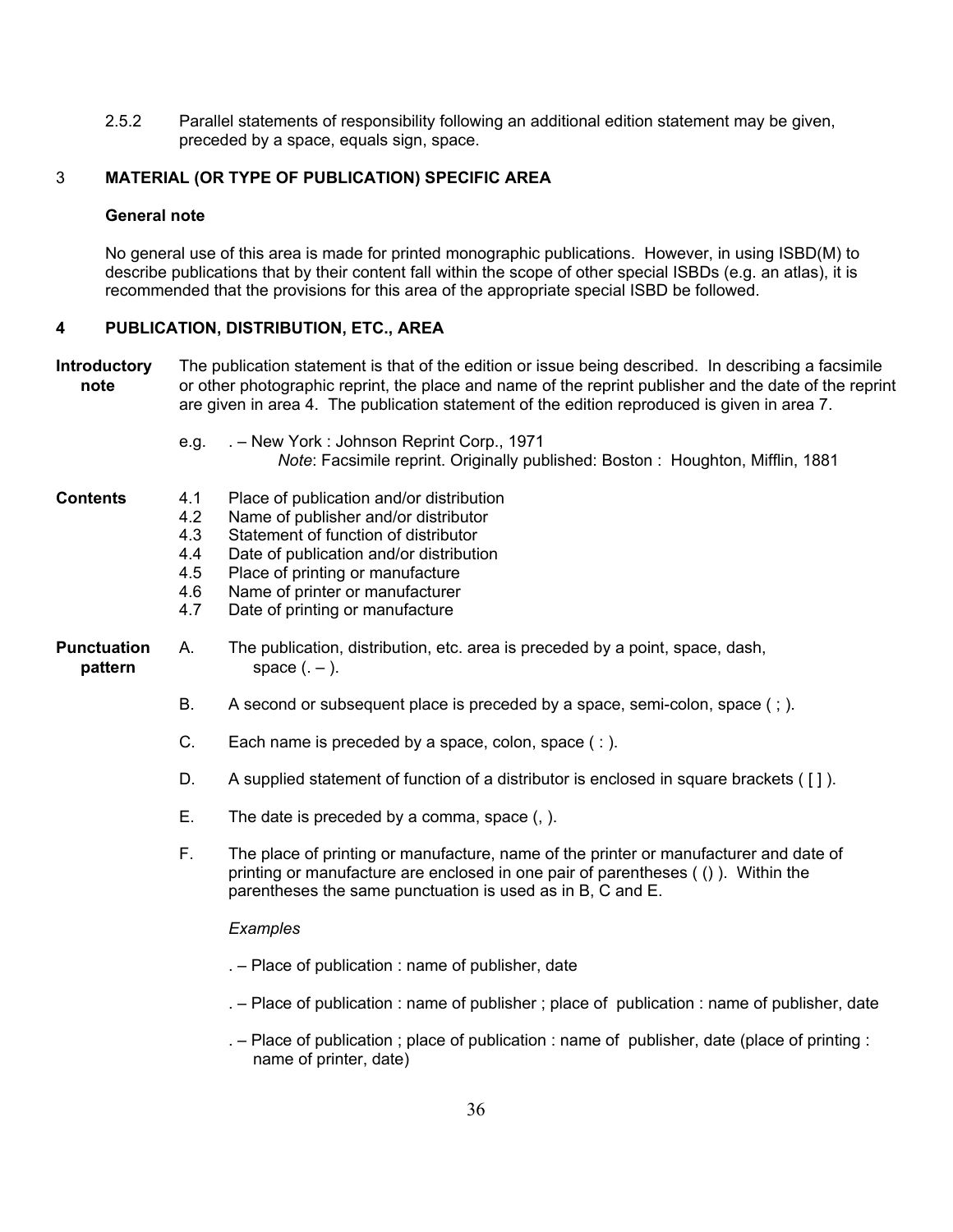2.5.2 Parallel statements of responsibility following an additional edition statement may be given, preceded by a space, equals sign, space.

## 3 MATERIAL (OR TYPE OF PUBLICATION) SPECIFIC AREA

**General note**

No general use of this area is made for printed monographic publications. However, in using ISBD(M) to describe publications that by their content fall within the scope of other special ISBDs (e.g. an atlas), it is recommended that the provisions for this area of the appropriate special ISBD be followed.

## 4 PUBLICATION, DISTRIBUTION, ETC., AREA

**Introductory note**

The publication statement is that of the edition or issue being described. In describing a facsimile or other photographic reprint, the place and name of the reprint publisher and the date of the reprint are given in area 4. The publication statement of the edition reproduced is given in area 7.

e.g. . – New York : Johnson Reprint Corp., 1971
*Note*: Facsimile reprint. Originally published: Boston : Houghton, Mifflin, 1881

**Contents**

4.1 Place of publication and/or distribution
4.2 Name of publisher and/or distributor
4.3 Statement of function of distributor
4.4 Date of publication and/or distribution
4.5 Place of printing or manufacture
4.6 Name of printer or manufacturer
4.7 Date of printing or manufacture

**Punctuation pattern**

A. The publication, distribution, etc. area is preceded by a point, space, dash, space (. – ).

B. A second or subsequent place is preceded by a space, semi-colon, space ( ; ).

C. Each name is preceded by a space, colon, space ( : ).

D. A supplied statement of function of a distributor is enclosed in square brackets ( [ ] ).

E. The date is preceded by a comma, space (, ).

F. The place of printing or manufacture, name of the printer or manufacturer and date of printing or manufacture are enclosed in one pair of parentheses ( () ). Within the parentheses the same punctuation is used as in B, C and E.

*Examples*

. – Place of publication : name of publisher, date

. – Place of publication : name of publisher ; place of publication : name of publisher, date

. – Place of publication ; place of publication : name of publisher, date (place of printing : name of printer, date)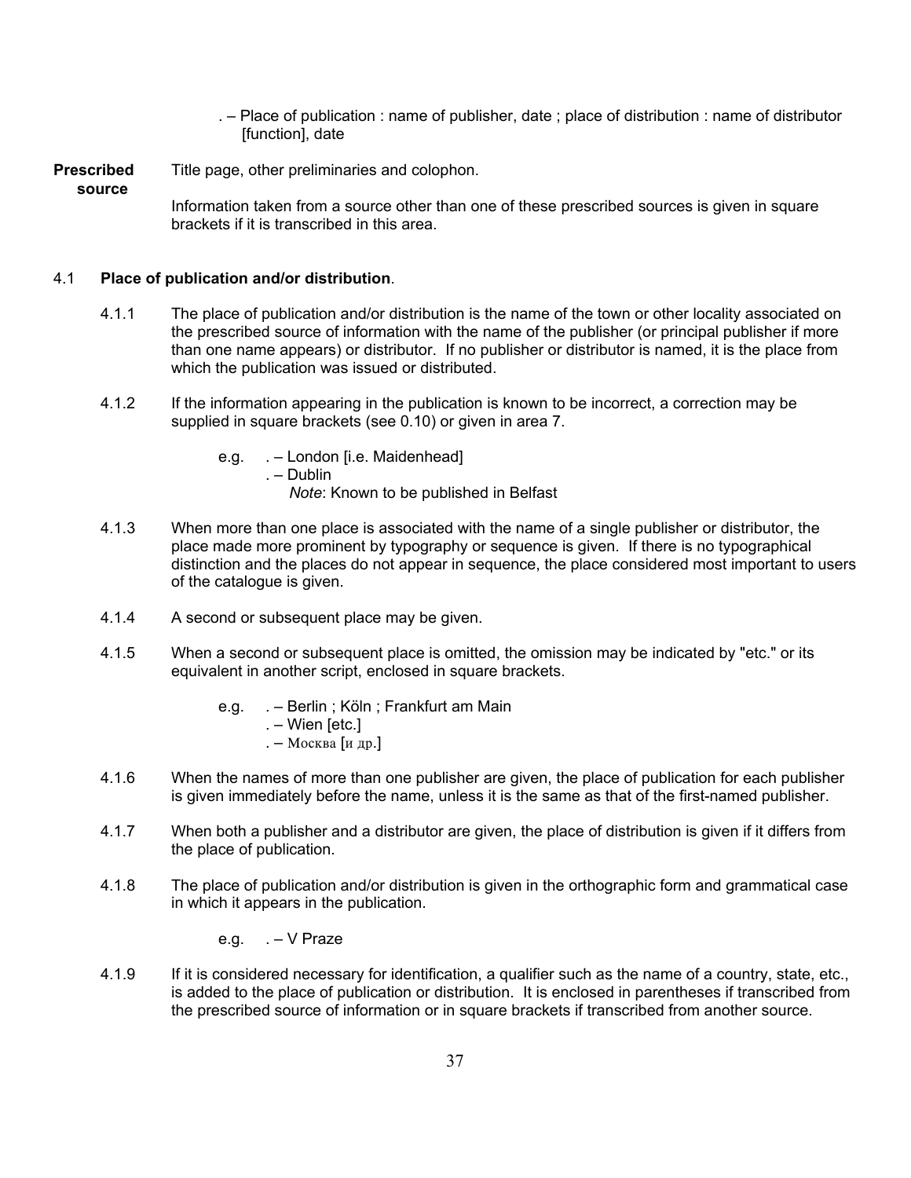. – Place of publication : name of publisher, date ; place of distribution : name of distributor [function], date

**Prescribed source**

Title page, other preliminaries and colophon.

Information taken from a source other than one of these prescribed sources is given in square brackets if it is transcribed in this area.

4.1 **Place of publication and/or distribution**.

4.1.1 The place of publication and/or distribution is the name of the town or other locality associated on the prescribed source of information with the name of the publisher (or principal publisher if more than one name appears) or distributor. If no publisher or distributor is named, it is the place from which the publication was issued or distributed.

4.1.2 If the information appearing in the publication is known to be incorrect, a correction may be supplied in square brackets (see 0.10) or given in area 7.

e.g. . – London [i.e. Maidenhead]
. – Dublin
*Note*: Known to be published in Belfast

4.1.3 When more than one place is associated with the name of a single publisher or distributor, the place made more prominent by typography or sequence is given. If there is no typographical distinction and the places do not appear in sequence, the place considered most important to users of the catalogue is given.

4.1.4 A second or subsequent place may be given.

4.1.5 When a second or subsequent place is omitted, the omission may be indicated by "etc." or its equivalent in another script, enclosed in square brackets.

e.g. . – Berlin ; Köln ; Frankfurt am Main
. – Wien [etc.]
. – Москва [и др.]

4.1.6 When the names of more than one publisher are given, the place of publication for each publisher is given immediately before the name, unless it is the same as that of the first-named publisher.

4.1.7 When both a publisher and a distributor are given, the place of distribution is given if it differs from the place of publication.

4.1.8 The place of publication and/or distribution is given in the orthographic form and grammatical case in which it appears in the publication.

e.g. . – V Praze

4.1.9 If it is considered necessary for identification, a qualifier such as the name of a country, state, etc., is added to the place of publication or distribution. It is enclosed in parentheses if transcribed from the prescribed source of information or in square brackets if transcribed from another source.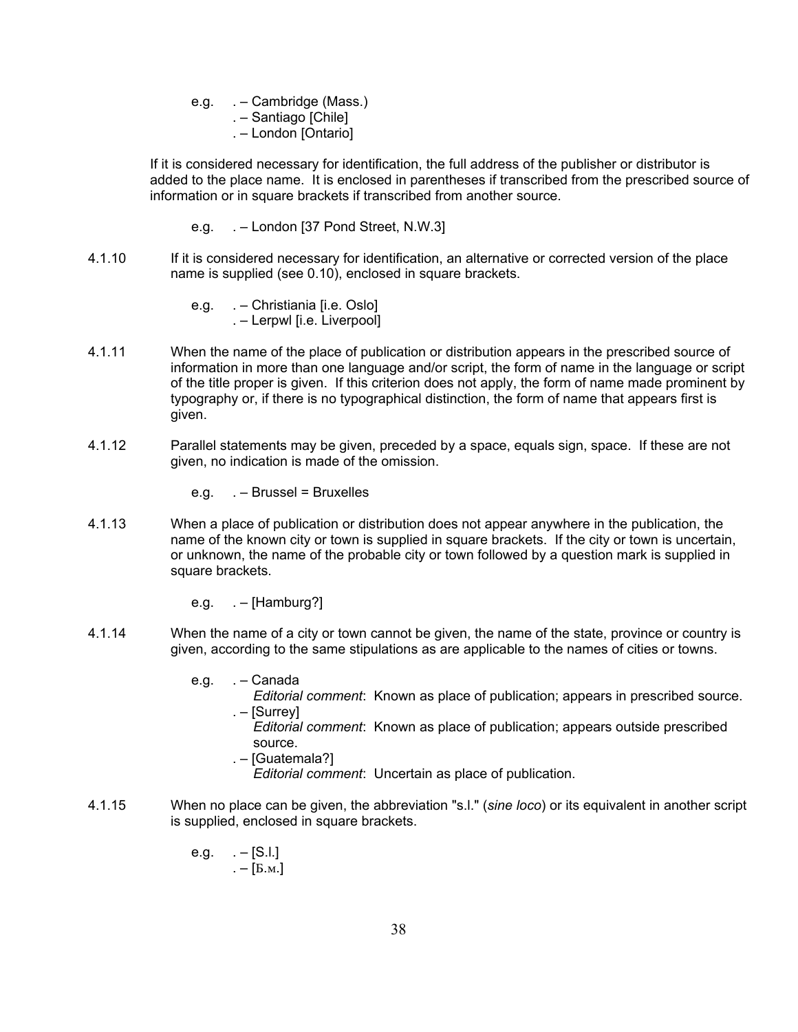e.g. . – Cambridge (Mass.)
. – Santiago [Chile]
. – London [Ontario]

If it is considered necessary for identification, the full address of the publisher or distributor is added to the place name. It is enclosed in parentheses if transcribed from the prescribed source of information or in square brackets if transcribed from another source.

e.g. . – London [37 Pond Street, N.W.3]

4.1.10 If it is considered necessary for identification, an alternative or corrected version of the place name is supplied (see 0.10), enclosed in square brackets.

e.g. . – Christiania [i.e. Oslo]
. – Lerpwl [i.e. Liverpool]

4.1.11 When the name of the place of publication or distribution appears in the prescribed source of information in more than one language and/or script, the form of name in the language or script of the title proper is given. If this criterion does not apply, the form of name made prominent by typography or, if there is no typographical distinction, the form of name that appears first is given.

4.1.12 Parallel statements may be given, preceded by a space, equals sign, space. If these are not given, no indication is made of the omission.

e.g. . – Brussel = Bruxelles

4.1.13 When a place of publication or distribution does not appear anywhere in the publication, the name of the known city or town is supplied in square brackets. If the city or town is uncertain, or unknown, the name of the probable city or town followed by a question mark is supplied in square brackets.

e.g. . – [Hamburg?]

4.1.14 When the name of a city or town cannot be given, the name of the state, province or country is given, according to the same stipulations as are applicable to the names of cities or towns.

e.g. . – Canada
*Editorial comment*: Known as place of publication; appears in prescribed source.
. – [Surrey]
*Editorial comment*: Known as place of publication; appears outside prescribed source.
. – [Guatemala?]
*Editorial comment*: Uncertain as place of publication.

4.1.15 When no place can be given, the abbreviation "s.l." (*sine loco*) or its equivalent in another script is supplied, enclosed in square brackets.

e.g. . – [S.l.]
. – [Б.м.]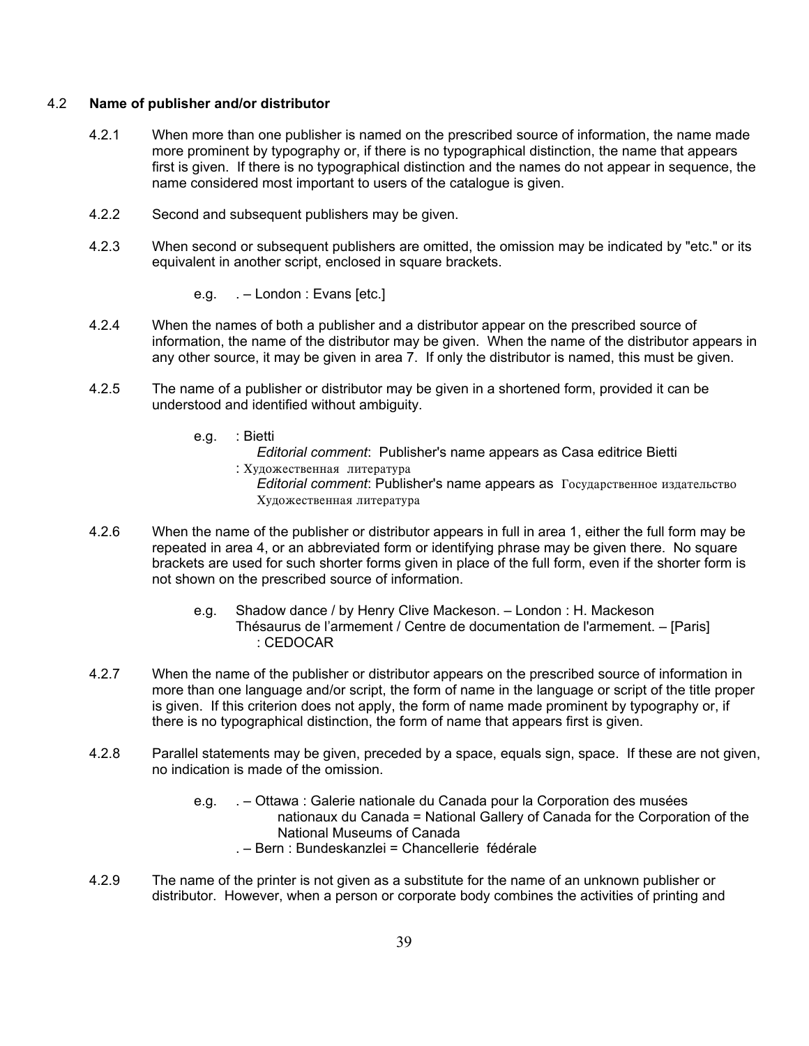### 4.2 **Name of publisher and/or distributor**

4.2.1 When more than one publisher is named on the prescribed source of information, the name made more prominent by typography or, if there is no typographical distinction, the name that appears first is given. If there is no typographical distinction and the names do not appear in sequence, the name considered most important to users of the catalogue is given.

4.2.2 Second and subsequent publishers may be given.

4.2.3 When second or subsequent publishers are omitted, the omission may be indicated by "etc." or its equivalent in another script, enclosed in square brackets.

e.g. . – London : Evans [etc.]

4.2.4 When the names of both a publisher and a distributor appear on the prescribed source of information, the name of the distributor may be given. When the name of the distributor appears in any other source, it may be given in area 7. If only the distributor is named, this must be given.

4.2.5 The name of a publisher or distributor may be given in a shortened form, provided it can be understood and identified without ambiguity.

e.g. : Bietti
*Editorial comment*: Publisher's name appears as Casa editrice Bietti
: Художественная литература
*Editorial comment*: Publisher's name appears as Государственное издательство Художественная литература

4.2.6 When the name of the publisher or distributor appears in full in area 1, either the full form may be repeated in area 4, or an abbreviated form or identifying phrase may be given there. No square brackets are used for such shorter forms given in place of the full form, even if the shorter form is not shown on the prescribed source of information.

e.g. Shadow dance / by Henry Clive Mackeson. – London : H. Mackeson
Thésaurus de l'armement / Centre de documentation de l'armement. – [Paris] : CEDOCAR

4.2.7 When the name of the publisher or distributor appears on the prescribed source of information in more than one language and/or script, the form of name in the language or script of the title proper is given. If this criterion does not apply, the form of name made prominent by typography or, if there is no typographical distinction, the form of name that appears first is given.

4.2.8 Parallel statements may be given, preceded by a space, equals sign, space. If these are not given, no indication is made of the omission.

e.g. . – Ottawa : Galerie nationale du Canada pour la Corporation des musées nationaux du Canada = National Gallery of Canada for the Corporation of the National Museums of Canada
. – Bern : Bundeskanzlei = Chancellerie fédérale

4.2.9 The name of the printer is not given as a substitute for the name of an unknown publisher or distributor. However, when a person or corporate body combines the activities of printing and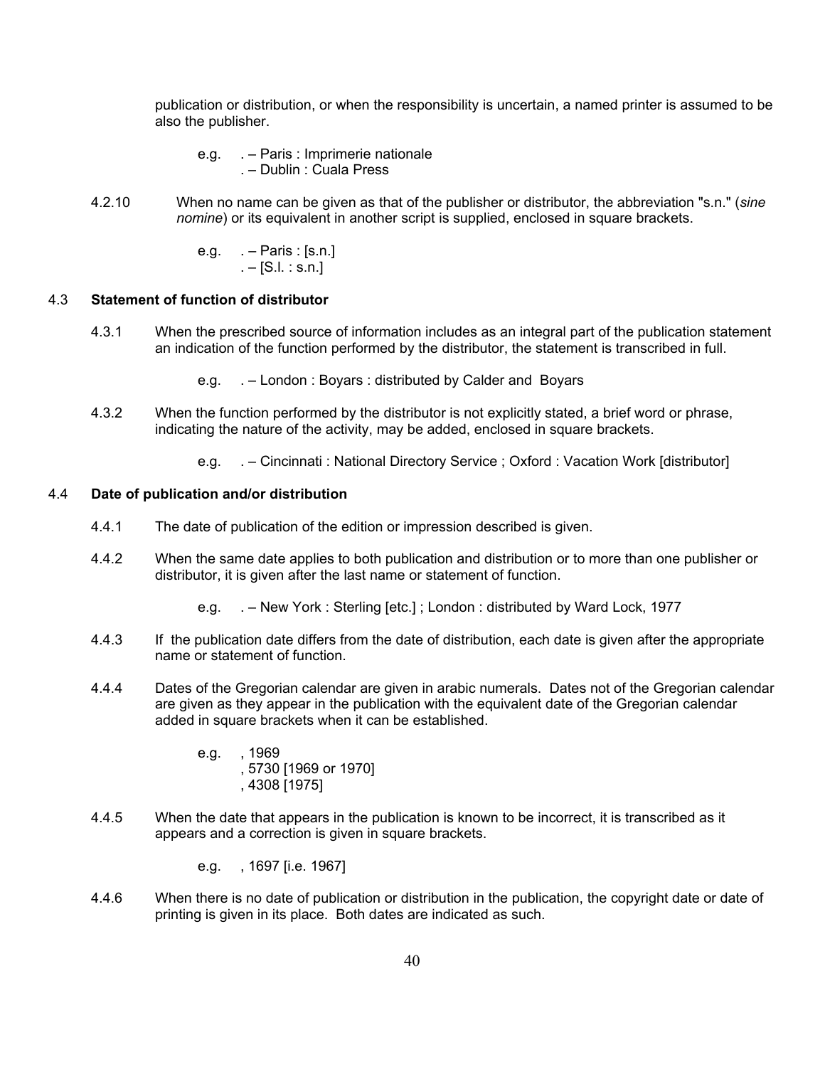publication or distribution, or when the responsibility is uncertain, a named printer is assumed to be also the publisher.

e.g. . – Paris : Imprimerie nationale
. – Dublin : Cuala Press

4.2.10 When no name can be given as that of the publisher or distributor, the abbreviation "s.n." (*sine nomine*) or its equivalent in another script is supplied, enclosed in square brackets.

e.g. . – Paris : [s.n.]
. – [S.l. : s.n.]

### 4.3 Statement of function of distributor

4.3.1 When the prescribed source of information includes as an integral part of the publication statement an indication of the function performed by the distributor, the statement is transcribed in full.

e.g. . – London : Boyars : distributed by Calder and Boyars

4.3.2 When the function performed by the distributor is not explicitly stated, a brief word or phrase, indicating the nature of the activity, may be added, enclosed in square brackets.

e.g. . – Cincinnati : National Directory Service ; Oxford : Vacation Work [distributor]

### 4.4 Date of publication and/or distribution

4.4.1 The date of publication of the edition or impression described is given.

4.4.2 When the same date applies to both publication and distribution or to more than one publisher or distributor, it is given after the last name or statement of function.

e.g. . – New York : Sterling [etc.] ; London : distributed by Ward Lock, 1977

4.4.3 If the publication date differs from the date of distribution, each date is given after the appropriate name or statement of function.

4.4.4 Dates of the Gregorian calendar are given in arabic numerals. Dates not of the Gregorian calendar are given as they appear in the publication with the equivalent date of the Gregorian calendar added in square brackets when it can be established.

e.g. , 1969
, 5730 [1969 or 1970]
, 4308 [1975]

4.4.5 When the date that appears in the publication is known to be incorrect, it is transcribed as it appears and a correction is given in square brackets.

e.g. , 1697 [i.e. 1967]

4.4.6 When there is no date of publication or distribution in the publication, the copyright date or date of printing is given in its place. Both dates are indicated as such.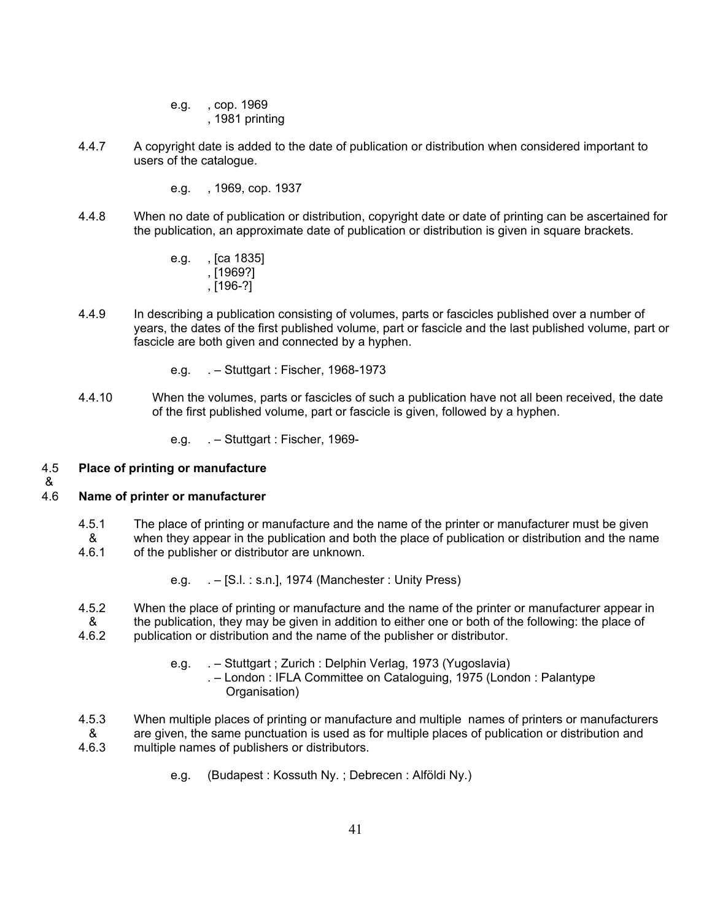e.g.  , cop. 1969
 , 1981 printing

4.4.7 A copyright date is added to the date of publication or distribution when considered important to users of the catalogue.

e.g.  , 1969, cop. 1937

4.4.8 When no date of publication or distribution, copyright date or date of printing can be ascertained for the publication, an approximate date of publication or distribution is given in square brackets.

e.g.  , [ca 1835]
 , [1969?]
 , [196-?]

4.4.9 In describing a publication consisting of volumes, parts or fascicles published over a number of years, the dates of the first published volume, part or fascicle and the last published volume, part or fascicle are both given and connected by a hyphen.

e.g.  . – Stuttgart : Fischer, 1968-1973

4.4.10 When the volumes, parts or fascicles of such a publication have not all been received, the date of the first published volume, part or fascicle is given, followed by a hyphen.

e.g.  . – Stuttgart : Fischer, 1969-

### 4.5 Place of printing or manufacture
&
### 4.6 Name of printer or manufacturer

4.5.1 & 4.6.1 The place of printing or manufacture and the name of the printer or manufacturer must be given when they appear in the publication and both the place of publication or distribution and the name of the publisher or distributor are unknown.

e.g.  . – [S.l. : s.n.], 1974 (Manchester : Unity Press)

4.5.2 & 4.6.2 When the place of printing or manufacture and the name of the printer or manufacturer appear in the publication, they may be given in addition to either one or both of the following: the place of publication or distribution and the name of the publisher or distributor.

e.g.  . – Stuttgart ; Zurich : Delphin Verlag, 1973 (Yugoslavia)
 . – London : IFLA Committee on Cataloguing, 1975 (London : Palantype Organisation)

4.5.3 & 4.6.3 When multiple places of printing or manufacture and multiple names of printers or manufacturers are given, the same punctuation is used as for multiple places of publication or distribution and multiple names of publishers or distributors.

e.g.  (Budapest : Kossuth Ny. ; Debrecen : Alföldi Ny.)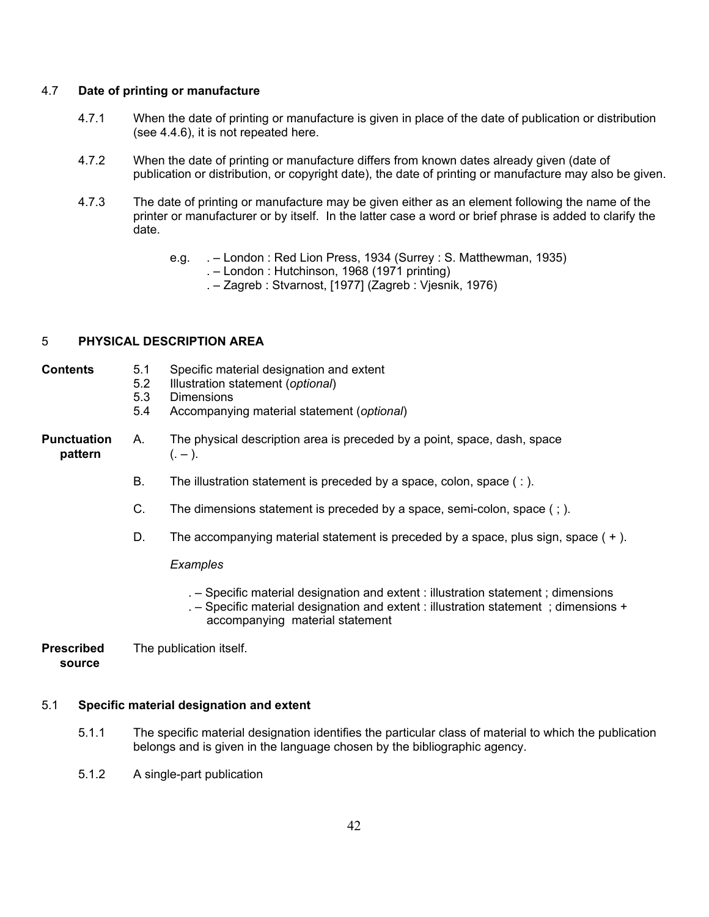### 4.7 Date of printing or manufacture

4.7.1 When the date of printing or manufacture is given in place of the date of publication or distribution (see 4.4.6), it is not repeated here.

4.7.2 When the date of printing or manufacture differs from known dates already given (date of publication or distribution, or copyright date), the date of printing or manufacture may also be given.

4.7.3 The date of printing or manufacture may be given either as an element following the name of the printer or manufacturer or by itself. In the latter case a word or brief phrase is added to clarify the date.

e.g. . – London : Red Lion Press, 1934 (Surrey : S. Matthewman, 1935)
. – London : Hutchinson, 1968 (1971 printing)
. – Zagreb : Stvarnost, [1977] (Zagreb : Vjesnik, 1976)

## 5 PHYSICAL DESCRIPTION AREA

**Contents**

5.1 Specific material designation and extent
5.2 Illustration statement (*optional*)
5.3 Dimensions
5.4 Accompanying material statement (*optional*)

**Punctuation pattern**

A. The physical description area is preceded by a point, space, dash, space (. – ).

B. The illustration statement is preceded by a space, colon, space ( : ).

C. The dimensions statement is preceded by a space, semi-colon, space ( ; ).

D. The accompanying material statement is preceded by a space, plus sign, space ( + ).

*Examples*

. – Specific material designation and extent : illustration statement ; dimensions
. – Specific material designation and extent : illustration statement ; dimensions + accompanying material statement

**Prescribed source** The publication itself.

### 5.1 Specific material designation and extent

5.1.1 The specific material designation identifies the particular class of material to which the publication belongs and is given in the language chosen by the bibliographic agency.

5.1.2 A single-part publication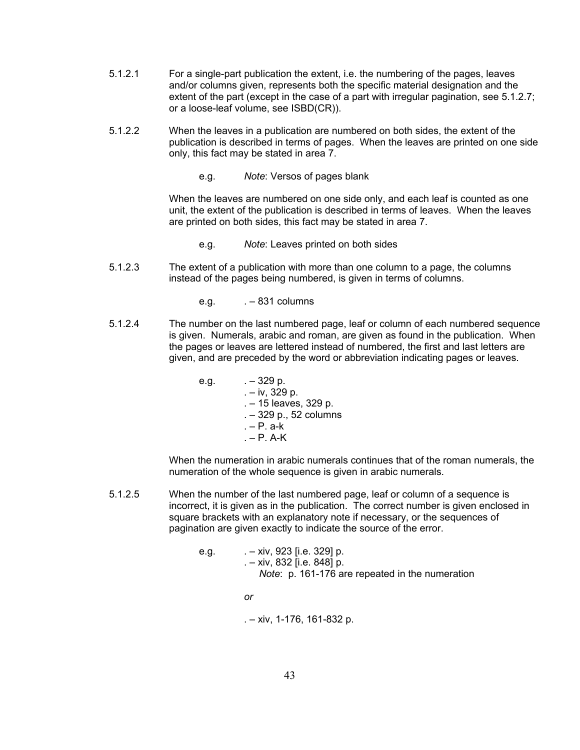5.1.2.1 For a single-part publication the extent, i.e. the numbering of the pages, leaves and/or columns given, represents both the specific material designation and the extent of the part (except in the case of a part with irregular pagination, see 5.1.2.7; or a loose-leaf volume, see ISBD(CR)).

5.1.2.2 When the leaves in a publication are numbered on both sides, the extent of the publication is described in terms of pages. When the leaves are printed on one side only, this fact may be stated in area 7.

e.g. *Note*: Versos of pages blank

When the leaves are numbered on one side only, and each leaf is counted as one unit, the extent of the publication is described in terms of leaves. When the leaves are printed on both sides, this fact may be stated in area 7.

e.g. *Note*: Leaves printed on both sides

5.1.2.3 The extent of a publication with more than one column to a page, the columns instead of the pages being numbered, is given in terms of columns.

e.g. . – 831 columns

5.1.2.4 The number on the last numbered page, leaf or column of each numbered sequence is given. Numerals, arabic and roman, are given as found in the publication. When the pages or leaves are lettered instead of numbered, the first and last letters are given, and are preceded by the word or abbreviation indicating pages or leaves.

e.g. . – 329 p.
. – iv, 329 p.
. – 15 leaves, 329 p.
. – 329 p., 52 columns
. – P. a-k
. – P. A-K

When the numeration in arabic numerals continues that of the roman numerals, the numeration of the whole sequence is given in arabic numerals.

5.1.2.5 When the number of the last numbered page, leaf or column of a sequence is incorrect, it is given as in the publication. The correct number is given enclosed in square brackets with an explanatory note if necessary, or the sequences of pagination are given exactly to indicate the source of the error.

e.g. . – xiv, 923 [i.e. 329] p.
. – xiv, 832 [i.e. 848] p.
*Note*: p. 161-176 are repeated in the numeration

*or*

. – xiv, 1-176, 161-832 p.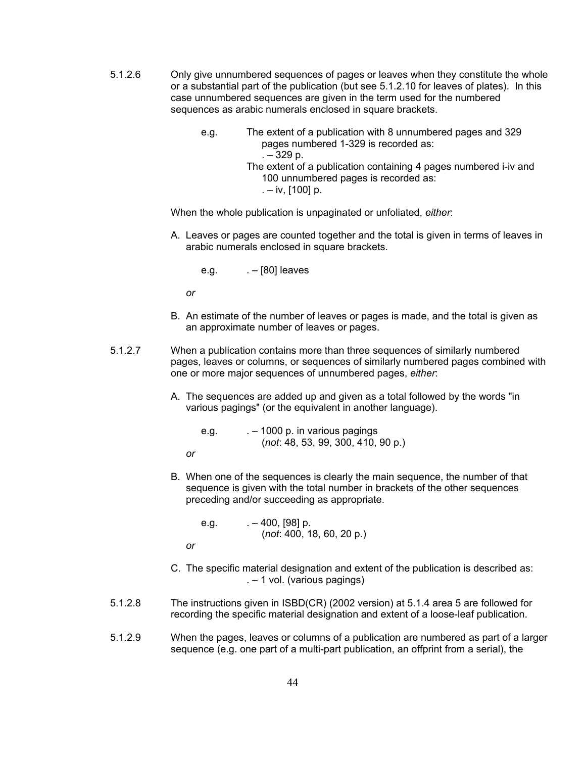5.1.2.6 Only give unnumbered sequences of pages or leaves when they constitute the whole or a substantial part of the publication (but see 5.1.2.10 for leaves of plates). In this case unnumbered sequences are given in the term used for the numbered sequences as arabic numerals enclosed in square brackets.

e.g. The extent of a publication with 8 unnumbered pages and 329 pages numbered 1-329 is recorded as:
. – 329 p.
The extent of a publication containing 4 pages numbered i-iv and 100 unnumbered pages is recorded as:
. – iv, [100] p.

When the whole publication is unpaginated or unfoliated, *either*:

A. Leaves or pages are counted together and the total is given in terms of leaves in arabic numerals enclosed in square brackets.

e.g. . – [80] leaves

*or*

B. An estimate of the number of leaves or pages is made, and the total is given as an approximate number of leaves or pages.

5.1.2.7 When a publication contains more than three sequences of similarly numbered pages, leaves or columns, or sequences of similarly numbered pages combined with one or more major sequences of unnumbered pages, *either*:

A. The sequences are added up and given as a total followed by the words "in various pagings" (or the equivalent in another language).

e.g. . – 1000 p. in various pagings
(*not*: 48, 53, 99, 300, 410, 90 p.)

*or*

B. When one of the sequences is clearly the main sequence, the number of that sequence is given with the total number in brackets of the other sequences preceding and/or succeeding as appropriate.

e.g. . – 400, [98] p.
(*not*: 400, 18, 60, 20 p.)

*or*

C. The specific material designation and extent of the publication is described as:
. – 1 vol. (various pagings)

5.1.2.8 The instructions given in ISBD(CR) (2002 version) at 5.1.4 area 5 are followed for recording the specific material designation and extent of a loose-leaf publication.

5.1.2.9 When the pages, leaves or columns of a publication are numbered as part of a larger sequence (e.g. one part of a multi-part publication, an offprint from a serial), the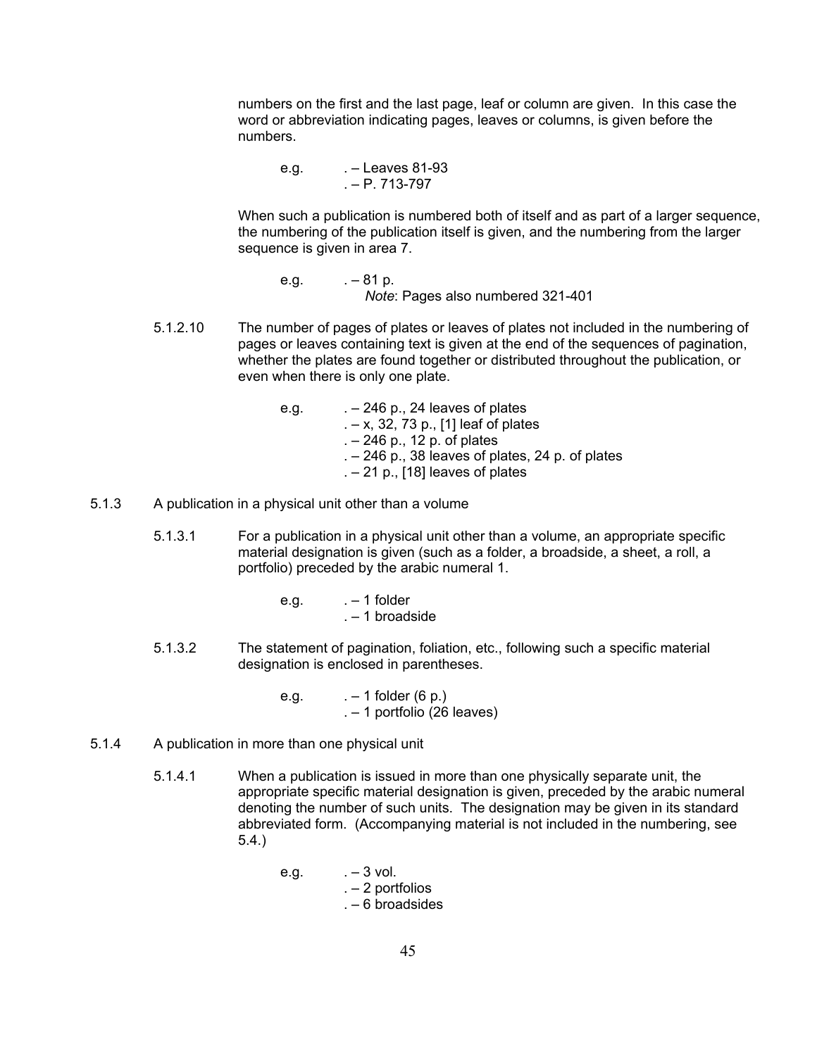numbers on the first and the last page, leaf or column are given. In this case the word or abbreviation indicating pages, leaves or columns, is given before the numbers.

e.g. . – Leaves 81-93
. – P. 713-797

When such a publication is numbered both of itself and as part of a larger sequence, the numbering of the publication itself is given, and the numbering from the larger sequence is given in area 7.

e.g. . – 81 p.
*Note*: Pages also numbered 321-401

5.1.2.10 The number of pages of plates or leaves of plates not included in the numbering of pages or leaves containing text is given at the end of the sequences of pagination, whether the plates are found together or distributed throughout the publication, or even when there is only one plate.

e.g. . – 246 p., 24 leaves of plates
. – x, 32, 73 p., [1] leaf of plates
. – 246 p., 12 p. of plates
. – 246 p., 38 leaves of plates, 24 p. of plates
. – 21 p., [18] leaves of plates

5.1.3 A publication in a physical unit other than a volume

5.1.3.1 For a publication in a physical unit other than a volume, an appropriate specific material designation is given (such as a folder, a broadside, a sheet, a roll, a portfolio) preceded by the arabic numeral 1.

e.g. . – 1 folder
. – 1 broadside

5.1.3.2 The statement of pagination, foliation, etc., following such a specific material designation is enclosed in parentheses.

e.g. . – 1 folder (6 p.)
. – 1 portfolio (26 leaves)

5.1.4 A publication in more than one physical unit

5.1.4.1 When a publication is issued in more than one physically separate unit, the appropriate specific material designation is given, preceded by the arabic numeral denoting the number of such units. The designation may be given in its standard abbreviated form. (Accompanying material is not included in the numbering, see 5.4.)

e.g. . – 3 vol.
. – 2 portfolios
. – 6 broadsides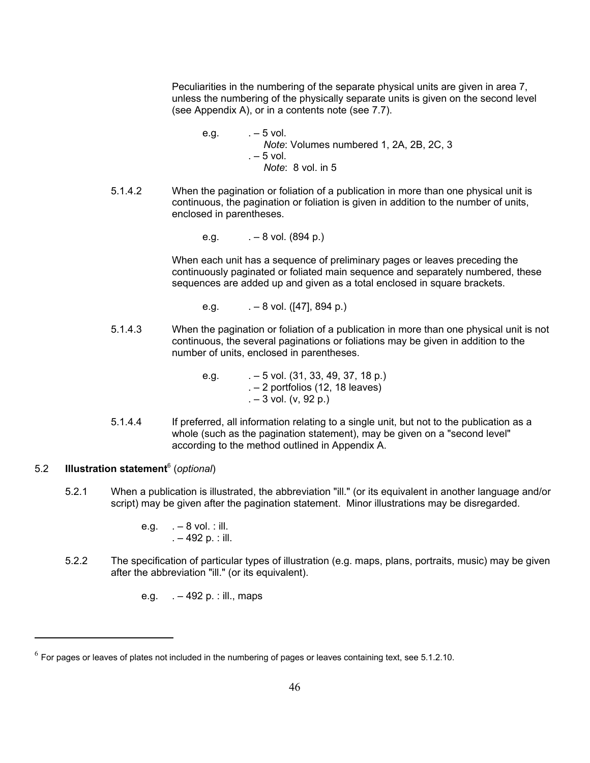Peculiarities in the numbering of the separate physical units are given in area 7, unless the numbering of the physically separate units is given on the second level (see Appendix A), or in a contents note (see 7.7).

e.g. . – 5 vol.
*Note*: Volumes numbered 1, 2A, 2B, 2C, 3
. – 5 vol.
*Note*: 8 vol. in 5

5.1.4.2 When the pagination or foliation of a publication in more than one physical unit is continuous, the pagination or foliation is given in addition to the number of units, enclosed in parentheses.

e.g. . – 8 vol. (894 p.)

When each unit has a sequence of preliminary pages or leaves preceding the continuously paginated or foliated main sequence and separately numbered, these sequences are added up and given as a total enclosed in square brackets.

e.g. . – 8 vol. ([47], 894 p.)

5.1.4.3 When the pagination or foliation of a publication in more than one physical unit is not continuous, the several paginations or foliations may be given in addition to the number of units, enclosed in parentheses.

e.g. . – 5 vol. (31, 33, 49, 37, 18 p.)
. – 2 portfolios (12, 18 leaves)
. – 3 vol. (v, 92 p.)

5.1.4.4 If preferred, all information relating to a single unit, but not to the publication as a whole (such as the pagination statement), may be given on a "second level" according to the method outlined in Appendix A.

## 5.2 **Illustration statement**[6] (*optional*)

5.2.1 When a publication is illustrated, the abbreviation "ill." (or its equivalent in another language and/or script) may be given after the pagination statement. Minor illustrations may be disregarded.

e.g. . – 8 vol. : ill.
. – 492 p. : ill.

5.2.2 The specification of particular types of illustration (e.g. maps, plans, portraits, music) may be given after the abbreviation "ill." (or its equivalent).

e.g. . – 492 p. : ill., maps

---

[6] For pages or leaves of plates not included in the numbering of pages or leaves containing text, see 5.1.2.10.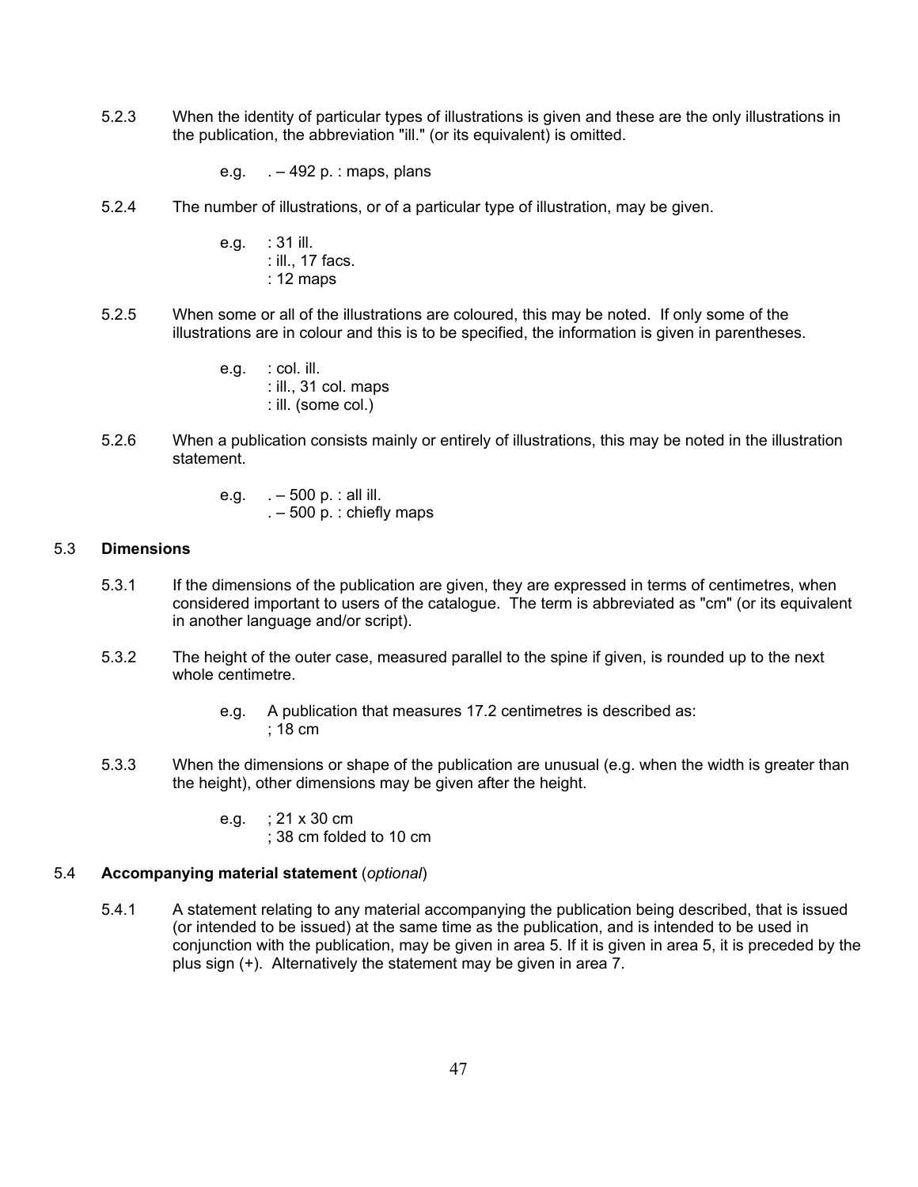5.2.3 When the identity of particular types of illustrations is given and these are the only illustrations in the publication, the abbreviation "ill." (or its equivalent) is omitted.

e.g. . – 492 p. : maps, plans

5.2.4 The number of illustrations, or of a particular type of illustration, may be given.

e.g. : 31 ill.
: ill., 17 facs.
: 12 maps

5.2.5 When some or all of the illustrations are coloured, this may be noted. If only some of the illustrations are in colour and this is to be specified, the information is given in parentheses.

e.g. : col. ill.
: ill., 31 col. maps
: ill. (some col.)

5.2.6 When a publication consists mainly or entirely of illustrations, this may be noted in the illustration statement.

e.g. . – 500 p. : all ill.
. – 500 p. : chiefly maps

## 5.3 **Dimensions**

5.3.1 If the dimensions of the publication are given, they are expressed in terms of centimetres, when considered important to users of the catalogue. The term is abbreviated as "cm" (or its equivalent in another language and/or script).

5.3.2 The height of the outer case, measured parallel to the spine if given, is rounded up to the next whole centimetre.

e.g. A publication that measures 17.2 centimetres is described as:
; 18 cm

5.3.3 When the dimensions or shape of the publication are unusual (e.g. when the width is greater than the height), other dimensions may be given after the height.

e.g. ; 21 x 30 cm
; 38 cm folded to 10 cm

## 5.4 **Accompanying material statement** (*optional*)

5.4.1 A statement relating to any material accompanying the publication being described, that is issued (or intended to be issued) at the same time as the publication, and is intended to be used in conjunction with the publication, may be given in area 5. If it is given in area 5, it is preceded by the plus sign (+). Alternatively the statement may be given in area 7.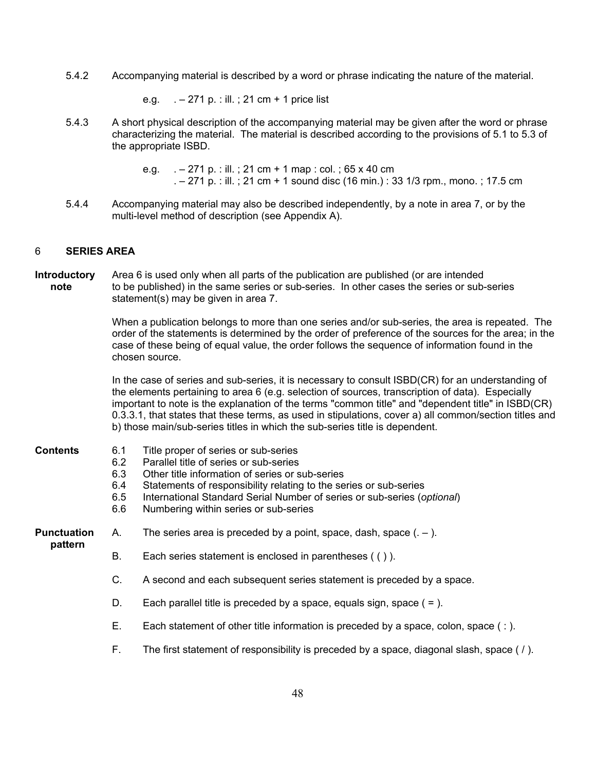5.4.2 Accompanying material is described by a word or phrase indicating the nature of the material.

e.g. . – 271 p. : ill. ; 21 cm + 1 price list

5.4.3 A short physical description of the accompanying material may be given after the word or phrase characterizing the material. The material is described according to the provisions of 5.1 to 5.3 of the appropriate ISBD.

e.g. . – 271 p. : ill. ; 21 cm + 1 map : col. ; 65 x 40 cm
. – 271 p. : ill. ; 21 cm + 1 sound disc (16 min.) : 33 1/3 rpm., mono. ; 17.5 cm

5.4.4 Accompanying material may also be described independently, by a note in area 7, or by the multi-level method of description (see Appendix A).

## 6 SERIES AREA

**Introductory note**

Area 6 is used only when all parts of the publication are published (or are intended to be published) in the same series or sub-series. In other cases the series or sub-series statement(s) may be given in area 7.

When a publication belongs to more than one series and/or sub-series, the area is repeated. The order of the statements is determined by the order of preference of the sources for the area; in the case of these being of equal value, the order follows the sequence of information found in the chosen source.

In the case of series and sub-series, it is necessary to consult ISBD(CR) for an understanding of the elements pertaining to area 6 (e.g. selection of sources, transcription of data). Especially important to note is the explanation of the terms "common title" and "dependent title" in ISBD(CR) 0.3.3.1, that states that these terms, as used in stipulations, cover a) all common/section titles and b) those main/sub-series titles in which the sub-series title is dependent.

**Contents**

6.1 Title proper of series or sub-series
6.2 Parallel title of series or sub-series
6.3 Other title information of series or sub-series
6.4 Statements of responsibility relating to the series or sub-series
6.5 International Standard Serial Number of series or sub-series (*optional*)
6.6 Numbering within series or sub-series

**Punctuation pattern**

A. The series area is preceded by a point, space, dash, space (. – ).

B. Each series statement is enclosed in parentheses ( ( ) ).

C. A second and each subsequent series statement is preceded by a space.

D. Each parallel title is preceded by a space, equals sign, space ( = ).

E. Each statement of other title information is preceded by a space, colon, space ( : ).

F. The first statement of responsibility is preceded by a space, diagonal slash, space ( / ).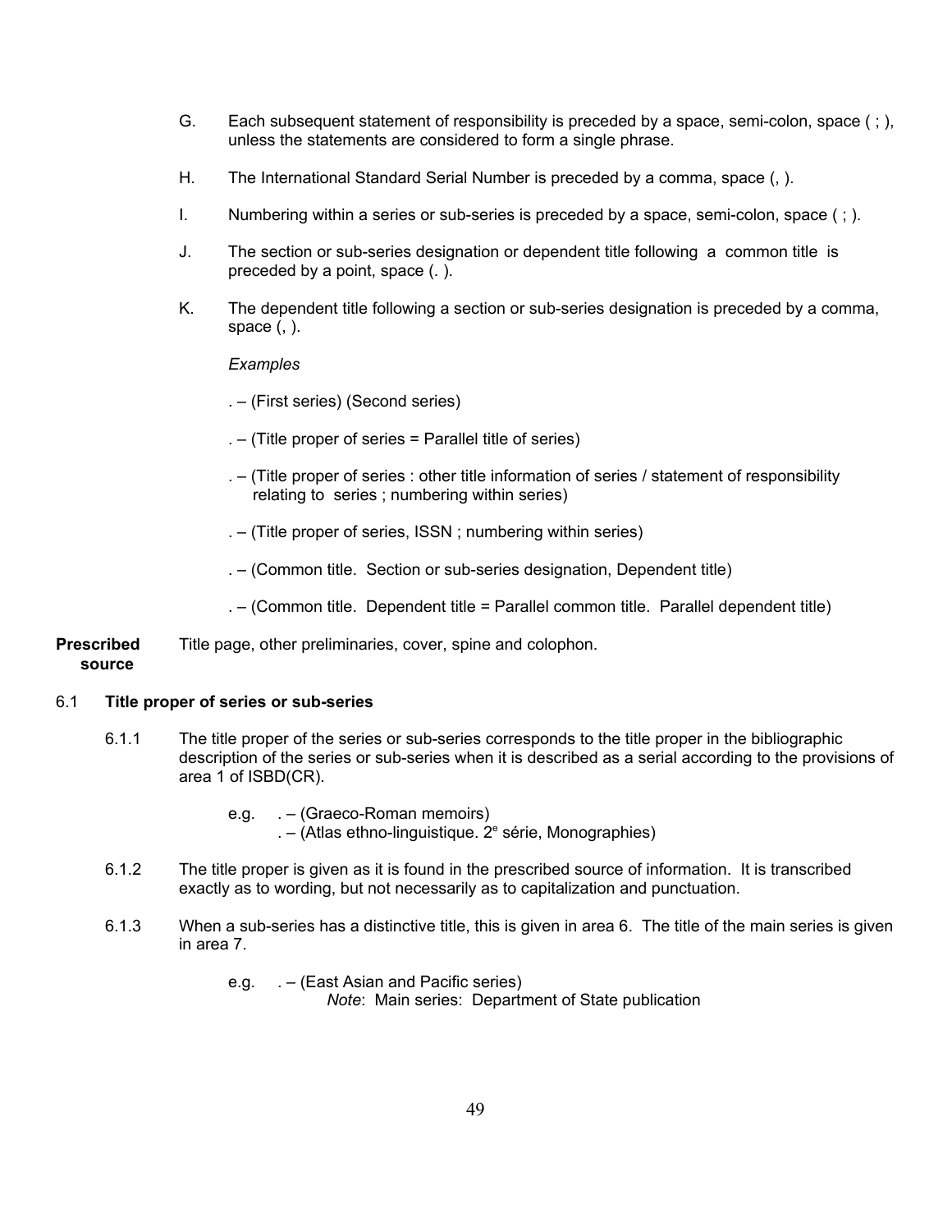G. Each subsequent statement of responsibility is preceded by a space, semi-colon, space ( ; ), unless the statements are considered to form a single phrase.

H. The International Standard Serial Number is preceded by a comma, space (, ).

I. Numbering within a series or sub-series is preceded by a space, semi-colon, space ( ; ).

J. The section or sub-series designation or dependent title following a common title is preceded by a point, space (. ).

K. The dependent title following a section or sub-series designation is preceded by a comma, space (, ).

*Examples*

. – (First series) (Second series)

. – (Title proper of series = Parallel title of series)

. – (Title proper of series : other title information of series / statement of responsibility relating to series ; numbering within series)

. – (Title proper of series, ISSN ; numbering within series)

. – (Common title. Section or sub-series designation, Dependent title)

. – (Common title. Dependent title = Parallel common title. Parallel dependent title)

**Prescribed source** Title page, other preliminaries, cover, spine and colophon.

## 6.1 Title proper of series or sub-series

6.1.1 The title proper of the series or sub-series corresponds to the title proper in the bibliographic description of the series or sub-series when it is described as a serial according to the provisions of area 1 of ISBD(CR).

e.g. . – (Graeco-Roman memoirs)
. – (Atlas ethno-linguistique. 2e série, Monographies)

6.1.2 The title proper is given as it is found in the prescribed source of information. It is transcribed exactly as to wording, but not necessarily as to capitalization and punctuation.

6.1.3 When a sub-series has a distinctive title, this is given in area 6. The title of the main series is given in area 7.

e.g. . – (East Asian and Pacific series)
*Note*: Main series: Department of State publication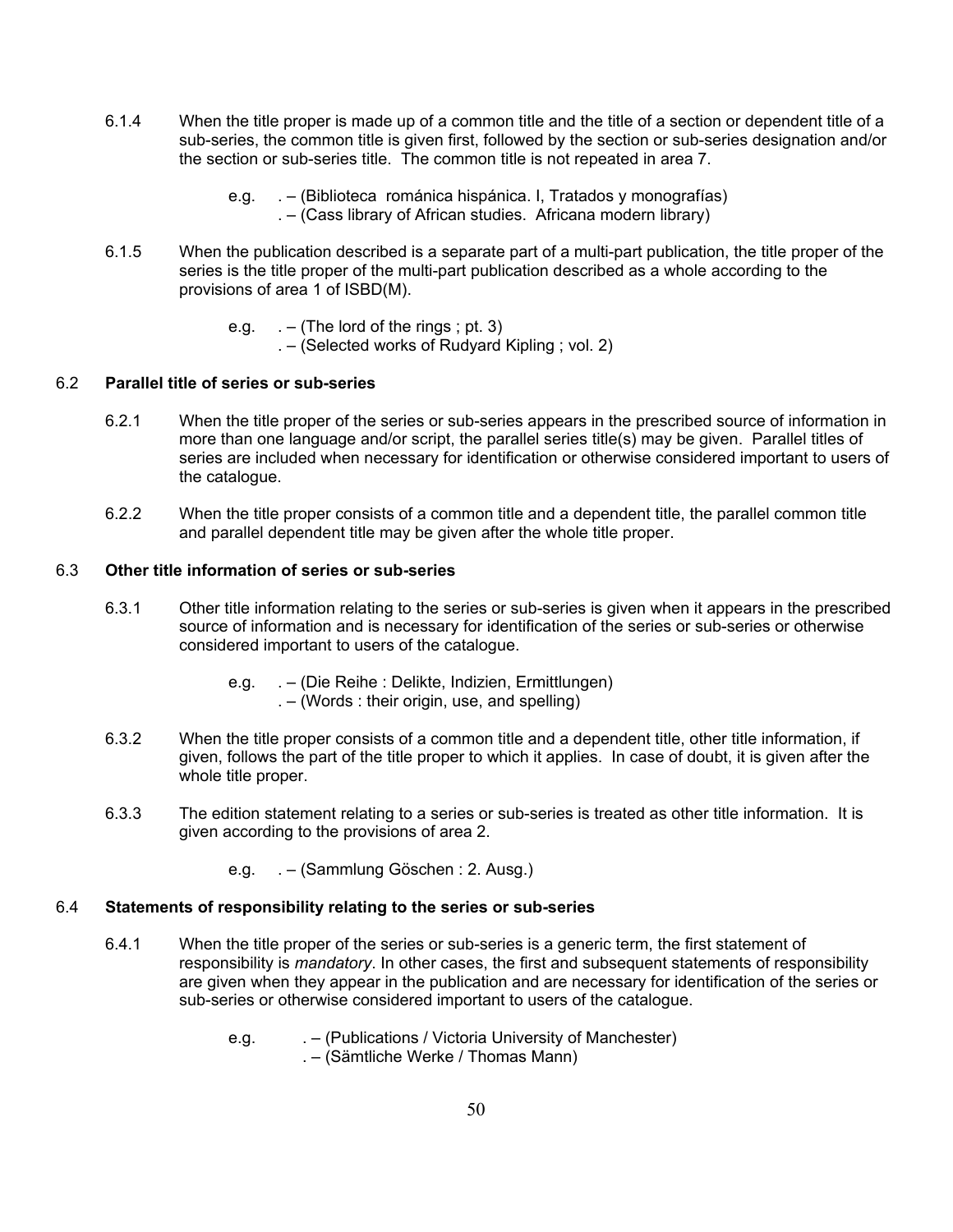6.1.4 When the title proper is made up of a common title and the title of a section or dependent title of a sub-series, the common title is given first, followed by the section or sub-series designation and/or the section or sub-series title. The common title is not repeated in area 7.

e.g. . – (Biblioteca románica hispánica. I, Tratados y monografías)
. – (Cass library of African studies. Africana modern library)

6.1.5 When the publication described is a separate part of a multi-part publication, the title proper of the series is the title proper of the multi-part publication described as a whole according to the provisions of area 1 of ISBD(M).

e.g. . – (The lord of the rings ; pt. 3)
. – (Selected works of Rudyard Kipling ; vol. 2)

### 6.2 **Parallel title of series or sub-series**

6.2.1 When the title proper of the series or sub-series appears in the prescribed source of information in more than one language and/or script, the parallel series title(s) may be given. Parallel titles of series are included when necessary for identification or otherwise considered important to users of the catalogue.

6.2.2 When the title proper consists of a common title and a dependent title, the parallel common title and parallel dependent title may be given after the whole title proper.

### 6.3 **Other title information of series or sub-series**

6.3.1 Other title information relating to the series or sub-series is given when it appears in the prescribed source of information and is necessary for identification of the series or sub-series or otherwise considered important to users of the catalogue.

e.g. . – (Die Reihe : Delikte, Indizien, Ermittlungen)
. – (Words : their origin, use, and spelling)

6.3.2 When the title proper consists of a common title and a dependent title, other title information, if given, follows the part of the title proper to which it applies. In case of doubt, it is given after the whole title proper.

6.3.3 The edition statement relating to a series or sub-series is treated as other title information. It is given according to the provisions of area 2.

e.g. . – (Sammlung Göschen : 2. Ausg.)

### 6.4 **Statements of responsibility relating to the series or sub-series**

6.4.1 When the title proper of the series or sub-series is a generic term, the first statement of responsibility is *mandatory*. In other cases, the first and subsequent statements of responsibility are given when they appear in the publication and are necessary for identification of the series or sub-series or otherwise considered important to users of the catalogue.

e.g. . – (Publications / Victoria University of Manchester)
. – (Sämtliche Werke / Thomas Mann)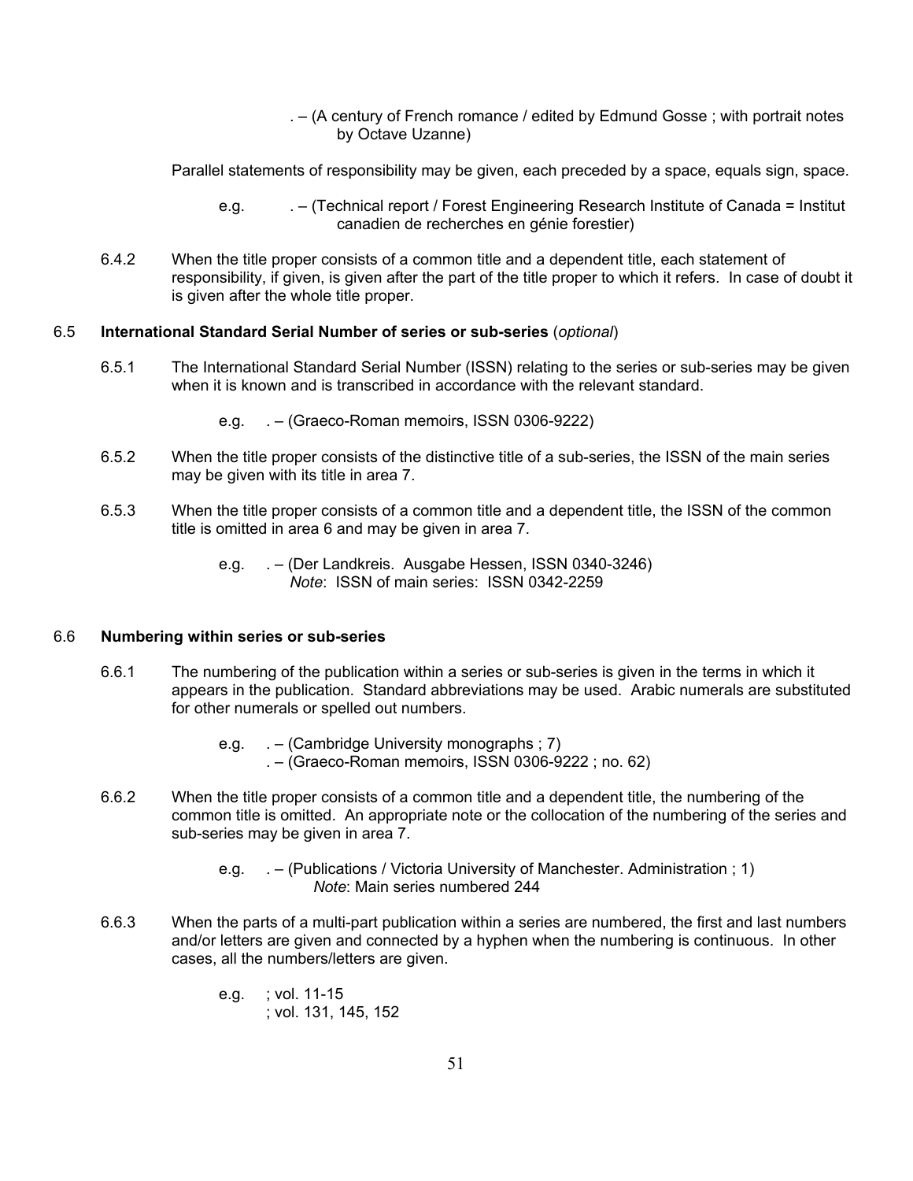. – (A century of French romance / edited by Edmund Gosse ; with portrait notes by Octave Uzanne)

Parallel statements of responsibility may be given, each preceded by a space, equals sign, space.

e.g. . – (Technical report / Forest Engineering Research Institute of Canada = Institut canadien de recherches en génie forestier)

6.4.2 When the title proper consists of a common title and a dependent title, each statement of responsibility, if given, is given after the part of the title proper to which it refers. In case of doubt it is given after the whole title proper.

### 6.5 **International Standard Serial Number of series or sub-series** (*optional*)

6.5.1 The International Standard Serial Number (ISSN) relating to the series or sub-series may be given when it is known and is transcribed in accordance with the relevant standard.

e.g. . – (Graeco-Roman memoirs, ISSN 0306-9222)

6.5.2 When the title proper consists of the distinctive title of a sub-series, the ISSN of the main series may be given with its title in area 7.

6.5.3 When the title proper consists of a common title and a dependent title, the ISSN of the common title is omitted in area 6 and may be given in area 7.

e.g. . – (Der Landkreis. Ausgabe Hessen, ISSN 0340-3246)
*Note*: ISSN of main series: ISSN 0342-2259

### 6.6 **Numbering within series or sub-series**

6.6.1 The numbering of the publication within a series or sub-series is given in the terms in which it appears in the publication. Standard abbreviations may be used. Arabic numerals are substituted for other numerals or spelled out numbers.

e.g. . – (Cambridge University monographs ; 7)
. – (Graeco-Roman memoirs, ISSN 0306-9222 ; no. 62)

6.6.2 When the title proper consists of a common title and a dependent title, the numbering of the common title is omitted. An appropriate note or the collocation of the numbering of the series and sub-series may be given in area 7.

e.g. . – (Publications / Victoria University of Manchester. Administration ; 1)
*Note*: Main series numbered 244

6.6.3 When the parts of a multi-part publication within a series are numbered, the first and last numbers and/or letters are given and connected by a hyphen when the numbering is continuous. In other cases, all the numbers/letters are given.

e.g. ; vol. 11-15
; vol. 131, 145, 152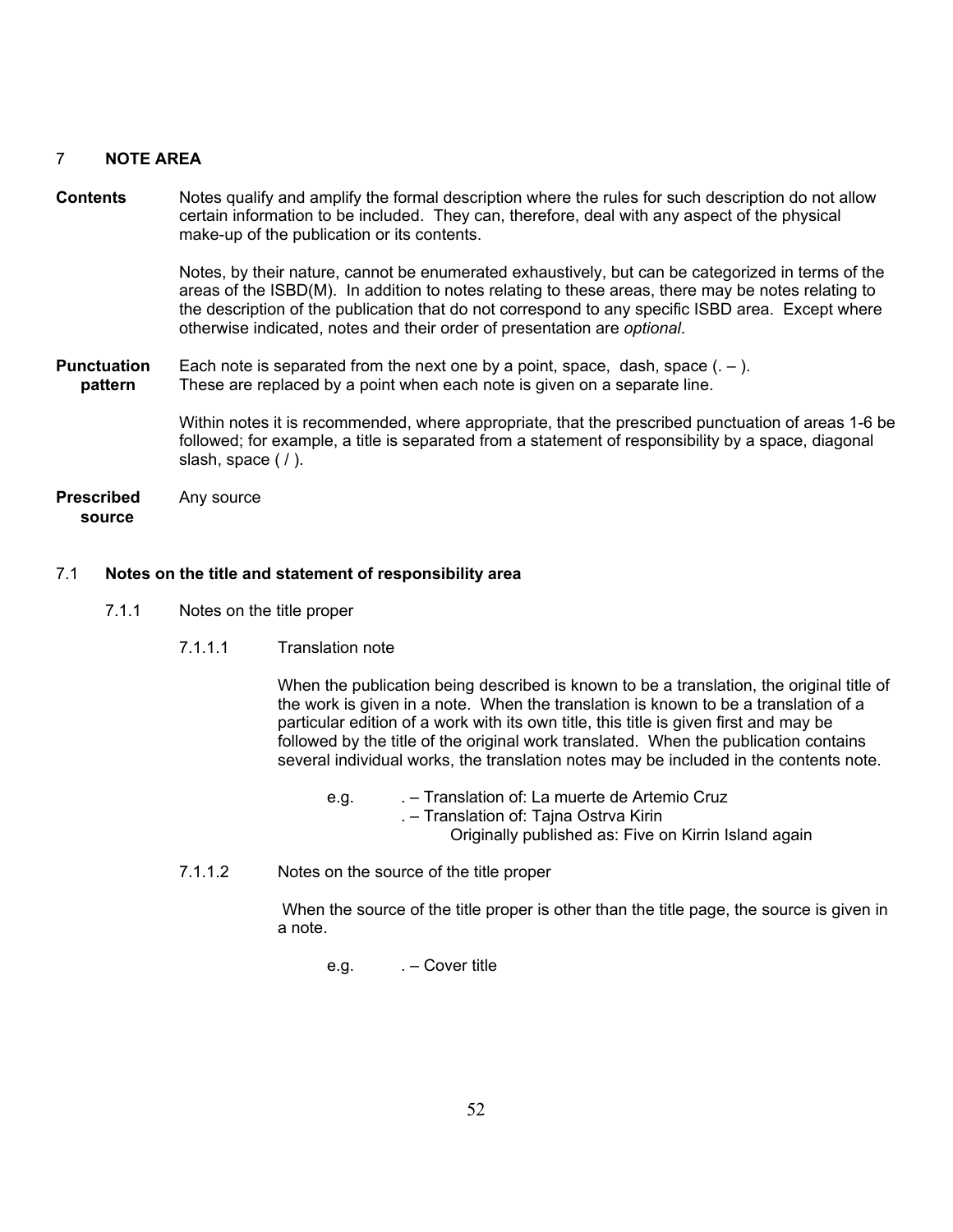## 7 NOTE AREA

**Contents** Notes qualify and amplify the formal description where the rules for such description do not allow certain information to be included. They can, therefore, deal with any aspect of the physical make-up of the publication or its contents.

Notes, by their nature, cannot be enumerated exhaustively, but can be categorized in terms of the areas of the ISBD(M). In addition to notes relating to these areas, there may be notes relating to the description of the publication that do not correspond to any specific ISBD area. Except where otherwise indicated, notes and their order of presentation are *optional*.

**Punctuation pattern** Each note is separated from the next one by a point, space, dash, space (. – ). These are replaced by a point when each note is given on a separate line.

Within notes it is recommended, where appropriate, that the prescribed punctuation of areas 1-6 be followed; for example, a title is separated from a statement of responsibility by a space, diagonal slash, space ( / ).

**Prescribed source** Any source

### 7.1 Notes on the title and statement of responsibility area

#### 7.1.1 Notes on the title proper

##### 7.1.1.1 Translation note

When the publication being described is known to be a translation, the original title of the work is given in a note. When the translation is known to be a translation of a particular edition of a work with its own title, this title is given first and may be followed by the title of the original work translated. When the publication contains several individual works, the translation notes may be included in the contents note.

e.g. . – Translation of: La muerte de Artemio Cruz
. – Translation of: Tajna Ostrva Kirin
Originally published as: Five on Kirrin Island again

##### 7.1.1.2 Notes on the source of the title proper

When the source of the title proper is other than the title page, the source is given in a note.

e.g. . – Cover title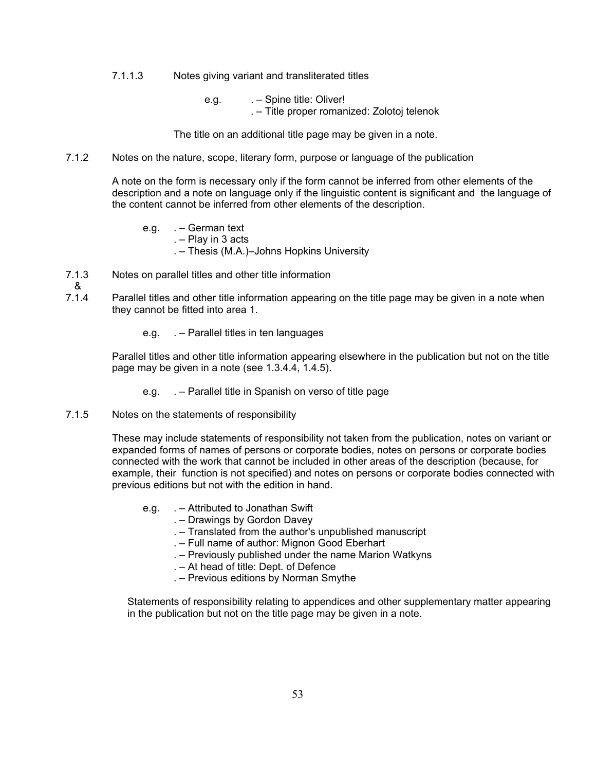7.1.1.3 Notes giving variant and transliterated titles

e.g. . – Spine title: Oliver!
. – Title proper romanized: Zolotoj telenok

The title on an additional title page may be given in a note.

7.1.2 Notes on the nature, scope, literary form, purpose or language of the publication

A note on the form is necessary only if the form cannot be inferred from other elements of the description and a note on language only if the linguistic content is significant and the language of the content cannot be inferred from other elements of the description.

e.g. . – German text
. – Play in 3 acts
. – Thesis (M.A.)–Johns Hopkins University

7.1.3 & 7.1.4 Notes on parallel titles and other title information

Parallel titles and other title information appearing on the title page may be given in a note when they cannot be fitted into area 1.

e.g. . – Parallel titles in ten languages

Parallel titles and other title information appearing elsewhere in the publication but not on the title page may be given in a note (see 1.3.4.4, 1.4.5).

e.g. . – Parallel title in Spanish on verso of title page

7.1.5 Notes on the statements of responsibility

These may include statements of responsibility not taken from the publication, notes on variant or expanded forms of names of persons or corporate bodies, notes on persons or corporate bodies connected with the work that cannot be included in other areas of the description (because, for example, their function is not specified) and notes on persons or corporate bodies connected with previous editions but not with the edition in hand.

e.g. . – Attributed to Jonathan Swift
. – Drawings by Gordon Davey
. – Translated from the author's unpublished manuscript
. – Full name of author: Mignon Good Eberhart
. – Previously published under the name Marion Watkyns
. – At head of title: Dept. of Defence
. – Previous editions by Norman Smythe

Statements of responsibility relating to appendices and other supplementary matter appearing in the publication but not on the title page may be given in a note.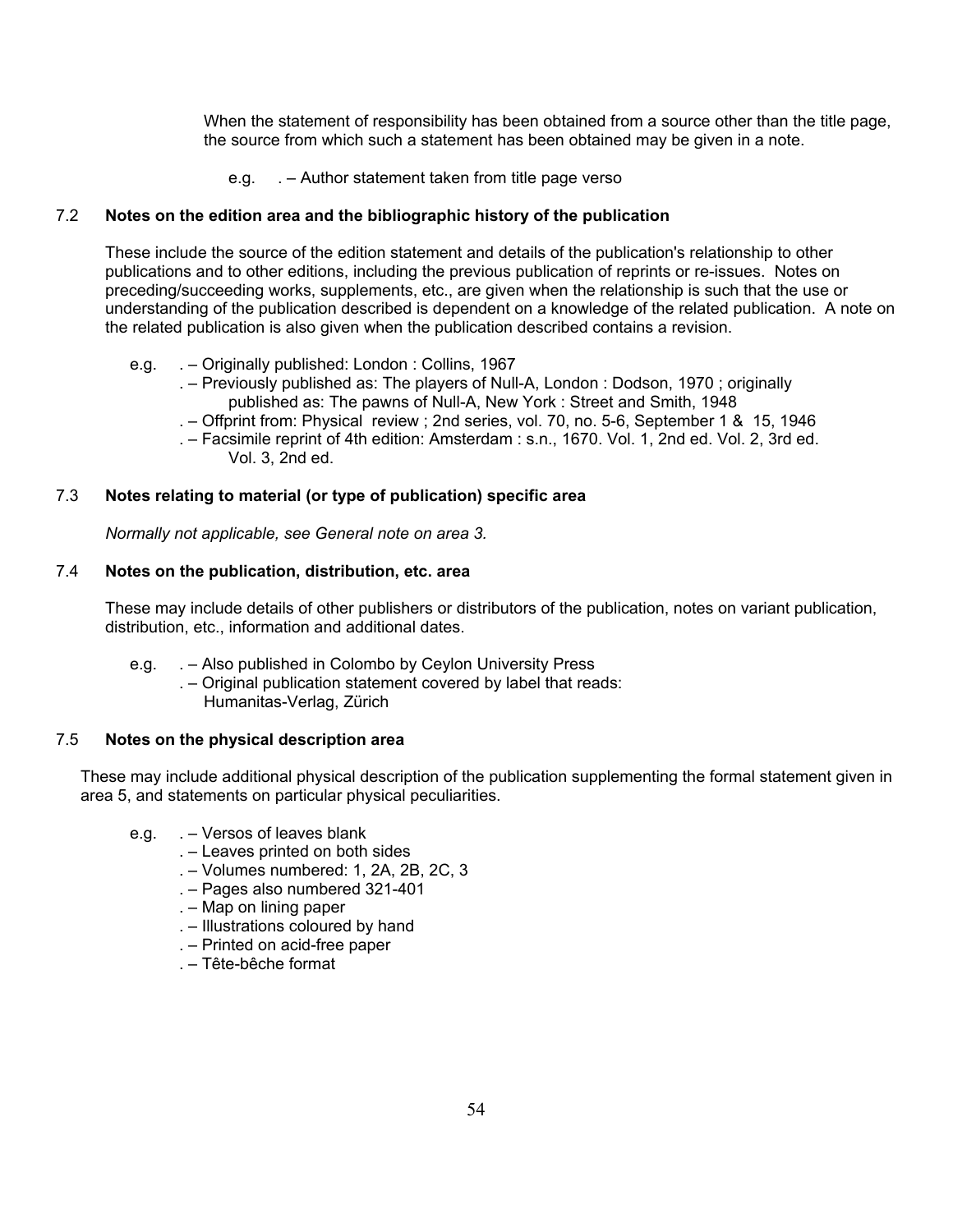When the statement of responsibility has been obtained from a source other than the title page, the source from which such a statement has been obtained may be given in a note.

e.g. . – Author statement taken from title page verso

### 7.2 **Notes on the edition area and the bibliographic history of the publication**

These include the source of the edition statement and details of the publication's relationship to other publications and to other editions, including the previous publication of reprints or re-issues. Notes on preceding/succeeding works, supplements, etc., are given when the relationship is such that the use or understanding of the publication described is dependent on a knowledge of the related publication. A note on the related publication is also given when the publication described contains a revision.

e.g. . – Originally published: London : Collins, 1967
. – Previously published as: The players of Null-A, London : Dodson, 1970 ; originally published as: The pawns of Null-A, New York : Street and Smith, 1948
. – Offprint from: Physical review ; 2nd series, vol. 70, no. 5-6, September 1 & 15, 1946
. – Facsimile reprint of 4th edition: Amsterdam : s.n., 1670. Vol. 1, 2nd ed. Vol. 2, 3rd ed. Vol. 3, 2nd ed.

### 7.3 **Notes relating to material (or type of publication) specific area**

*Normally not applicable, see General note on area 3.*

### 7.4 **Notes on the publication, distribution, etc. area**

These may include details of other publishers or distributors of the publication, notes on variant publication, distribution, etc., information and additional dates.

e.g. . – Also published in Colombo by Ceylon University Press
. – Original publication statement covered by label that reads: Humanitas-Verlag, Zürich

### 7.5 **Notes on the physical description area**

These may include additional physical description of the publication supplementing the formal statement given in area 5, and statements on particular physical peculiarities.

e.g. . – Versos of leaves blank
. – Leaves printed on both sides
. – Volumes numbered: 1, 2A, 2B, 2C, 3
. – Pages also numbered 321-401
. – Map on lining paper
. – Illustrations coloured by hand
. – Printed on acid-free paper
. – Tête-bêche format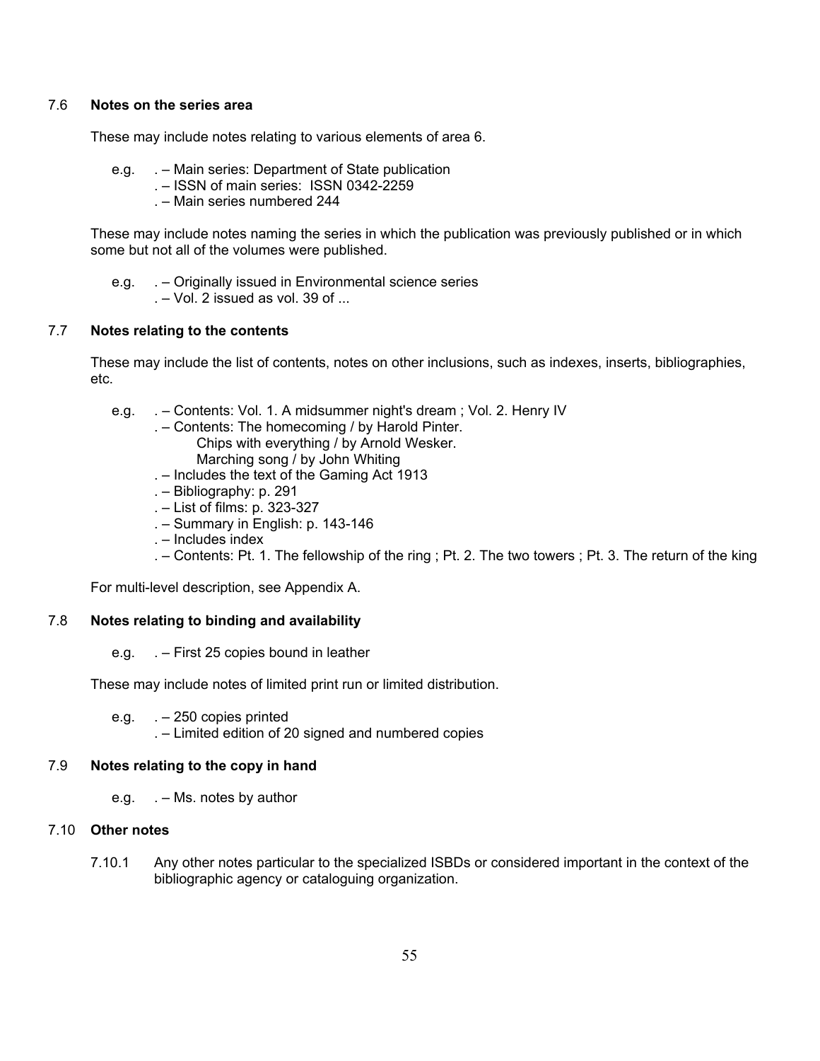## 7.6 Notes on the series area

These may include notes relating to various elements of area 6.

e.g. . – Main series: Department of State publication
. – ISSN of main series: ISSN 0342-2259
. – Main series numbered 244

These may include notes naming the series in which the publication was previously published or in which some but not all of the volumes were published.

e.g. . – Originally issued in Environmental science series
. – Vol. 2 issued as vol. 39 of ...

## 7.7 Notes relating to the contents

These may include the list of contents, notes on other inclusions, such as indexes, inserts, bibliographies, etc.

e.g. . – Contents: Vol. 1. A midsummer night's dream ; Vol. 2. Henry IV
. – Contents: The homecoming / by Harold Pinter.
Chips with everything / by Arnold Wesker.
Marching song / by John Whiting
. – Includes the text of the Gaming Act 1913
. – Bibliography: p. 291
. – List of films: p. 323-327
. – Summary in English: p. 143-146
. – Includes index
. – Contents: Pt. 1. The fellowship of the ring ; Pt. 2. The two towers ; Pt. 3. The return of the king

For multi-level description, see Appendix A.

## 7.8 Notes relating to binding and availability

e.g. . – First 25 copies bound in leather

These may include notes of limited print run or limited distribution.

e.g. . – 250 copies printed
. – Limited edition of 20 signed and numbered copies

## 7.9 Notes relating to the copy in hand

e.g. . – Ms. notes by author

## 7.10 Other notes

7.10.1 Any other notes particular to the specialized ISBDs or considered important in the context of the bibliographic agency or cataloguing organization.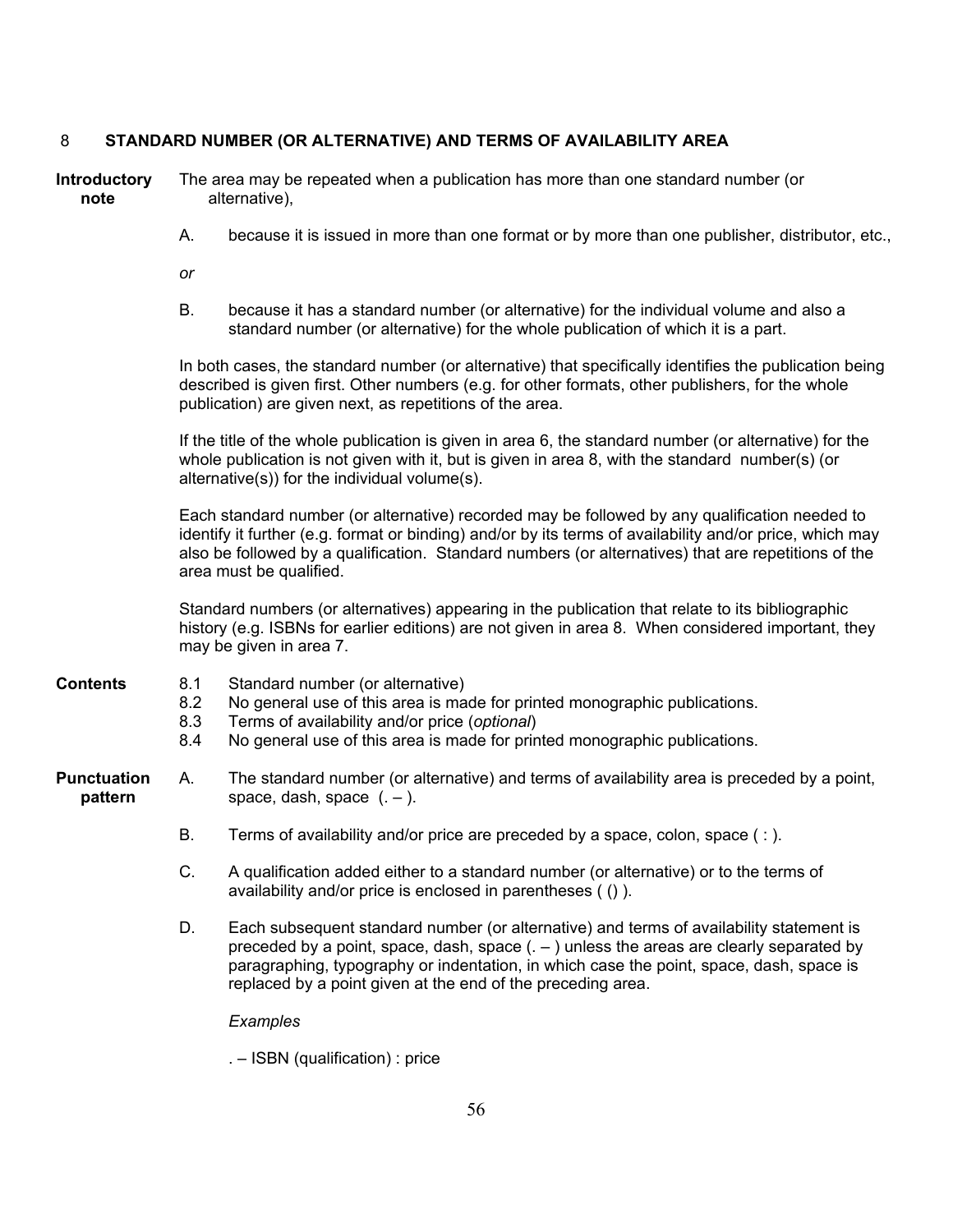## 8 STANDARD NUMBER (OR ALTERNATIVE) AND TERMS OF AVAILABILITY AREA

**Introductory note**

The area may be repeated when a publication has more than one standard number (or alternative),

A. because it is issued in more than one format or by more than one publisher, distributor, etc.,

*or*

B. because it has a standard number (or alternative) for the individual volume and also a standard number (or alternative) for the whole publication of which it is a part.

In both cases, the standard number (or alternative) that specifically identifies the publication being described is given first. Other numbers (e.g. for other formats, other publishers, for the whole publication) are given next, as repetitions of the area.

If the title of the whole publication is given in area 6, the standard number (or alternative) for the whole publication is not given with it, but is given in area 8, with the standard number(s) (or alternative(s)) for the individual volume(s).

Each standard number (or alternative) recorded may be followed by any qualification needed to identify it further (e.g. format or binding) and/or by its terms of availability and/or price, which may also be followed by a qualification. Standard numbers (or alternatives) that are repetitions of the area must be qualified.

Standard numbers (or alternatives) appearing in the publication that relate to its bibliographic history (e.g. ISBNs for earlier editions) are not given in area 8. When considered important, they may be given in area 7.

**Contents**

8.1 Standard number (or alternative)
8.2 No general use of this area is made for printed monographic publications.
8.3 Terms of availability and/or price (*optional*)
8.4 No general use of this area is made for printed monographic publications.

**Punctuation pattern**

A. The standard number (or alternative) and terms of availability area is preceded by a point, space, dash, space (. – ).

B. Terms of availability and/or price are preceded by a space, colon, space ( : ).

C. A qualification added either to a standard number (or alternative) or to the terms of availability and/or price is enclosed in parentheses ( () ).

D. Each subsequent standard number (or alternative) and terms of availability statement is preceded by a point, space, dash, space (. – ) unless the areas are clearly separated by paragraphing, typography or indentation, in which case the point, space, dash, space is replaced by a point given at the end of the preceding area.

*Examples*

. – ISBN (qualification) : price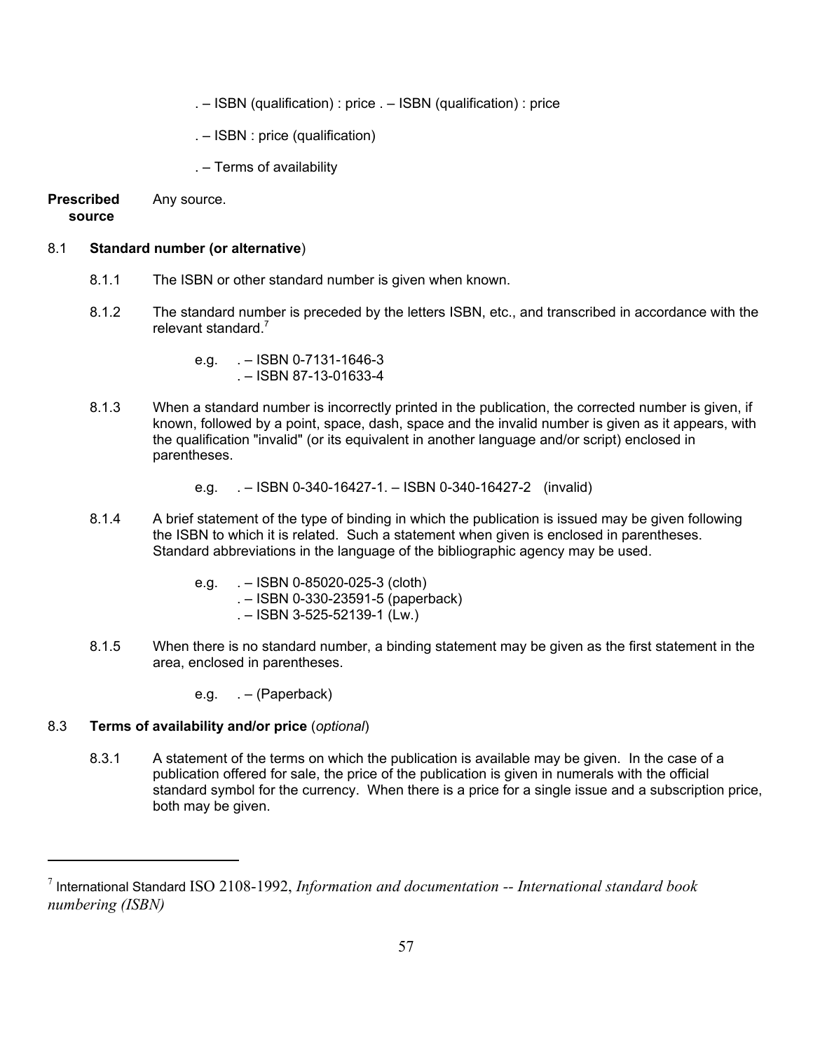. – ISBN (qualification) : price . – ISBN (qualification) : price

. – ISBN : price (qualification)

. – Terms of availability

**Prescribed source** Any source.

## 8.1 **Standard number (or alternative**)

8.1.1 The ISBN or other standard number is given when known.

8.1.2 The standard number is preceded by the letters ISBN, etc., and transcribed in accordance with the relevant standard.[7]

e.g. . – ISBN 0-7131-1646-3
. – ISBN 87-13-01633-4

8.1.3 When a standard number is incorrectly printed in the publication, the corrected number is given, if known, followed by a point, space, dash, space and the invalid number is given as it appears, with the qualification "invalid" (or its equivalent in another language and/or script) enclosed in parentheses.

e.g. . – ISBN 0-340-16427-1. – ISBN 0-340-16427-2 (invalid)

8.1.4 A brief statement of the type of binding in which the publication is issued may be given following the ISBN to which it is related. Such a statement when given is enclosed in parentheses. Standard abbreviations in the language of the bibliographic agency may be used.

e.g. . – ISBN 0-85020-025-3 (cloth)
. – ISBN 0-330-23591-5 (paperback)
. – ISBN 3-525-52139-1 (Lw.)

8.1.5 When there is no standard number, a binding statement may be given as the first statement in the area, enclosed in parentheses.

e.g. . – (Paperback)

## 8.3 **Terms of availability and/or price** (*optional*)

8.3.1 A statement of the terms on which the publication is available may be given. In the case of a publication offered for sale, the price of the publication is given in numerals with the official standard symbol for the currency. When there is a price for a single issue and a subscription price, both may be given.

---

[7] International Standard ISO 2108-1992, *Information and documentation -- International standard book numbering (ISBN)*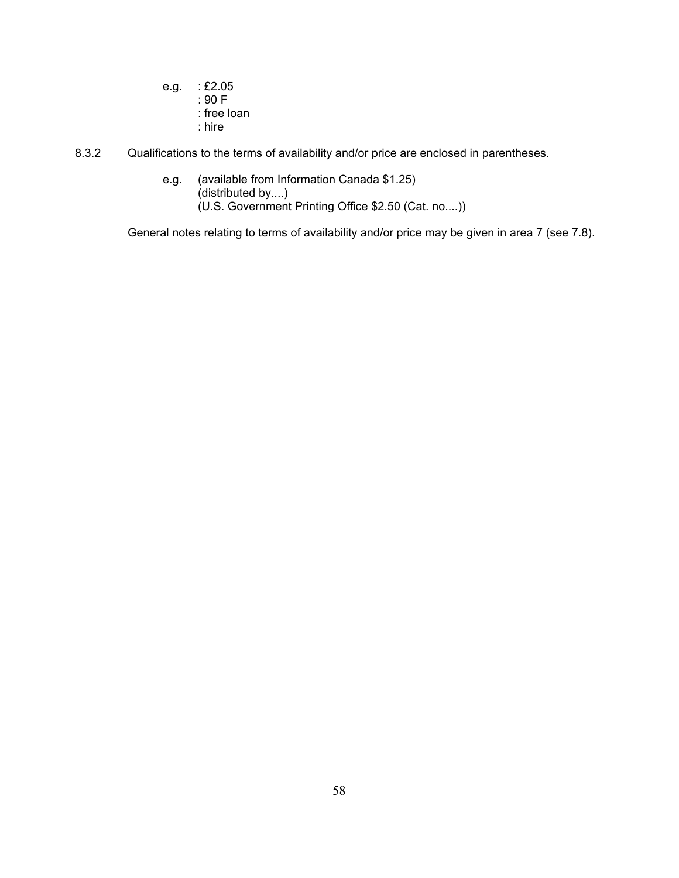e.g. : £2.05
: 90 F
: free loan
: hire

8.3.2 Qualifications to the terms of availability and/or price are enclosed in parentheses.

e.g. (available from Information Canada $1.25)
(distributed by....)
(U.S. Government Printing Office $2.50 (Cat. no....))

General notes relating to terms of availability and/or price may be given in area 7 (see 7.8).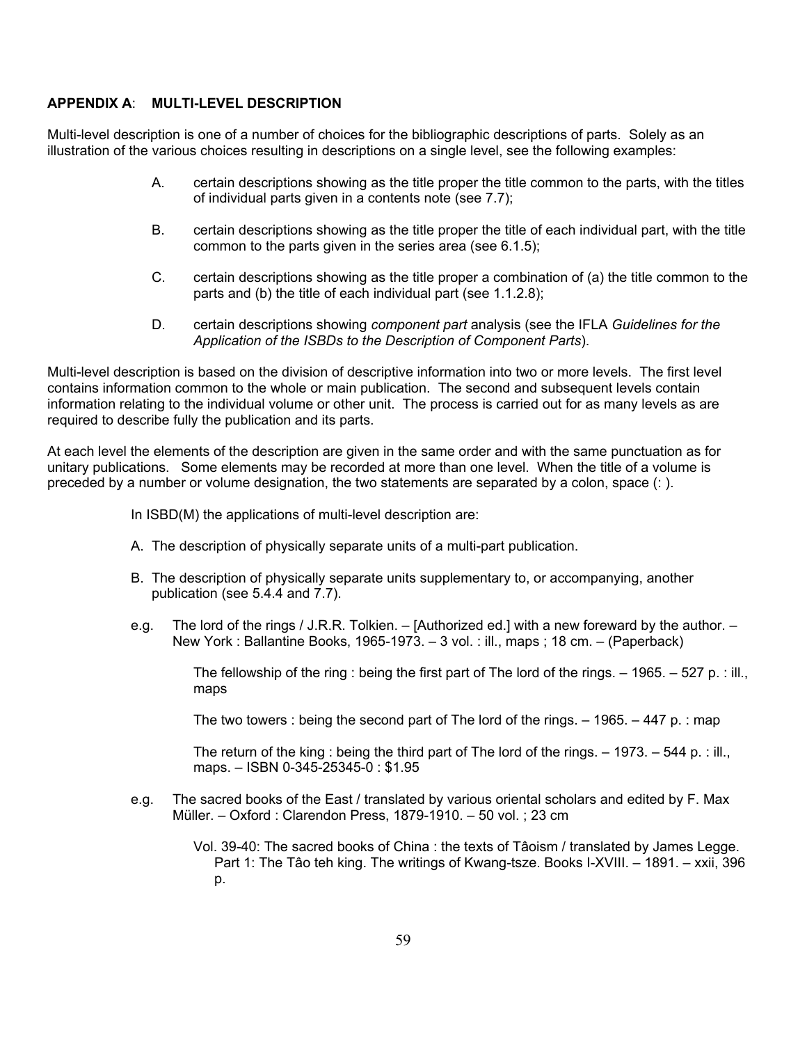## APPENDIX A: MULTI-LEVEL DESCRIPTION

Multi-level description is one of a number of choices for the bibliographic descriptions of parts. Solely as an illustration of the various choices resulting in descriptions on a single level, see the following examples:

A. certain descriptions showing as the title proper the title common to the parts, with the titles of individual parts given in a contents note (see 7.7);

B. certain descriptions showing as the title proper the title of each individual part, with the title common to the parts given in the series area (see 6.1.5);

C. certain descriptions showing as the title proper a combination of (a) the title common to the parts and (b) the title of each individual part (see 1.1.2.8);

D. certain descriptions showing *component part* analysis (see the IFLA *Guidelines for the Application of the ISBDs to the Description of Component Parts*).

Multi-level description is based on the division of descriptive information into two or more levels. The first level contains information common to the whole or main publication. The second and subsequent levels contain information relating to the individual volume or other unit. The process is carried out for as many levels as are required to describe fully the publication and its parts.

At each level the elements of the description are given in the same order and with the same punctuation as for unitary publications. Some elements may be recorded at more than one level. When the title of a volume is preceded by a number or volume designation, the two statements are separated by a colon, space (: ).

In ISBD(M) the applications of multi-level description are:

A. The description of physically separate units of a multi-part publication.

B. The description of physically separate units supplementary to, or accompanying, another publication (see 5.4.4 and 7.7).

e.g. The lord of the rings / J.R.R. Tolkien. – [Authorized ed.] with a new foreward by the author. – New York : Ballantine Books, 1965-1973. – 3 vol. : ill., maps ; 18 cm. – (Paperback)

> The fellowship of the ring : being the first part of The lord of the rings. – 1965. – 527 p. : ill., maps
>
> The two towers : being the second part of The lord of the rings. – 1965. – 447 p. : map
>
> The return of the king : being the third part of The lord of the rings. – 1973. – 544 p. : ill., maps. – ISBN 0-345-25345-0 : $1.95

e.g. The sacred books of the East / translated by various oriental scholars and edited by F. Max Müller. – Oxford : Clarendon Press, 1879-1910. – 50 vol. ; 23 cm

> Vol. 39-40: The sacred books of China : the texts of Tâoism / translated by James Legge. Part 1: The Tâo teh king. The writings of Kwang-tsze. Books I-XVIII. – 1891. – xxii, 396 p.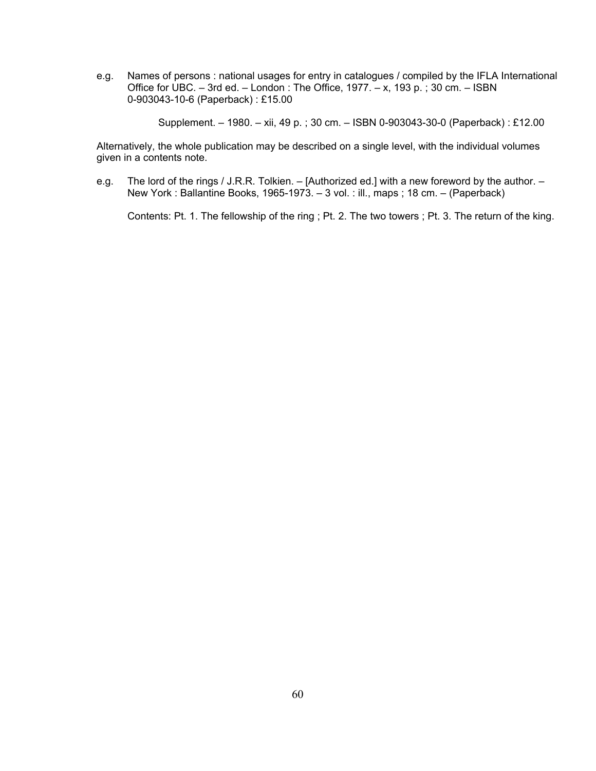e.g. Names of persons : national usages for entry in catalogues / compiled by the IFLA International Office for UBC. – 3rd ed. – London : The Office, 1977. – x, 193 p. ; 30 cm. – ISBN 0-903043-10-6 (Paperback) : £15.00

Supplement. – 1980. – xii, 49 p. ; 30 cm. – ISBN 0-903043-30-0 (Paperback) : £12.00

Alternatively, the whole publication may be described on a single level, with the individual volumes given in a contents note.

e.g. The lord of the rings / J.R.R. Tolkien. – [Authorized ed.] with a new foreword by the author. – New York : Ballantine Books, 1965-1973. – 3 vol. : ill., maps ; 18 cm. – (Paperback)

Contents: Pt. 1. The fellowship of the ring ; Pt. 2. The two towers ; Pt. 3. The return of the king.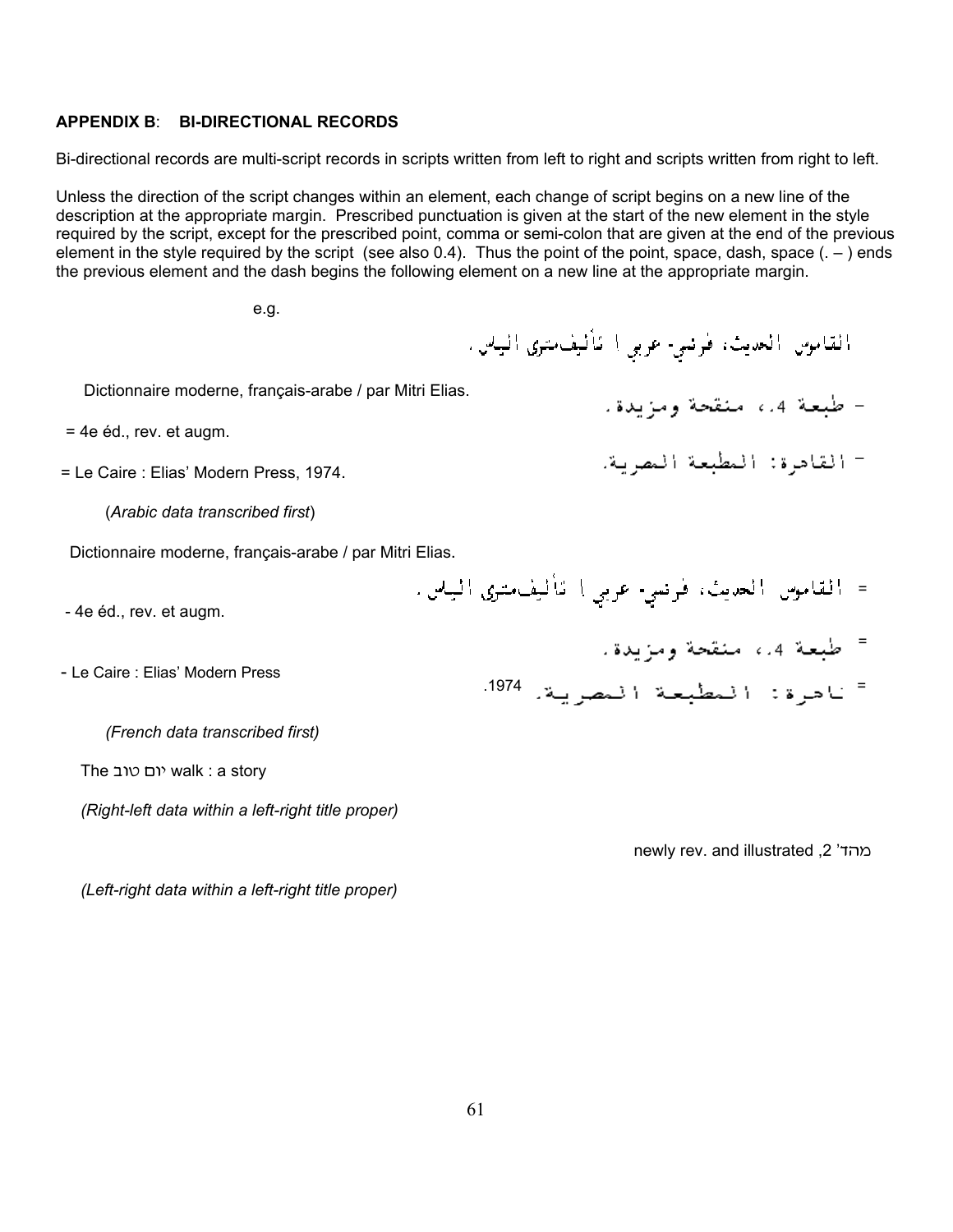**APPENDIX B**: **BI-DIRECTIONAL RECORDS**

Bi-directional records are multi-script records in scripts written from left to right and scripts written from right to left.

Unless the direction of the script changes within an element, each change of script begins on a new line of the description at the appropriate margin. Prescribed punctuation is given at the start of the new element in the style required by the script, except for the prescribed point, comma or semi-colon that are given at the end of the previous element in the style required by the script (see also 0.4). Thus the point of the point, space, dash, space (. – ) ends the previous element and the dash begins the following element on a new line at the appropriate margin.

e.g.

القاموس الحديث: فرنسي- عربي / تأليف متري الياس.

Dictionnaire moderne, français-arabe / par Mitri Elias.

- طبعة 4، منقحة ومزيدة.

= 4e éd., rev. et augm.

- القاهرة: المطبعة المصرية.

= Le Caire : Elias' Modern Press, 1974.

(*Arabic data transcribed first*)

Dictionnaire moderne, français-arabe / par Mitri Elias.

= القاموس الحديث: فرنسي- عربي / تأليف متري الياس.

- 4e éd., rev. et augm.

= طبعة 4، منقحة ومزيدة.

- Le Caire : Elias' Modern Press

= القاهرة: المطبعة المصرية، 1974.

*(French data transcribed first)*

The יום טוב walk : a story

*(Right-left data within a left-right title proper)*

מהד' 2, newly rev. and illustrated

*(Left-right data within a left-right title proper)*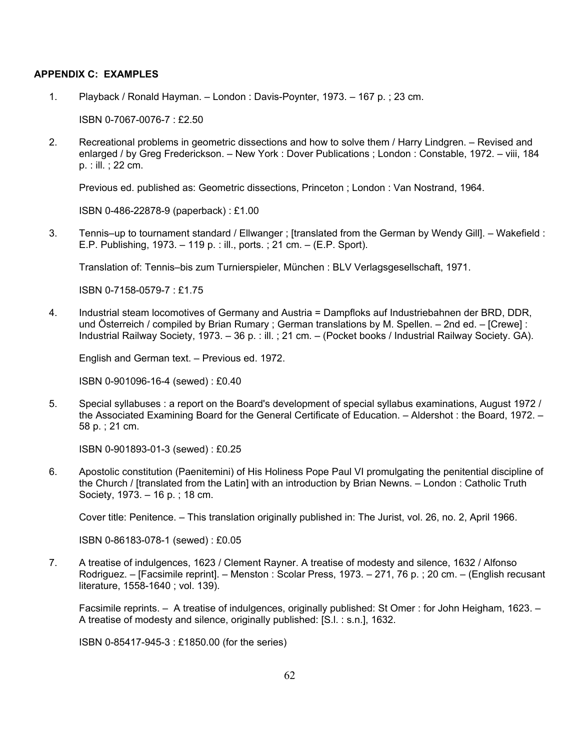**APPENDIX C: EXAMPLES**

1. Playback / Ronald Hayman. – London : Davis-Poynter, 1973. – 167 p. ; 23 cm.

   ISBN 0-7067-0076-7 : £2.50

2. Recreational problems in geometric dissections and how to solve them / Harry Lindgren. – Revised and enlarged / by Greg Frederickson. – New York : Dover Publications ; London : Constable, 1972. – viii, 184 p. : ill. ; 22 cm.

   Previous ed. published as: Geometric dissections, Princeton ; London : Van Nostrand, 1964.

   ISBN 0-486-22878-9 (paperback) : £1.00

3. Tennis–up to tournament standard / Ellwanger ; [translated from the German by Wendy Gill]. – Wakefield : E.P. Publishing, 1973. – 119 p. : ill., ports. ; 21 cm. – (E.P. Sport).

   Translation of: Tennis–bis zum Turnierspieler, München : BLV Verlagsgesellschaft, 1971.

   ISBN 0-7158-0579-7 : £1.75

4. Industrial steam locomotives of Germany and Austria = Dampfloks auf Industriebahnen der BRD, DDR, und Österreich / compiled by Brian Rumary ; German translations by M. Spellen. – 2nd ed. – [Crewe] : Industrial Railway Society, 1973. – 36 p. : ill. ; 21 cm. – (Pocket books / Industrial Railway Society. GA).

   English and German text. – Previous ed. 1972.

   ISBN 0-901096-16-4 (sewed) : £0.40

5. Special syllabuses : a report on the Board's development of special syllabus examinations, August 1972 / the Associated Examining Board for the General Certificate of Education. – Aldershot : the Board, 1972. – 58 p. ; 21 cm.

   ISBN 0-901893-01-3 (sewed) : £0.25

6. Apostolic constitution (Paenitemini) of His Holiness Pope Paul VI promulgating the penitential discipline of the Church / [translated from the Latin] with an introduction by Brian Newns. – London : Catholic Truth Society, 1973. – 16 p. ; 18 cm.

   Cover title: Penitence. – This translation originally published in: The Jurist, vol. 26, no. 2, April 1966.

   ISBN 0-86183-078-1 (sewed) : £0.05

7. A treatise of indulgences, 1623 / Clement Rayner. A treatise of modesty and silence, 1632 / Alfonso Rodriguez. – [Facsimile reprint]. – Menston : Scolar Press, 1973. – 271, 76 p. ; 20 cm. – (English recusant literature, 1558-1640 ; vol. 139).

   Facsimile reprints. – A treatise of indulgences, originally published: St Omer : for John Heigham, 1623. – A treatise of modesty and silence, originally published: [S.l. : s.n.], 1632.

   ISBN 0-85417-945-3 : £1850.00 (for the series)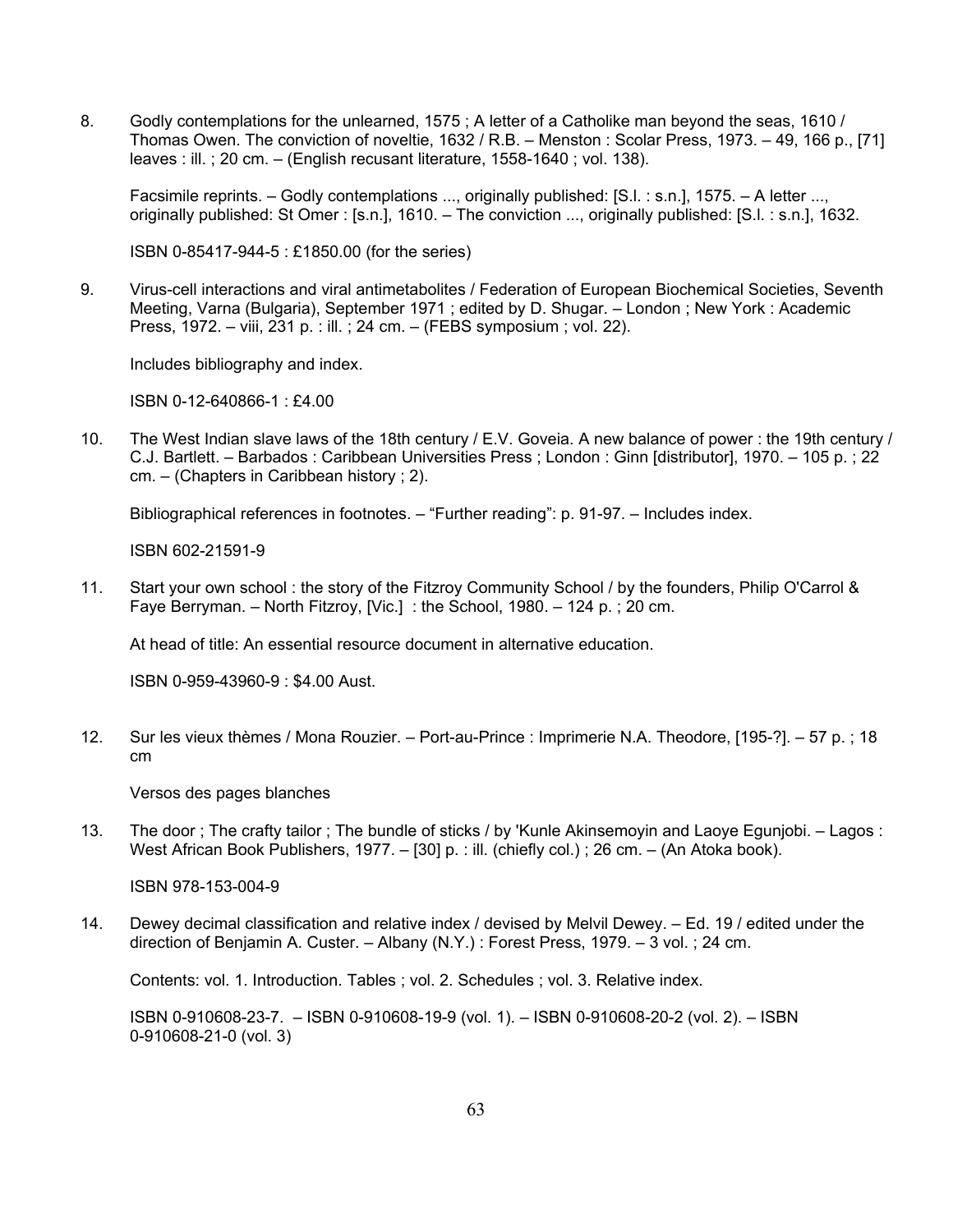8. Godly contemplations for the unlearned, 1575 ; A letter of a Catholike man beyond the seas, 1610 / Thomas Owen. The conviction of noveltie, 1632 / R.B. – Menston : Scolar Press, 1973. – 49, 166 p., [71] leaves : ill. ; 20 cm. – (English recusant literature, 1558-1640 ; vol. 138).

   Facsimile reprints. – Godly contemplations ..., originally published: [S.l. : s.n.], 1575. – A letter ..., originally published: St Omer : [s.n.], 1610. – The conviction ..., originally published: [S.l. : s.n.], 1632.

   ISBN 0-85417-944-5 : £1850.00 (for the series)

9. Virus-cell interactions and viral antimetabolites / Federation of European Biochemical Societies, Seventh Meeting, Varna (Bulgaria), September 1971 ; edited by D. Shugar. – London ; New York : Academic Press, 1972. – viii, 231 p. : ill. ; 24 cm. – (FEBS symposium ; vol. 22).

   Includes bibliography and index.

   ISBN 0-12-640866-1 : £4.00

10. The West Indian slave laws of the 18th century / E.V. Goveia. A new balance of power : the 19th century / C.J. Bartlett. – Barbados : Caribbean Universities Press ; London : Ginn [distributor], 1970. – 105 p. ; 22 cm. – (Chapters in Caribbean history ; 2).

    Bibliographical references in footnotes. – "Further reading": p. 91-97. – Includes index.

    ISBN 602-21591-9

11. Start your own school : the story of the Fitzroy Community School / by the founders, Philip O'Carrol & Faye Berryman. – North Fitzroy, [Vic.] : the School, 1980. – 124 p. ; 20 cm.

    At head of title: An essential resource document in alternative education.

    ISBN 0-959-43960-9 : $4.00 Aust.

12. Sur les vieux thèmes / Mona Rouzier. – Port-au-Prince : Imprimerie N.A. Theodore, [195-?]. – 57 p. ; 18 cm

    Versos des pages blanches

13. The door ; The crafty tailor ; The bundle of sticks / by 'Kunle Akinsemoyin and Laoye Egunjobi. – Lagos : West African Book Publishers, 1977. – [30] p. : ill. (chiefly col.) ; 26 cm. – (An Atoka book).

    ISBN 978-153-004-9

14. Dewey decimal classification and relative index / devised by Melvil Dewey. – Ed. 19 / edited under the direction of Benjamin A. Custer. – Albany (N.Y.) : Forest Press, 1979. – 3 vol. ; 24 cm.

    Contents: vol. 1. Introduction. Tables ; vol. 2. Schedules ; vol. 3. Relative index.

    ISBN 0-910608-23-7. – ISBN 0-910608-19-9 (vol. 1). – ISBN 0-910608-20-2 (vol. 2). – ISBN 0-910608-21-0 (vol. 3)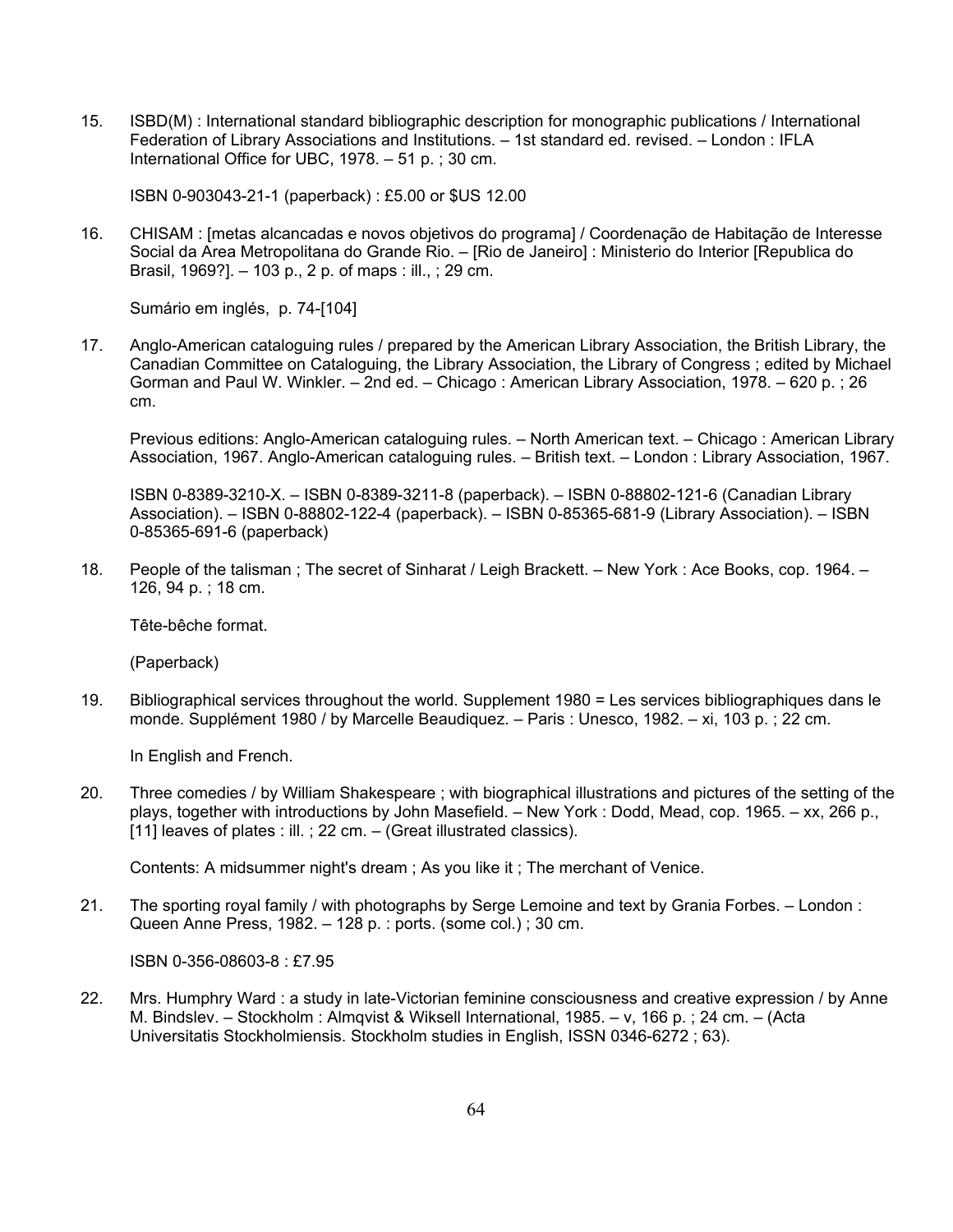15. ISBD(M) : International standard bibliographic description for monographic publications / International Federation of Library Associations and Institutions. – 1st standard ed. revised. – London : IFLA International Office for UBC, 1978. – 51 p. ; 30 cm.

    ISBN 0-903043-21-1 (paperback) : £5.00 or $US 12.00

16. CHISAM : [metas alcancadas e novos objetivos do programa] / Coordenação de Habitação de Interesse Social da Area Metropolitana do Grande Rio. – [Rio de Janeiro] : Ministerio do Interior [Republica do Brasil, 1969?]. – 103 p., 2 p. of maps : ill., ; 29 cm.

    Sumário em inglés, p. 74-[104]

17. Anglo-American cataloguing rules / prepared by the American Library Association, the British Library, the Canadian Committee on Cataloguing, the Library Association, the Library of Congress ; edited by Michael Gorman and Paul W. Winkler. – 2nd ed. – Chicago : American Library Association, 1978. – 620 p. ; 26 cm.

    Previous editions: Anglo-American cataloguing rules. – North American text. – Chicago : American Library Association, 1967. Anglo-American cataloguing rules. – British text. – London : Library Association, 1967.

    ISBN 0-8389-3210-X. – ISBN 0-8389-3211-8 (paperback). – ISBN 0-88802-121-6 (Canadian Library Association). – ISBN 0-88802-122-4 (paperback). – ISBN 0-85365-681-9 (Library Association). – ISBN 0-85365-691-6 (paperback)

18. People of the talisman ; The secret of Sinharat / Leigh Brackett. – New York : Ace Books, cop. 1964. – 126, 94 p. ; 18 cm.

    Tête-bêche format.

    (Paperback)

19. Bibliographical services throughout the world. Supplement 1980 = Les services bibliographiques dans le monde. Supplément 1980 / by Marcelle Beaudiquez. – Paris : Unesco, 1982. – xi, 103 p. ; 22 cm.

    In English and French.

20. Three comedies / by William Shakespeare ; with biographical illustrations and pictures of the setting of the plays, together with introductions by John Masefield. – New York : Dodd, Mead, cop. 1965. – xx, 266 p., [11] leaves of plates : ill. ; 22 cm. – (Great illustrated classics).

    Contents: A midsummer night's dream ; As you like it ; The merchant of Venice.

21. The sporting royal family / with photographs by Serge Lemoine and text by Grania Forbes. – London : Queen Anne Press, 1982. – 128 p. : ports. (some col.) ; 30 cm.

    ISBN 0-356-08603-8 : £7.95

22. Mrs. Humphry Ward : a study in late-Victorian feminine consciousness and creative expression / by Anne M. Bindslev. – Stockholm : Almqvist & Wiksell International, 1985. – v, 166 p. ; 24 cm. – (Acta Universitatis Stockholmiensis. Stockholm studies in English, ISSN 0346-6272 ; 63).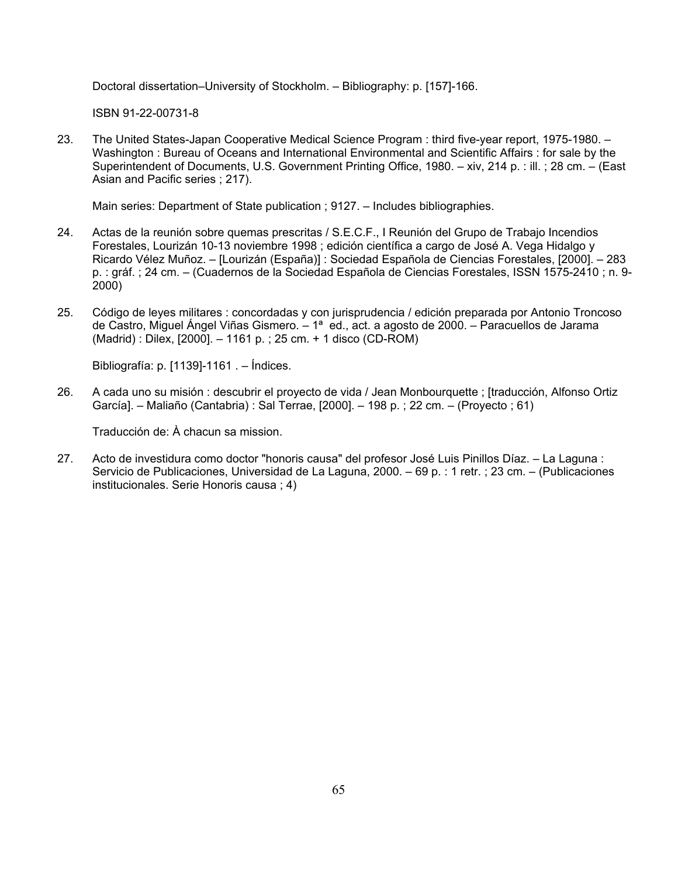Doctoral dissertation–University of Stockholm. – Bibliography: p. [157]-166.

ISBN 91-22-00731-8

23. The United States-Japan Cooperative Medical Science Program : third five-year report, 1975-1980. – Washington : Bureau of Oceans and International Environmental and Scientific Affairs : for sale by the Superintendent of Documents, U.S. Government Printing Office, 1980. – xiv, 214 p. : ill. ; 28 cm. – (East Asian and Pacific series ; 217).

    Main series: Department of State publication ; 9127. – Includes bibliographies.

24. Actas de la reunión sobre quemas prescritas / S.E.C.F., I Reunión del Grupo de Trabajo Incendios Forestales, Lourizán 10-13 noviembre 1998 ; edición científica a cargo de José A. Vega Hidalgo y Ricardo Vélez Muñoz. – [Lourizán (España)] : Sociedad Española de Ciencias Forestales, [2000]. – 283 p. : gráf. ; 24 cm. – (Cuadernos de la Sociedad Española de Ciencias Forestales, ISSN 1575-2410 ; n. 9-2000)

25. Código de leyes militares : concordadas y con jurisprudencia / edición preparada por Antonio Troncoso de Castro, Miguel Ángel Viñas Gismero. – 1ª ed., act. a agosto de 2000. – Paracuellos de Jarama (Madrid) : Dilex, [2000]. – 1161 p. ; 25 cm. + 1 disco (CD-ROM)

    Bibliografía: p. [1139]-1161 . – Índices.

26. A cada uno su misión : descubrir el proyecto de vida / Jean Monbourquette ; [traducción, Alfonso Ortiz García]. – Maliaño (Cantabria) : Sal Terrae, [2000]. – 198 p. ; 22 cm. – (Proyecto ; 61)

    Traducción de: À chacun sa mission.

27. Acto de investidura como doctor "honoris causa" del profesor José Luis Pinillos Díaz. – La Laguna : Servicio de Publicaciones, Universidad de La Laguna, 2000. – 69 p. : 1 retr. ; 23 cm. – (Publicaciones institucionales. Serie Honoris causa ; 4)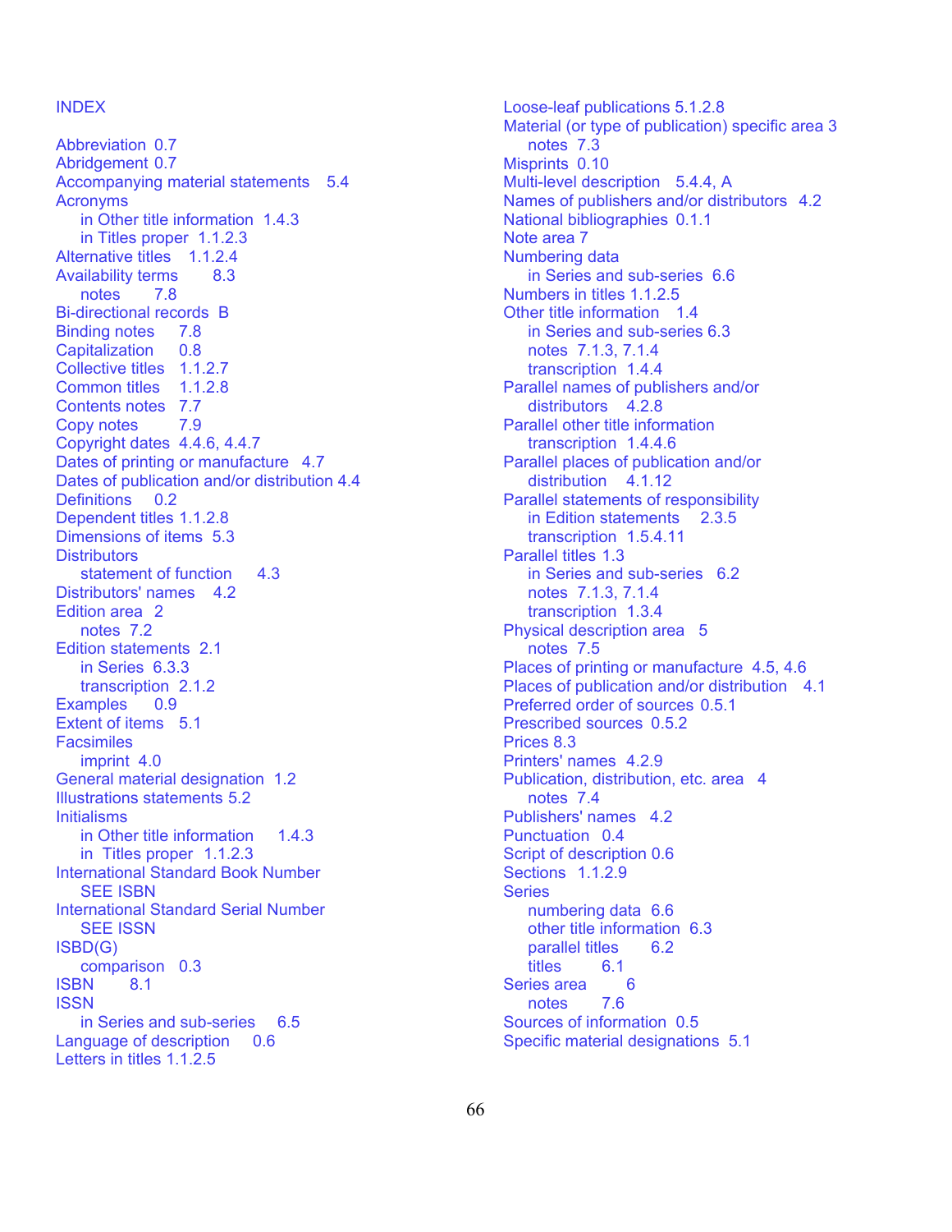# INDEX

Abbreviation 0.7
Abridgement 0.7
Accompanying material statements 5.4
Acronyms
  in Other title information 1.4.3
  in Titles proper 1.1.2.3
Alternative titles 1.1.2.4
Availability terms 8.3
  notes 7.8
Bi-directional records B
Binding notes 7.8
Capitalization 0.8
Collective titles 1.1.2.7
Common titles 1.1.2.8
Contents notes 7.7
Copy notes 7.9
Copyright dates 4.4.6, 4.4.7
Dates of printing or manufacture 4.7
Dates of publication and/or distribution 4.4
Definitions 0.2
Dependent titles 1.1.2.8
Dimensions of items 5.3
Distributors
  statement of function 4.3
Distributors' names 4.2
Edition area 2
  notes 7.2
Edition statements 2.1
  in Series 6.3.3
  transcription 2.1.2
Examples 0.9
Extent of items 5.1
Facsimiles
  imprint 4.0
General material designation 1.2
Illustrations statements 5.2
Initialisms
  in Other title information 1.4.3
  in Titles proper 1.1.2.3
International Standard Book Number
  SEE ISBN
International Standard Serial Number
  SEE ISSN
ISBD(G)
  comparison 0.3
ISBN 8.1
ISSN
  in Series and sub-series 6.5
Language of description 0.6
Letters in titles 1.1.2.5
Loose-leaf publications 5.1.2.8
Material (or type of publication) specific area 3
  notes 7.3
Misprints 0.10
Multi-level description 5.4.4, A
Names of publishers and/or distributors 4.2
National bibliographies 0.1.1
Note area 7
Numbering data
  in Series and sub-series 6.6
Numbers in titles 1.1.2.5
Other title information 1.4
  in Series and sub-series 6.3
  notes 7.1.3, 7.1.4
  transcription 1.4.4
Parallel names of publishers and/or
  distributors 4.2.8
Parallel other title information
  transcription 1.4.4.6
Parallel places of publication and/or
  distribution 4.1.12
Parallel statements of responsibility
  in Edition statements 2.3.5
  transcription 1.5.4.11
Parallel titles 1.3
  in Series and sub-series 6.2
  notes 7.1.3, 7.1.4
  transcription 1.3.4
Physical description area 5
  notes 7.5
Places of printing or manufacture 4.5, 4.6
Places of publication and/or distribution 4.1
Preferred order of sources 0.5.1
Prescribed sources 0.5.2
Prices 8.3
Printers' names 4.2.9
Publication, distribution, etc. area 4
  notes 7.4
Publishers' names 4.2
Punctuation 0.4
Script of description 0.6
Sections 1.1.2.9
Series
  numbering data 6.6
  other title information 6.3
  parallel titles 6.2
  titles 6.1
Series area 6
  notes 7.6
Sources of information 0.5
Specific material designations 5.1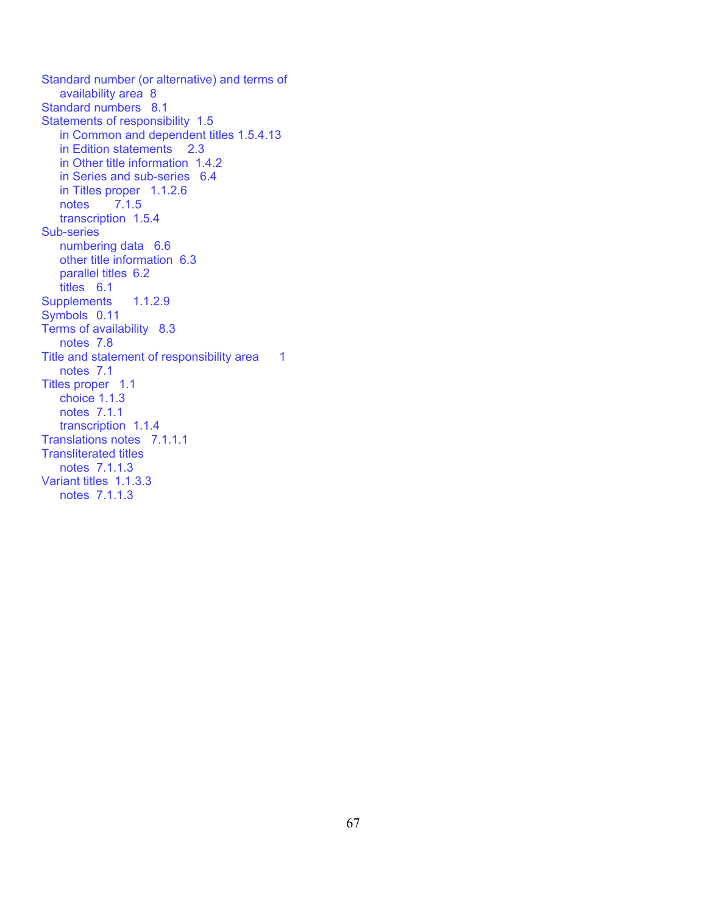Standard number (or alternative) and terms of
  availability area 8
Standard numbers 8.1
Statements of responsibility 1.5
  in Common and dependent titles 1.5.4.13
  in Edition statements 2.3
  in Other title information 1.4.2
  in Series and sub-series 6.4
  in Titles proper 1.1.2.6
  notes 7.1.5
  transcription 1.5.4
Sub-series
  numbering data 6.6
  other title information 6.3
  parallel titles 6.2
  titles 6.1
Supplements 1.1.2.9
Symbols 0.11
Terms of availability 8.3
  notes 7.8
Title and statement of responsibility area 1
  notes 7.1
Titles proper 1.1
  choice 1.1.3
  notes 7.1.1
  transcription 1.1.4
Translations notes 7.1.1.1
Transliterated titles
  notes 7.1.1.3
Variant titles 1.1.3.3
  notes 7.1.1.3